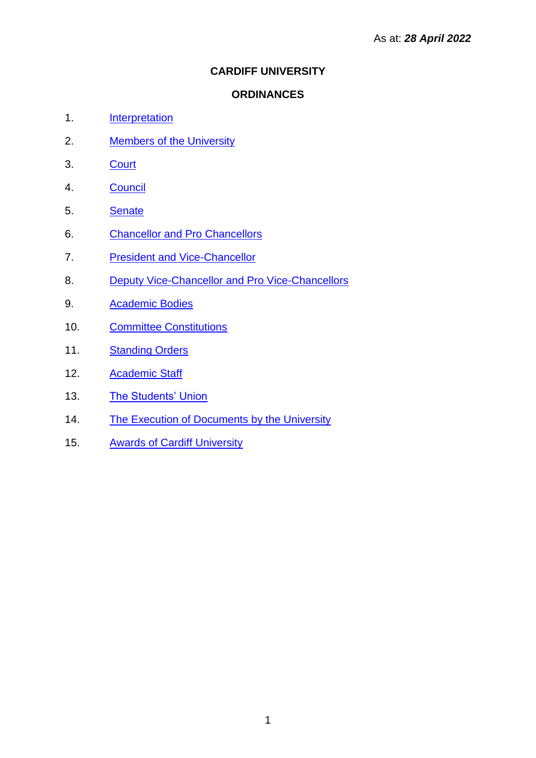As at: ***28 April 2022***

# CARDIFF UNIVERSITY

## ORDINANCES

1. Interpretation
2. Members of the University
3. Court
4. Council
5. Senate
6. Chancellor and Pro Chancellors
7. President and Vice-Chancellor
8. Deputy Vice-Chancellor and Pro Vice-Chancellors
9. Academic Bodies
10. Committee Constitutions
11. Standing Orders
12. Academic Staff
13. The Students' Union
14. The Execution of Documents by the University
15. Awards of Cardiff University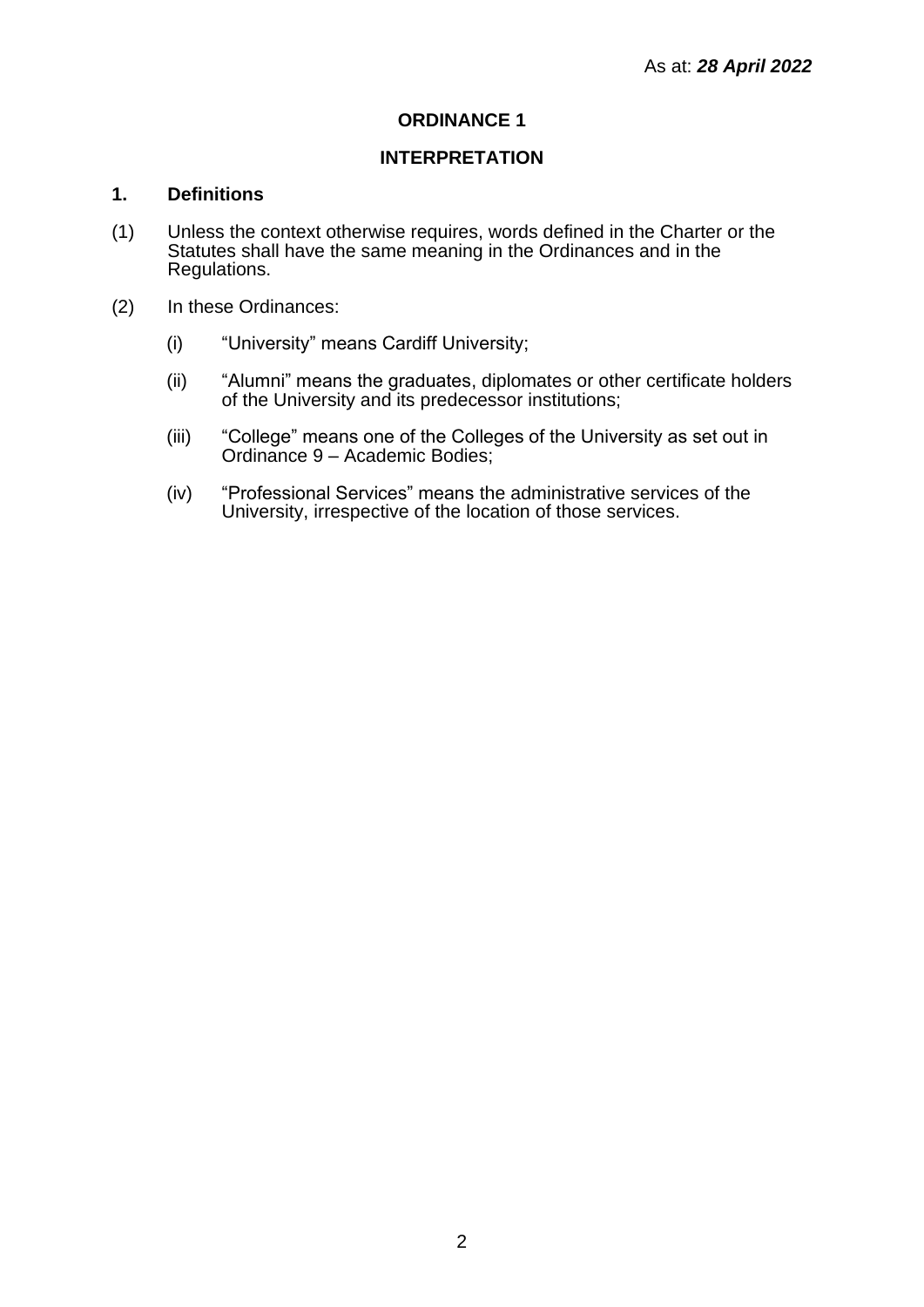As at: ***28 April 2022***

# ORDINANCE 1

## INTERPRETATION

### 1. Definitions

(1) Unless the context otherwise requires, words defined in the Charter or the Statutes shall have the same meaning in the Ordinances and in the Regulations.

(2) In these Ordinances:

(i) "University" means Cardiff University;

(ii) "Alumni" means the graduates, diplomates or other certificate holders of the University and its predecessor institutions;

(iii) "College" means one of the Colleges of the University as set out in Ordinance 9 – Academic Bodies;

(iv) "Professional Services" means the administrative services of the University, irrespective of the location of those services.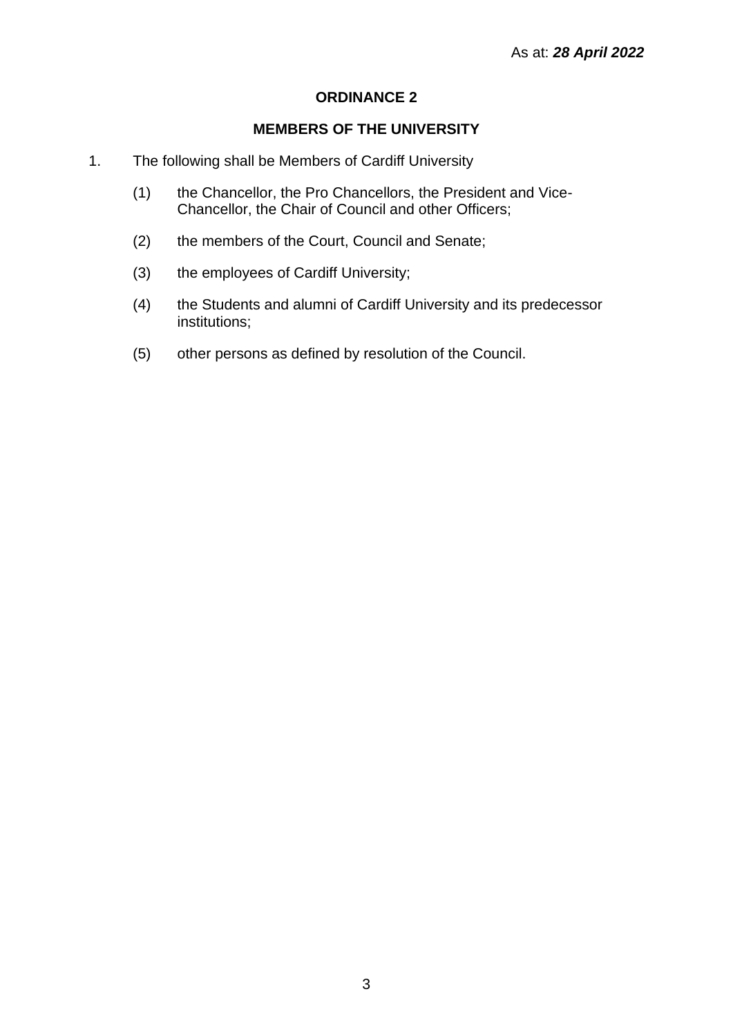As at: ***28 April 2022***

# ORDINANCE 2

## MEMBERS OF THE UNIVERSITY

1. The following shall be Members of Cardiff University

   (1) the Chancellor, the Pro Chancellors, the President and Vice-Chancellor, the Chair of Council and other Officers;

   (2) the members of the Court, Council and Senate;

   (3) the employees of Cardiff University;

   (4) the Students and alumni of Cardiff University and its predecessor institutions;

   (5) other persons as defined by resolution of the Council.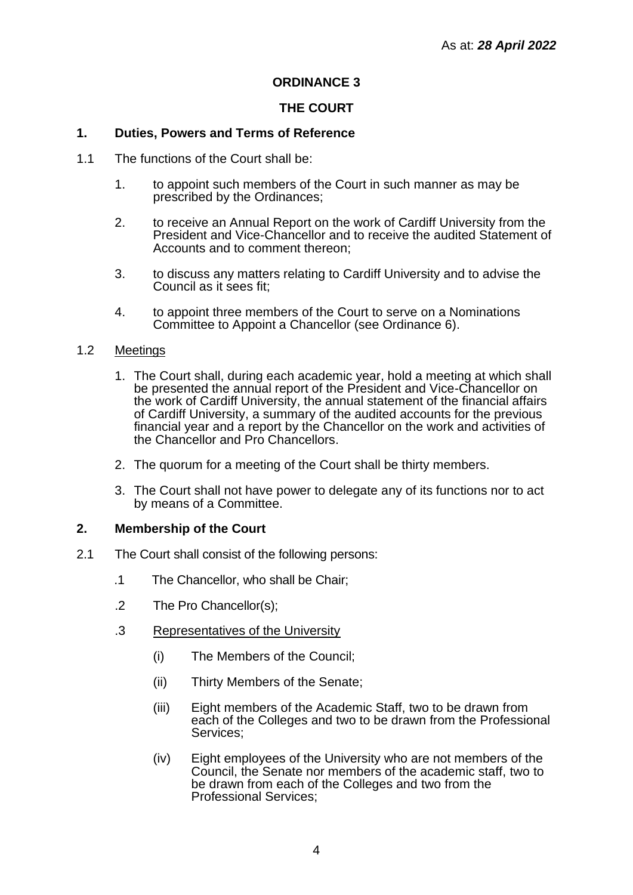As at: ***28 April 2022***

# ORDINANCE 3

## THE COURT

### 1. Duties, Powers and Terms of Reference

1.1 The functions of the Court shall be:

1. to appoint such members of the Court in such manner as may be prescribed by the Ordinances;
2. to receive an Annual Report on the work of Cardiff University from the President and Vice-Chancellor and to receive the audited Statement of Accounts and to comment thereon;
3. to discuss any matters relating to Cardiff University and to advise the Council as it sees fit;
4. to appoint three members of the Court to serve on a Nominations Committee to Appoint a Chancellor (see Ordinance 6).

1.2 Meetings

1. The Court shall, during each academic year, hold a meeting at which shall be presented the annual report of the President and Vice-Chancellor on the work of Cardiff University, the annual statement of the financial affairs of Cardiff University, a summary of the audited accounts for the previous financial year and a report by the Chancellor on the work and activities of the Chancellor and Pro Chancellors.
2. The quorum for a meeting of the Court shall be thirty members.
3. The Court shall not have power to delegate any of its functions nor to act by means of a Committee.

### 2. Membership of the Court

2.1 The Court shall consist of the following persons:

.1 The Chancellor, who shall be Chair;

.2 The Pro Chancellor(s);

.3 Representatives of the University

- (i) The Members of the Council;
- (ii) Thirty Members of the Senate;
- (iii) Eight members of the Academic Staff, two to be drawn from each of the Colleges and two to be drawn from the Professional Services;
- (iv) Eight employees of the University who are not members of the Council, the Senate nor members of the academic staff, two to be drawn from each of the Colleges and two from the Professional Services;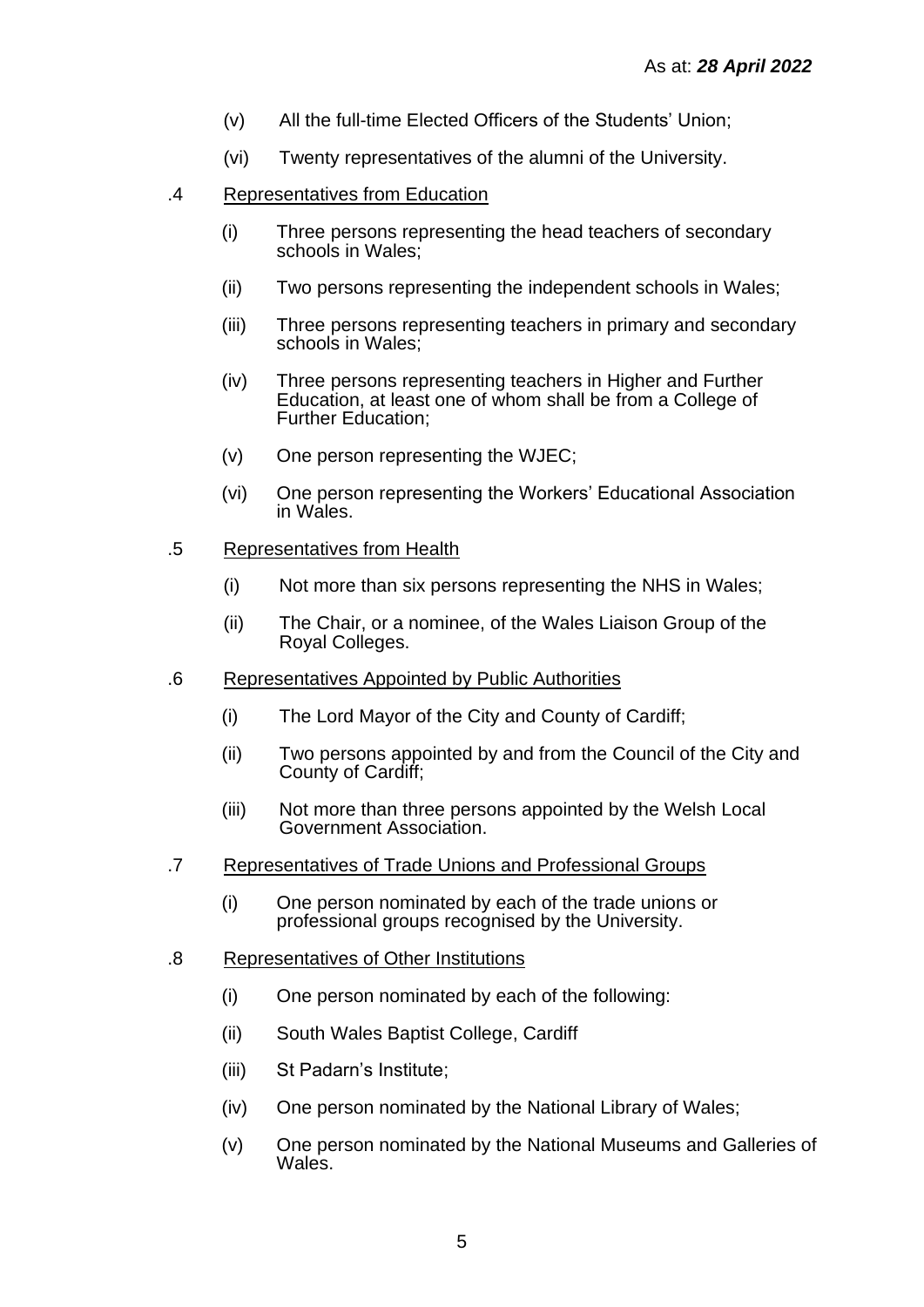As at: ***28 April 2022***

(v) All the full-time Elected Officers of the Students' Union;

(vi) Twenty representatives of the alumni of the University.

.4 Representatives from Education

(i) Three persons representing the head teachers of secondary schools in Wales;

(ii) Two persons representing the independent schools in Wales;

(iii) Three persons representing teachers in primary and secondary schools in Wales;

(iv) Three persons representing teachers in Higher and Further Education, at least one of whom shall be from a College of Further Education;

(v) One person representing the WJEC;

(vi) One person representing the Workers' Educational Association in Wales.

.5 Representatives from Health

(i) Not more than six persons representing the NHS in Wales;

(ii) The Chair, or a nominee, of the Wales Liaison Group of the Royal Colleges.

.6 Representatives Appointed by Public Authorities

(i) The Lord Mayor of the City and County of Cardiff;

(ii) Two persons appointed by and from the Council of the City and County of Cardiff;

(iii) Not more than three persons appointed by the Welsh Local Government Association.

.7 Representatives of Trade Unions and Professional Groups

(i) One person nominated by each of the trade unions or professional groups recognised by the University.

.8 Representatives of Other Institutions

(i) One person nominated by each of the following:

(ii) South Wales Baptist College, Cardiff

(iii) St Padarn's Institute;

(iv) One person nominated by the National Library of Wales;

(v) One person nominated by the National Museums and Galleries of Wales.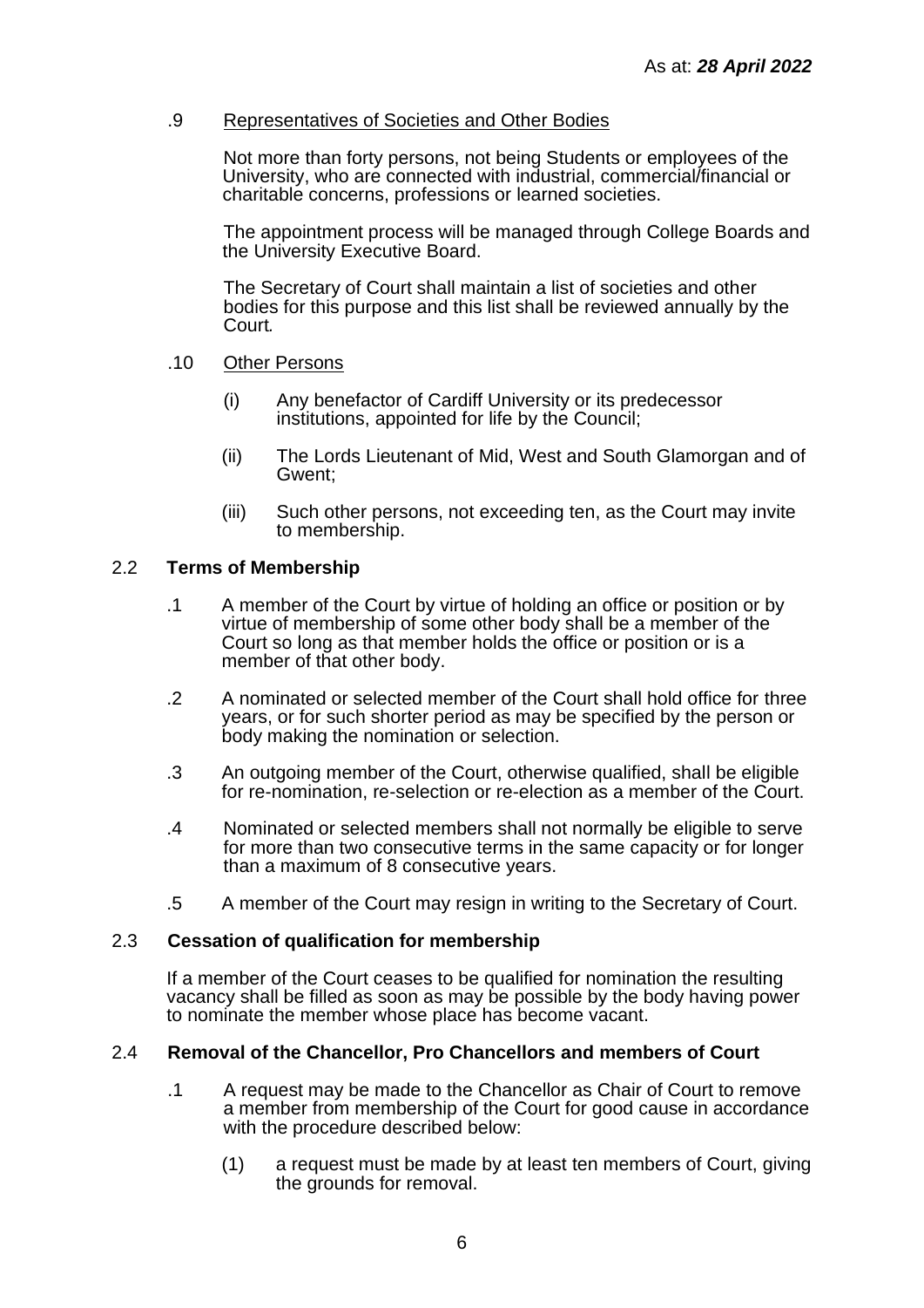As at: ***28 April 2022***

.9 Representatives of Societies and Other Bodies

Not more than forty persons, not being Students or employees of the University, who are connected with industrial, commercial/financial or charitable concerns, professions or learned societies.

The appointment process will be managed through College Boards and the University Executive Board.

The Secretary of Court shall maintain a list of societies and other bodies for this purpose and this list shall be reviewed annually by the Court.

.10 Other Persons

(i) Any benefactor of Cardiff University or its predecessor institutions, appointed for life by the Council;

(ii) The Lords Lieutenant of Mid, West and South Glamorgan and of Gwent;

(iii) Such other persons, not exceeding ten, as the Court may invite to membership.

## 2.2 Terms of Membership

.1 A member of the Court by virtue of holding an office or position or by virtue of membership of some other body shall be a member of the Court so long as that member holds the office or position or is a member of that other body.

.2 A nominated or selected member of the Court shall hold office for three years, or for such shorter period as may be specified by the person or body making the nomination or selection.

.3 An outgoing member of the Court, otherwise qualified, shall be eligible for re-nomination, re-selection or re-election as a member of the Court.

.4 Nominated or selected members shall not normally be eligible to serve for more than two consecutive terms in the same capacity or for longer than a maximum of 8 consecutive years.

.5 A member of the Court may resign in writing to the Secretary of Court.

## 2.3 Cessation of qualification for membership

If a member of the Court ceases to be qualified for nomination the resulting vacancy shall be filled as soon as may be possible by the body having power to nominate the member whose place has become vacant.

## 2.4 Removal of the Chancellor, Pro Chancellors and members of Court

.1 A request may be made to the Chancellor as Chair of Court to remove a member from membership of the Court for good cause in accordance with the procedure described below:

(1) a request must be made by at least ten members of Court, giving the grounds for removal.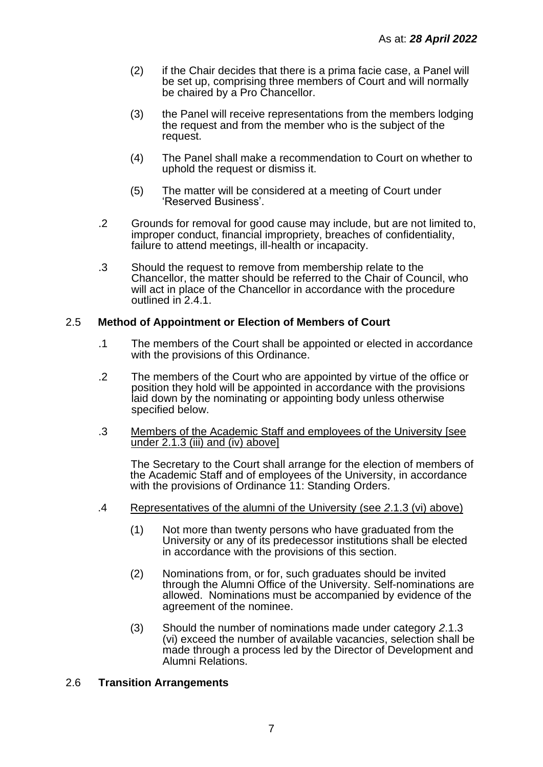(2) if the Chair decides that there is a prima facie case, a Panel will be set up, comprising three members of Court and will normally be chaired by a Pro Chancellor.

(3) the Panel will receive representations from the members lodging the request and from the member who is the subject of the request.

(4) The Panel shall make a recommendation to Court on whether to uphold the request or dismiss it.

(5) The matter will be considered at a meeting of Court under 'Reserved Business'.

.2 Grounds for removal for good cause may include, but are not limited to, improper conduct, financial impropriety, breaches of confidentiality, failure to attend meetings, ill-health or incapacity.

.3 Should the request to remove from membership relate to the Chancellor, the matter should be referred to the Chair of Council, who will act in place of the Chancellor in accordance with the procedure outlined in 2.4.1.

## 2.5 Method of Appointment or Election of Members of Court

.1 The members of the Court shall be appointed or elected in accordance with the provisions of this Ordinance.

.2 The members of the Court who are appointed by virtue of the office or position they hold will be appointed in accordance with the provisions laid down by the nominating or appointing body unless otherwise specified below.

.3 <u>Members of the Academic Staff and employees of the University [see under 2.1.3 (iii) and (iv) above]</u>

The Secretary to the Court shall arrange for the election of members of the Academic Staff and of employees of the University, in accordance with the provisions of Ordinance 11: Standing Orders.

.4 <u>Representatives of the alumni of the University (see *2*.1.3 (vi) above)</u>

(1) Not more than twenty persons who have graduated from the University or any of its predecessor institutions shall be elected in accordance with the provisions of this section.

(2) Nominations from, or for, such graduates should be invited through the Alumni Office of the University. Self-nominations are allowed. Nominations must be accompanied by evidence of the agreement of the nominee.

(3) Should the number of nominations made under category *2*.1.3 (vi) exceed the number of available vacancies, selection shall be made through a process led by the Director of Development and Alumni Relations.

## 2.6 Transition Arrangements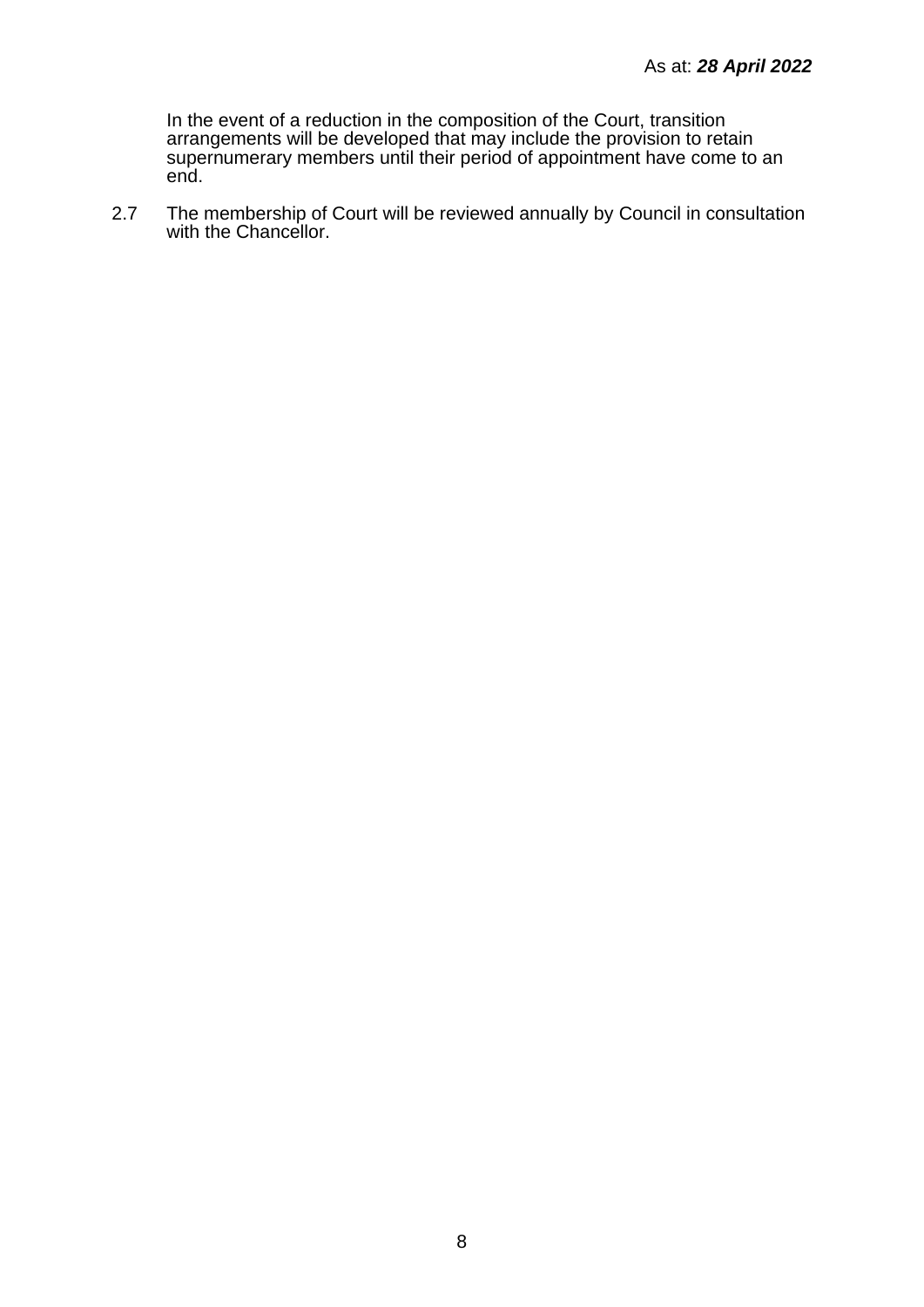In the event of a reduction in the composition of the Court, transition arrangements will be developed that may include the provision to retain supernumerary members until their period of appointment have come to an end.

2.7 The membership of Court will be reviewed annually by Council in consultation with the Chancellor.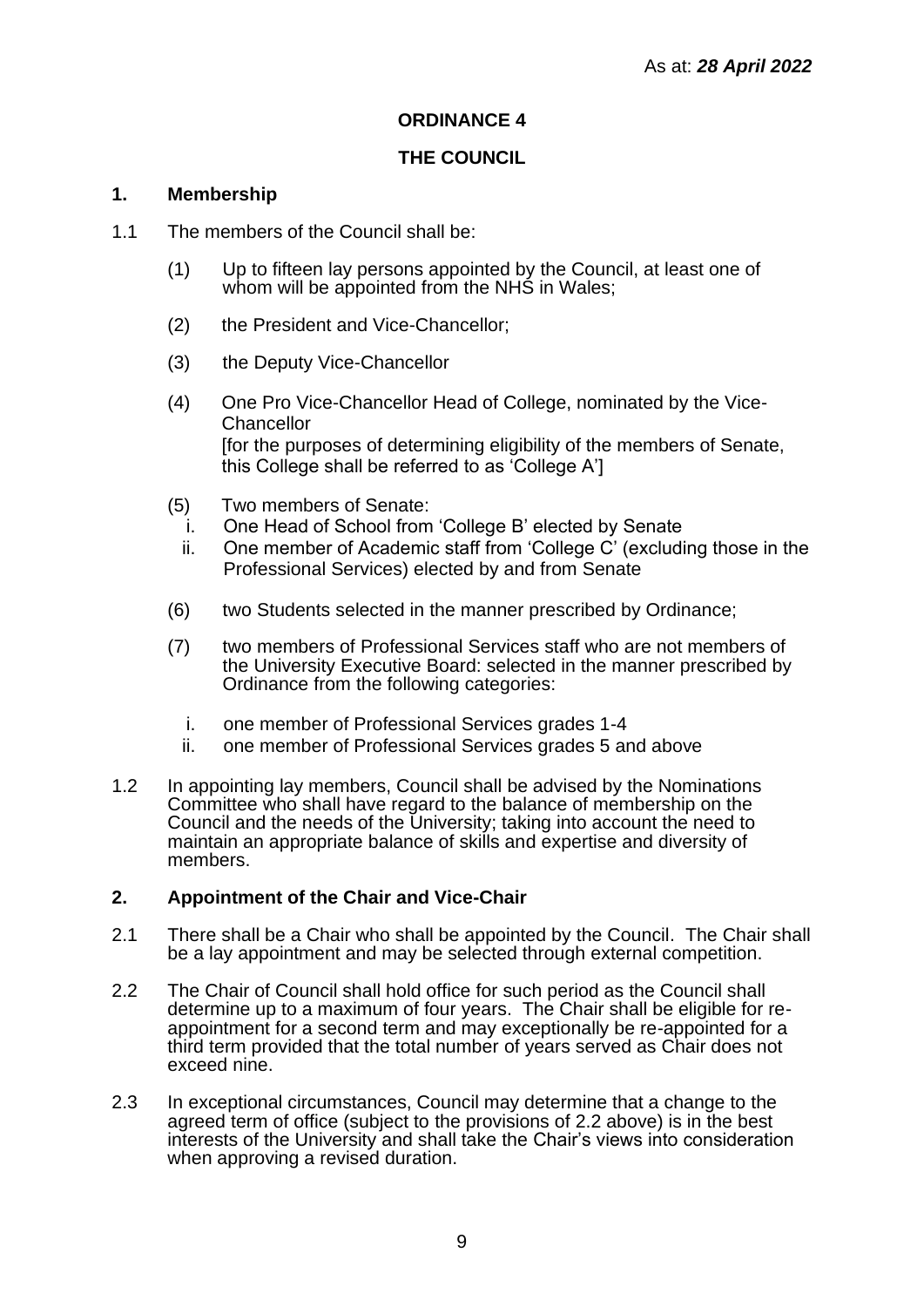As at: ***28 April 2022***

# ORDINANCE 4

## THE COUNCIL

### 1. Membership

1.1 The members of the Council shall be:

(1) Up to fifteen lay persons appointed by the Council, at least one of whom will be appointed from the NHS in Wales;

(2) the President and Vice-Chancellor;

(3) the Deputy Vice-Chancellor

(4) One Pro Vice-Chancellor Head of College, nominated by the Vice-Chancellor
[for the purposes of determining eligibility of the members of Senate, this College shall be referred to as 'College A']

(5) Two members of Senate:
  i. One Head of School from 'College B' elected by Senate
  ii. One member of Academic staff from 'College C' (excluding those in the Professional Services) elected by and from Senate

(6) two Students selected in the manner prescribed by Ordinance;

(7) two members of Professional Services staff who are not members of the University Executive Board: selected in the manner prescribed by Ordinance from the following categories:

  i. one member of Professional Services grades 1-4
  ii. one member of Professional Services grades 5 and above

1.2 In appointing lay members, Council shall be advised by the Nominations Committee who shall have regard to the balance of membership on the Council and the needs of the University; taking into account the need to maintain an appropriate balance of skills and expertise and diversity of members.

### 2. Appointment of the Chair and Vice-Chair

2.1 There shall be a Chair who shall be appointed by the Council. The Chair shall be a lay appointment and may be selected through external competition.

2.2 The Chair of Council shall hold office for such period as the Council shall determine up to a maximum of four years. The Chair shall be eligible for re-appointment for a second term and may exceptionally be re-appointed for a third term provided that the total number of years served as Chair does not exceed nine.

2.3 In exceptional circumstances, Council may determine that a change to the agreed term of office (subject to the provisions of 2.2 above) is in the best interests of the University and shall take the Chair's views into consideration when approving a revised duration.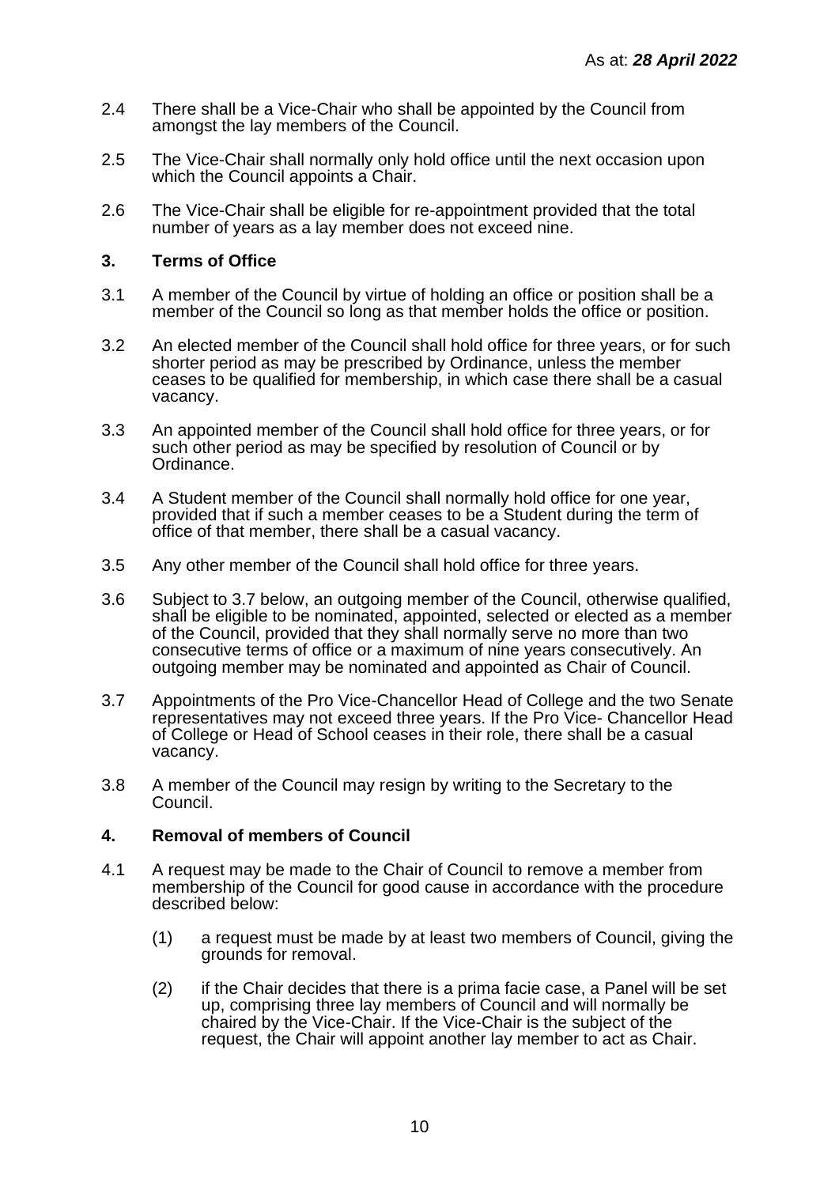As at: ***28 April 2022***

2.4 There shall be a Vice-Chair who shall be appointed by the Council from amongst the lay members of the Council.

2.5 The Vice-Chair shall normally only hold office until the next occasion upon which the Council appoints a Chair.

2.6 The Vice-Chair shall be eligible for re-appointment provided that the total number of years as a lay member does not exceed nine.

## 3. Terms of Office

3.1 A member of the Council by virtue of holding an office or position shall be a member of the Council so long as that member holds the office or position.

3.2 An elected member of the Council shall hold office for three years, or for such shorter period as may be prescribed by Ordinance, unless the member ceases to be qualified for membership, in which case there shall be a casual vacancy.

3.3 An appointed member of the Council shall hold office for three years, or for such other period as may be specified by resolution of Council or by Ordinance.

3.4 A Student member of the Council shall normally hold office for one year, provided that if such a member ceases to be a Student during the term of office of that member, there shall be a casual vacancy.

3.5 Any other member of the Council shall hold office for three years.

3.6 Subject to 3.7 below, an outgoing member of the Council, otherwise qualified, shall be eligible to be nominated, appointed, selected or elected as a member of the Council, provided that they shall normally serve no more than two consecutive terms of office or a maximum of nine years consecutively. An outgoing member may be nominated and appointed as Chair of Council.

3.7 Appointments of the Pro Vice-Chancellor Head of College and the two Senate representatives may not exceed three years. If the Pro Vice- Chancellor Head of College or Head of School ceases in their role, there shall be a casual vacancy.

3.8 A member of the Council may resign by writing to the Secretary to the Council.

## 4. Removal of members of Council

4.1 A request may be made to the Chair of Council to remove a member from membership of the Council for good cause in accordance with the procedure described below:

(1) a request must be made by at least two members of Council, giving the grounds for removal.

(2) if the Chair decides that there is a prima facie case, a Panel will be set up, comprising three lay members of Council and will normally be chaired by the Vice-Chair. If the Vice-Chair is the subject of the request, the Chair will appoint another lay member to act as Chair.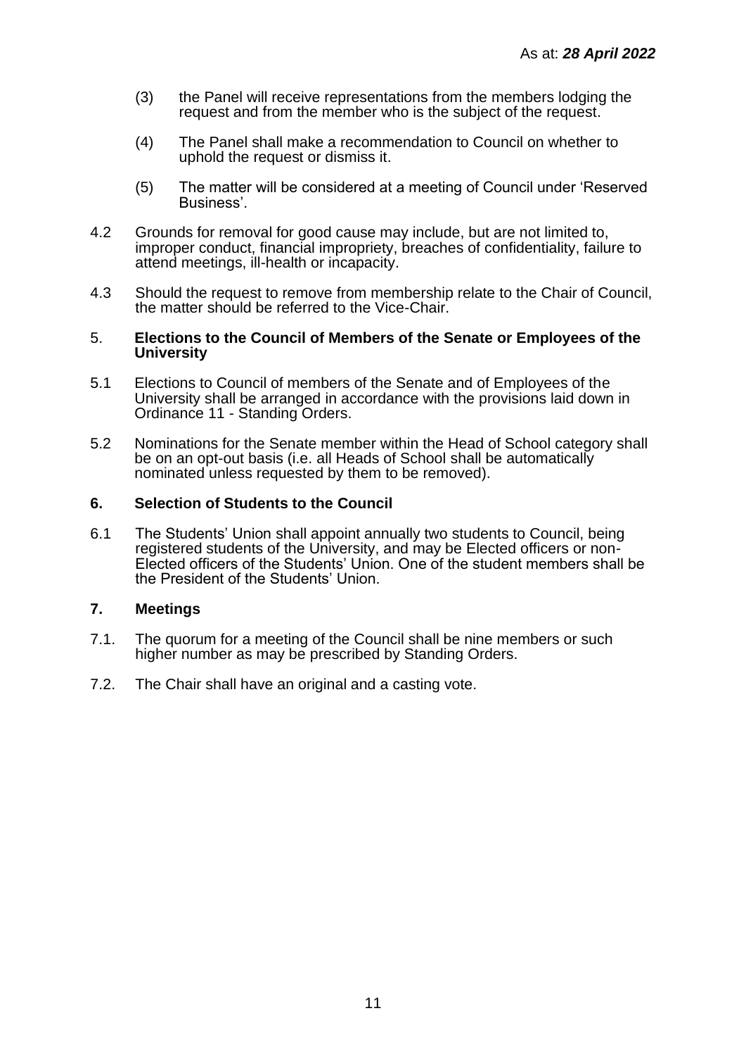(3) the Panel will receive representations from the members lodging the request and from the member who is the subject of the request.

(4) The Panel shall make a recommendation to Council on whether to uphold the request or dismiss it.

(5) The matter will be considered at a meeting of Council under 'Reserved Business'.

4.2 Grounds for removal for good cause may include, but are not limited to, improper conduct, financial impropriety, breaches of confidentiality, failure to attend meetings, ill-health or incapacity.

4.3 Should the request to remove from membership relate to the Chair of Council, the matter should be referred to the Vice-Chair.

## 5. Elections to the Council of Members of the Senate or Employees of the University

5.1 Elections to Council of members of the Senate and of Employees of the University shall be arranged in accordance with the provisions laid down in Ordinance 11 - Standing Orders.

5.2 Nominations for the Senate member within the Head of School category shall be on an opt-out basis (i.e. all Heads of School shall be automatically nominated unless requested by them to be removed).

## 6. Selection of Students to the Council

6.1 The Students' Union shall appoint annually two students to Council, being registered students of the University, and may be Elected officers or non-Elected officers of the Students' Union. One of the student members shall be the President of the Students' Union.

## 7. Meetings

7.1. The quorum for a meeting of the Council shall be nine members or such higher number as may be prescribed by Standing Orders.

7.2. The Chair shall have an original and a casting vote.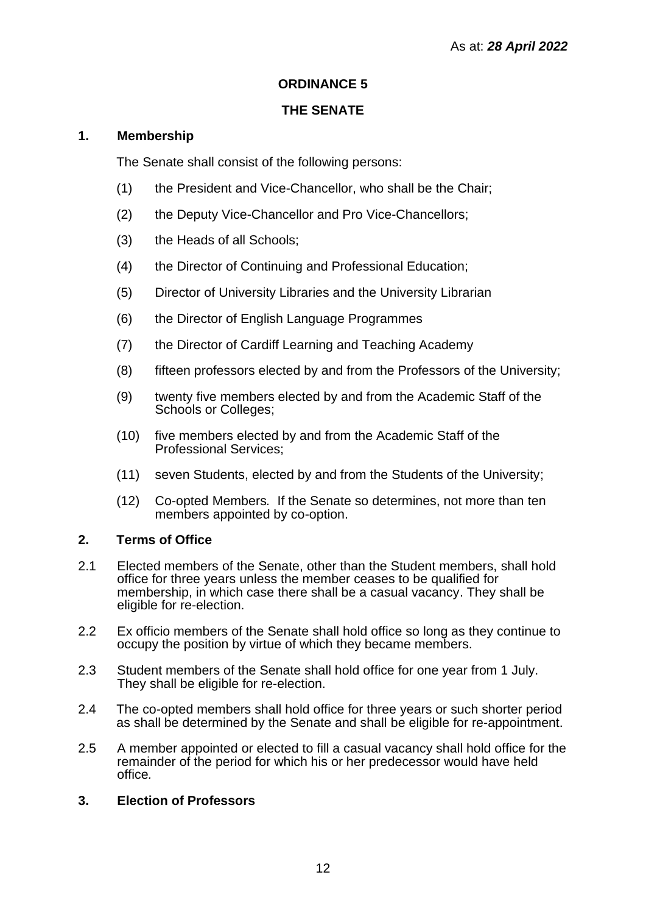As at: ***28 April 2022***

# ORDINANCE 5

## THE SENATE

### 1. Membership

The Senate shall consist of the following persons:

(1) the President and Vice-Chancellor, who shall be the Chair;

(2) the Deputy Vice-Chancellor and Pro Vice-Chancellors;

(3) the Heads of all Schools;

(4) the Director of Continuing and Professional Education;

(5) Director of University Libraries and the University Librarian

(6) the Director of English Language Programmes

(7) the Director of Cardiff Learning and Teaching Academy

(8) fifteen professors elected by and from the Professors of the University;

(9) twenty five members elected by and from the Academic Staff of the Schools or Colleges;

(10) five members elected by and from the Academic Staff of the Professional Services;

(11) seven Students, elected by and from the Students of the University;

(12) Co-opted Members*.* If the Senate so determines, not more than ten members appointed by co-option.

### 2. Terms of Office

2.1 Elected members of the Senate, other than the Student members, shall hold office for three years unless the member ceases to be qualified for membership, in which case there shall be a casual vacancy. They shall be eligible for re-election.

2.2 Ex officio members of the Senate shall hold office so long as they continue to occupy the position by virtue of which they became members.

2.3 Student members of the Senate shall hold office for one year from 1 July. They shall be eligible for re-election.

2.4 The co-opted members shall hold office for three years or such shorter period as shall be determined by the Senate and shall be eligible for re-appointment.

2.5 A member appointed or elected to fill a casual vacancy shall hold office for the remainder of the period for which his or her predecessor would have held office*.*

### 3. Election of Professors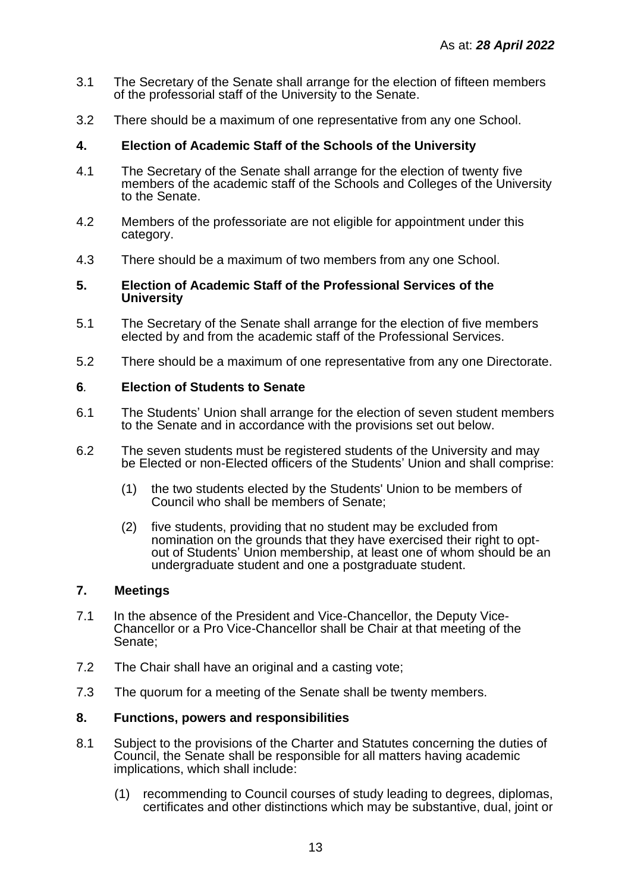3.1 The Secretary of the Senate shall arrange for the election of fifteen members of the professorial staff of the University to the Senate.

3.2 There should be a maximum of one representative from any one School.

## 4. Election of Academic Staff of the Schools of the University

4.1 The Secretary of the Senate shall arrange for the election of twenty five members of the academic staff of the Schools and Colleges of the University to the Senate.

4.2 Members of the professoriate are not eligible for appointment under this category.

4.3 There should be a maximum of two members from any one School.

## 5. Election of Academic Staff of the Professional Services of the University

5.1 The Secretary of the Senate shall arrange for the election of five members elected by and from the academic staff of the Professional Services.

5.2 There should be a maximum of one representative from any one Directorate.

## 6. Election of Students to Senate

6.1 The Students' Union shall arrange for the election of seven student members to the Senate and in accordance with the provisions set out below.

6.2 The seven students must be registered students of the University and may be Elected or non-Elected officers of the Students' Union and shall comprise:

(1) the two students elected by the Students' Union to be members of Council who shall be members of Senate;

(2) five students, providing that no student may be excluded from nomination on the grounds that they have exercised their right to opt-out of Students' Union membership, at least one of whom should be an undergraduate student and one a postgraduate student.

## 7. Meetings

7.1 In the absence of the President and Vice-Chancellor, the Deputy Vice-Chancellor or a Pro Vice-Chancellor shall be Chair at that meeting of the Senate;

7.2 The Chair shall have an original and a casting vote;

7.3 The quorum for a meeting of the Senate shall be twenty members.

## 8. Functions, powers and responsibilities

8.1 Subject to the provisions of the Charter and Statutes concerning the duties of Council, the Senate shall be responsible for all matters having academic implications, which shall include:

(1) recommending to Council courses of study leading to degrees, diplomas, certificates and other distinctions which may be substantive, dual, joint or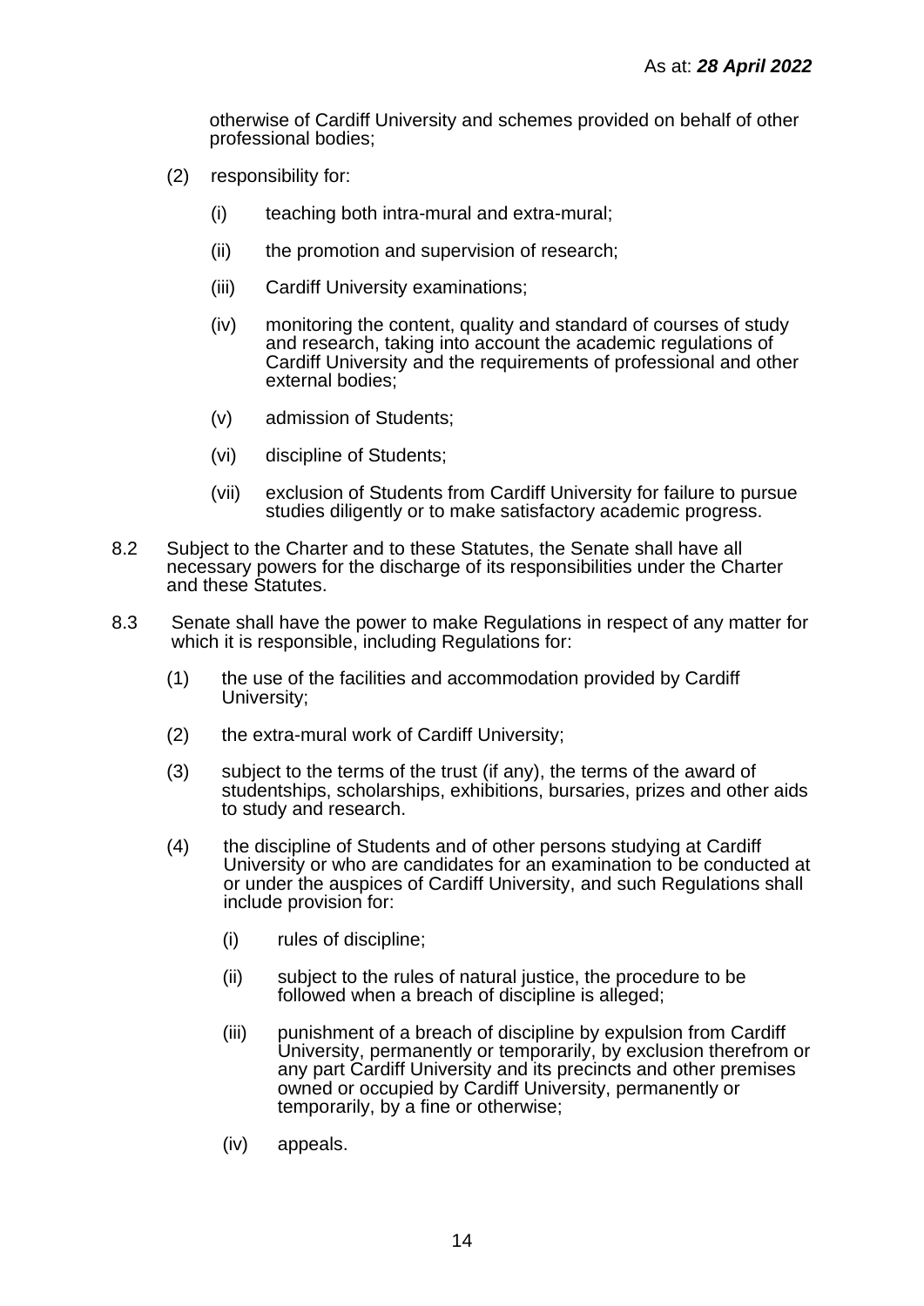otherwise of Cardiff University and schemes provided on behalf of other professional bodies;

(2) responsibility for:

  (i) teaching both intra-mural and extra-mural;

  (ii) the promotion and supervision of research;

  (iii) Cardiff University examinations;

  (iv) monitoring the content, quality and standard of courses of study and research, taking into account the academic regulations of Cardiff University and the requirements of professional and other external bodies;

  (v) admission of Students;

  (vi) discipline of Students;

  (vii) exclusion of Students from Cardiff University for failure to pursue studies diligently or to make satisfactory academic progress.

8.2 Subject to the Charter and to these Statutes, the Senate shall have all necessary powers for the discharge of its responsibilities under the Charter and these Statutes.

8.3 Senate shall have the power to make Regulations in respect of any matter for which it is responsible, including Regulations for:

(1) the use of the facilities and accommodation provided by Cardiff University;

(2) the extra-mural work of Cardiff University;

(3) subject to the terms of the trust (if any), the terms of the award of studentships, scholarships, exhibitions, bursaries, prizes and other aids to study and research.

(4) the discipline of Students and of other persons studying at Cardiff University or who are candidates for an examination to be conducted at or under the auspices of Cardiff University, and such Regulations shall include provision for:

  (i) rules of discipline;

  (ii) subject to the rules of natural justice, the procedure to be followed when a breach of discipline is alleged;

  (iii) punishment of a breach of discipline by expulsion from Cardiff University, permanently or temporarily, by exclusion therefrom or any part Cardiff University and its precincts and other premises owned or occupied by Cardiff University, permanently or temporarily, by a fine or otherwise;

  (iv) appeals.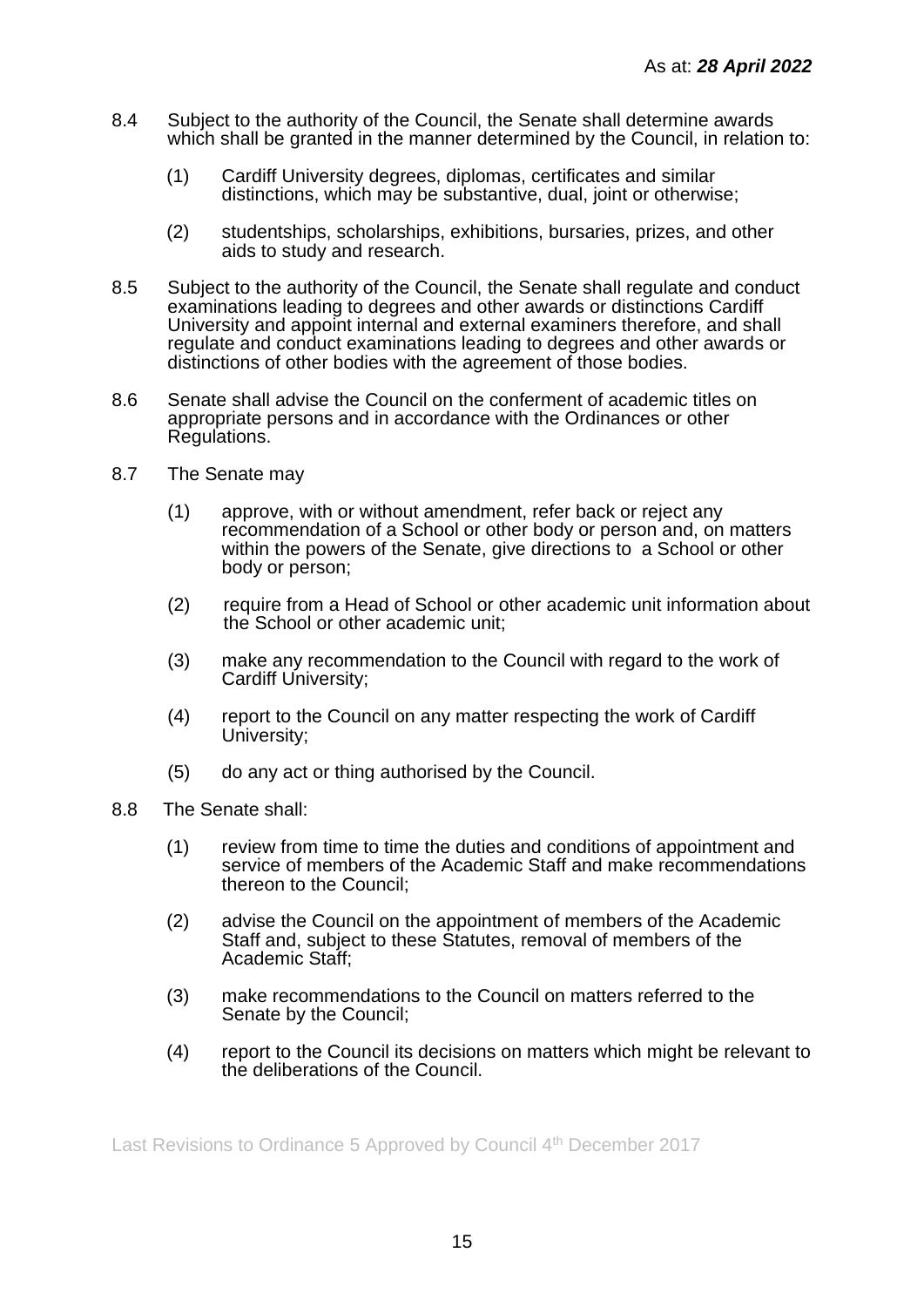8.4 Subject to the authority of the Council, the Senate shall determine awards which shall be granted in the manner determined by the Council, in relation to:

(1) Cardiff University degrees, diplomas, certificates and similar distinctions, which may be substantive, dual, joint or otherwise;

(2) studentships, scholarships, exhibitions, bursaries, prizes, and other aids to study and research.

8.5 Subject to the authority of the Council, the Senate shall regulate and conduct examinations leading to degrees and other awards or distinctions Cardiff University and appoint internal and external examiners therefore, and shall regulate and conduct examinations leading to degrees and other awards or distinctions of other bodies with the agreement of those bodies.

8.6 Senate shall advise the Council on the conferment of academic titles on appropriate persons and in accordance with the Ordinances or other Regulations.

8.7 The Senate may

(1) approve, with or without amendment, refer back or reject any recommendation of a School or other body or person and, on matters within the powers of the Senate, give directions to a School or other body or person;

(2) require from a Head of School or other academic unit information about the School or other academic unit;

(3) make any recommendation to the Council with regard to the work of Cardiff University;

(4) report to the Council on any matter respecting the work of Cardiff University;

(5) do any act or thing authorised by the Council.

8.8 The Senate shall:

(1) review from time to time the duties and conditions of appointment and service of members of the Academic Staff and make recommendations thereon to the Council;

(2) advise the Council on the appointment of members of the Academic Staff and, subject to these Statutes, removal of members of the Academic Staff;

(3) make recommendations to the Council on matters referred to the Senate by the Council;

(4) report to the Council its decisions on matters which might be relevant to the deliberations of the Council.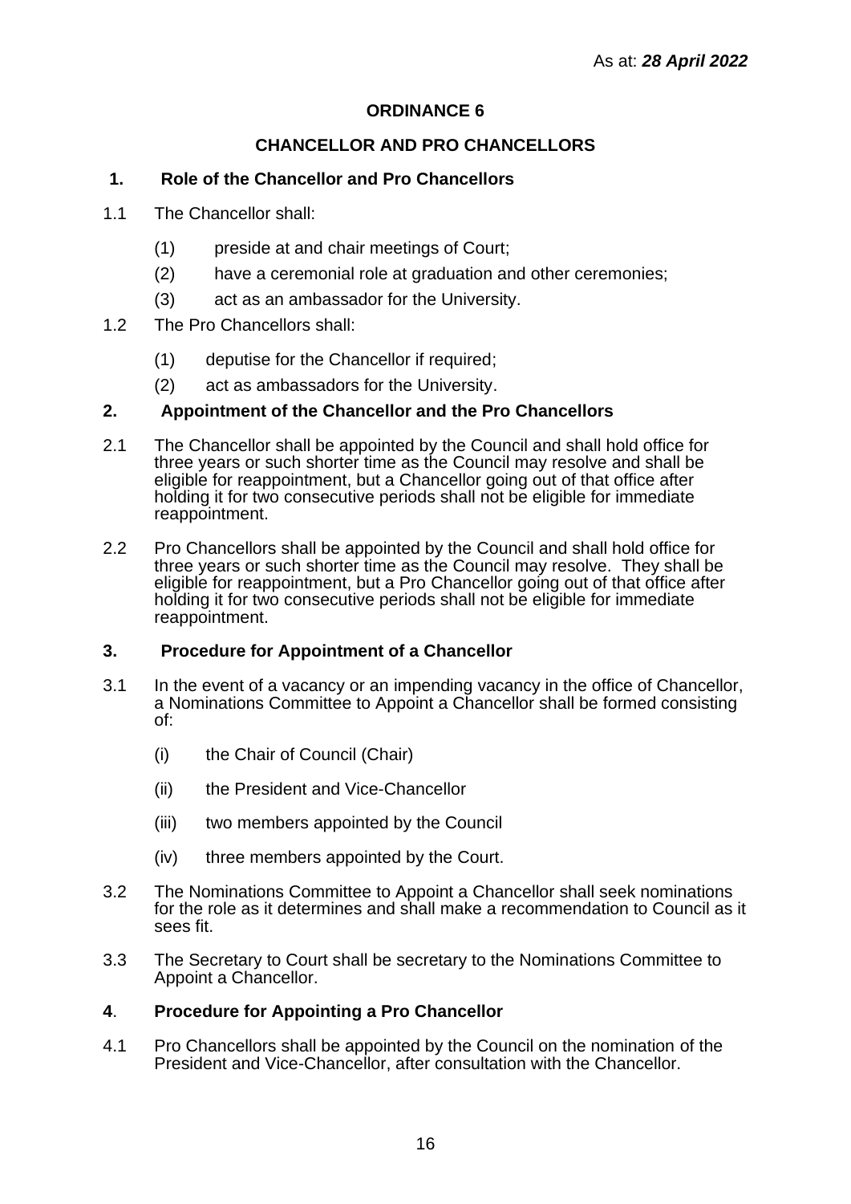As at: ***28 April 2022***

# ORDINANCE 6

## CHANCELLOR AND PRO CHANCELLORS

### 1. Role of the Chancellor and Pro Chancellors

1.1 The Chancellor shall:

(1) preside at and chair meetings of Court;

(2) have a ceremonial role at graduation and other ceremonies;

(3) act as an ambassador for the University.

1.2 The Pro Chancellors shall:

(1) deputise for the Chancellor if required;

(2) act as ambassadors for the University.

### 2. Appointment of the Chancellor and the Pro Chancellors

2.1 The Chancellor shall be appointed by the Council and shall hold office for three years or such shorter time as the Council may resolve and shall be eligible for reappointment, but a Chancellor going out of that office after holding it for two consecutive periods shall not be eligible for immediate reappointment.

2.2 Pro Chancellors shall be appointed by the Council and shall hold office for three years or such shorter time as the Council may resolve. They shall be eligible for reappointment, but a Pro Chancellor going out of that office after holding it for two consecutive periods shall not be eligible for immediate reappointment.

### 3. Procedure for Appointment of a Chancellor

3.1 In the event of a vacancy or an impending vacancy in the office of Chancellor, a Nominations Committee to Appoint a Chancellor shall be formed consisting of:

(i) the Chair of Council (Chair)

(ii) the President and Vice-Chancellor

(iii) two members appointed by the Council

(iv) three members appointed by the Court.

3.2 The Nominations Committee to Appoint a Chancellor shall seek nominations for the role as it determines and shall make a recommendation to Council as it sees fit.

3.3 The Secretary to Court shall be secretary to the Nominations Committee to Appoint a Chancellor.

### 4. Procedure for Appointing a Pro Chancellor

4.1 Pro Chancellors shall be appointed by the Council on the nomination of the President and Vice-Chancellor, after consultation with the Chancellor.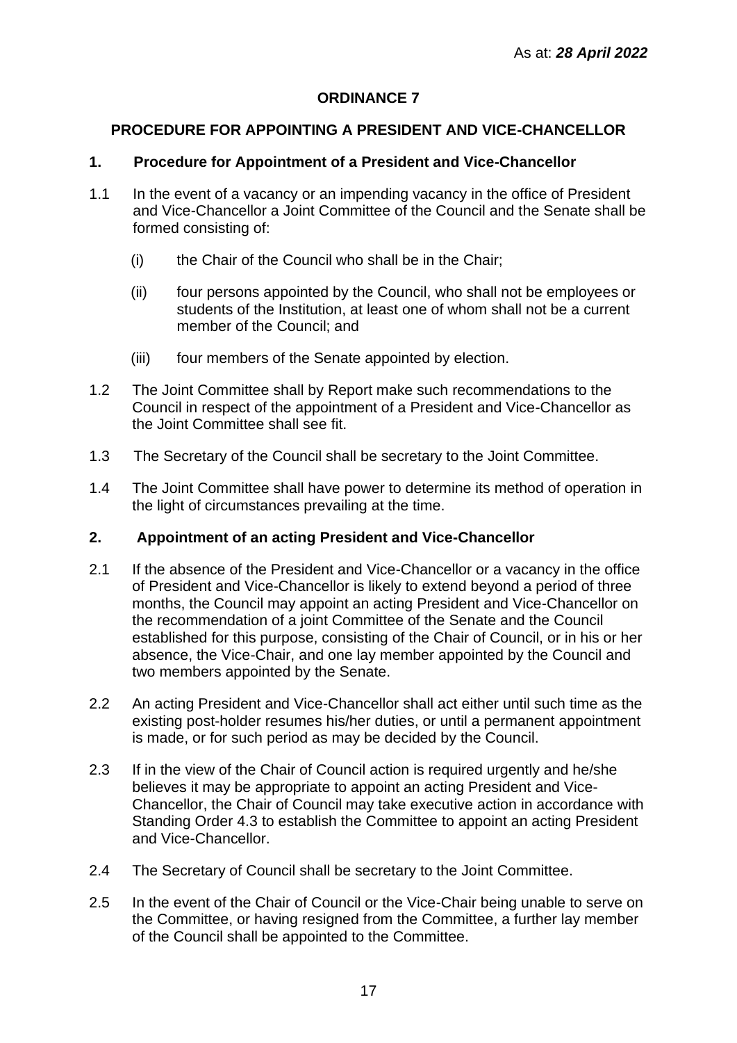As at: ***28 April 2022***

# ORDINANCE 7

## PROCEDURE FOR APPOINTING A PRESIDENT AND VICE-CHANCELLOR

### 1. Procedure for Appointment of a President and Vice-Chancellor

1.1 In the event of a vacancy or an impending vacancy in the office of President and Vice-Chancellor a Joint Committee of the Council and the Senate shall be formed consisting of:

(i) the Chair of the Council who shall be in the Chair;

(ii) four persons appointed by the Council, who shall not be employees or students of the Institution, at least one of whom shall not be a current member of the Council; and

(iii) four members of the Senate appointed by election.

1.2 The Joint Committee shall by Report make such recommendations to the Council in respect of the appointment of a President and Vice-Chancellor as the Joint Committee shall see fit.

1.3 The Secretary of the Council shall be secretary to the Joint Committee.

1.4 The Joint Committee shall have power to determine its method of operation in the light of circumstances prevailing at the time.

### 2. Appointment of an acting President and Vice-Chancellor

2.1 If the absence of the President and Vice-Chancellor or a vacancy in the office of President and Vice-Chancellor is likely to extend beyond a period of three months, the Council may appoint an acting President and Vice-Chancellor on the recommendation of a joint Committee of the Senate and the Council established for this purpose, consisting of the Chair of Council, or in his or her absence, the Vice-Chair, and one lay member appointed by the Council and two members appointed by the Senate.

2.2 An acting President and Vice-Chancellor shall act either until such time as the existing post-holder resumes his/her duties, or until a permanent appointment is made, or for such period as may be decided by the Council.

2.3 If in the view of the Chair of Council action is required urgently and he/she believes it may be appropriate to appoint an acting President and Vice-Chancellor, the Chair of Council may take executive action in accordance with Standing Order 4.3 to establish the Committee to appoint an acting President and Vice-Chancellor.

2.4 The Secretary of Council shall be secretary to the Joint Committee.

2.5 In the event of the Chair of Council or the Vice-Chair being unable to serve on the Committee, or having resigned from the Committee, a further lay member of the Council shall be appointed to the Committee.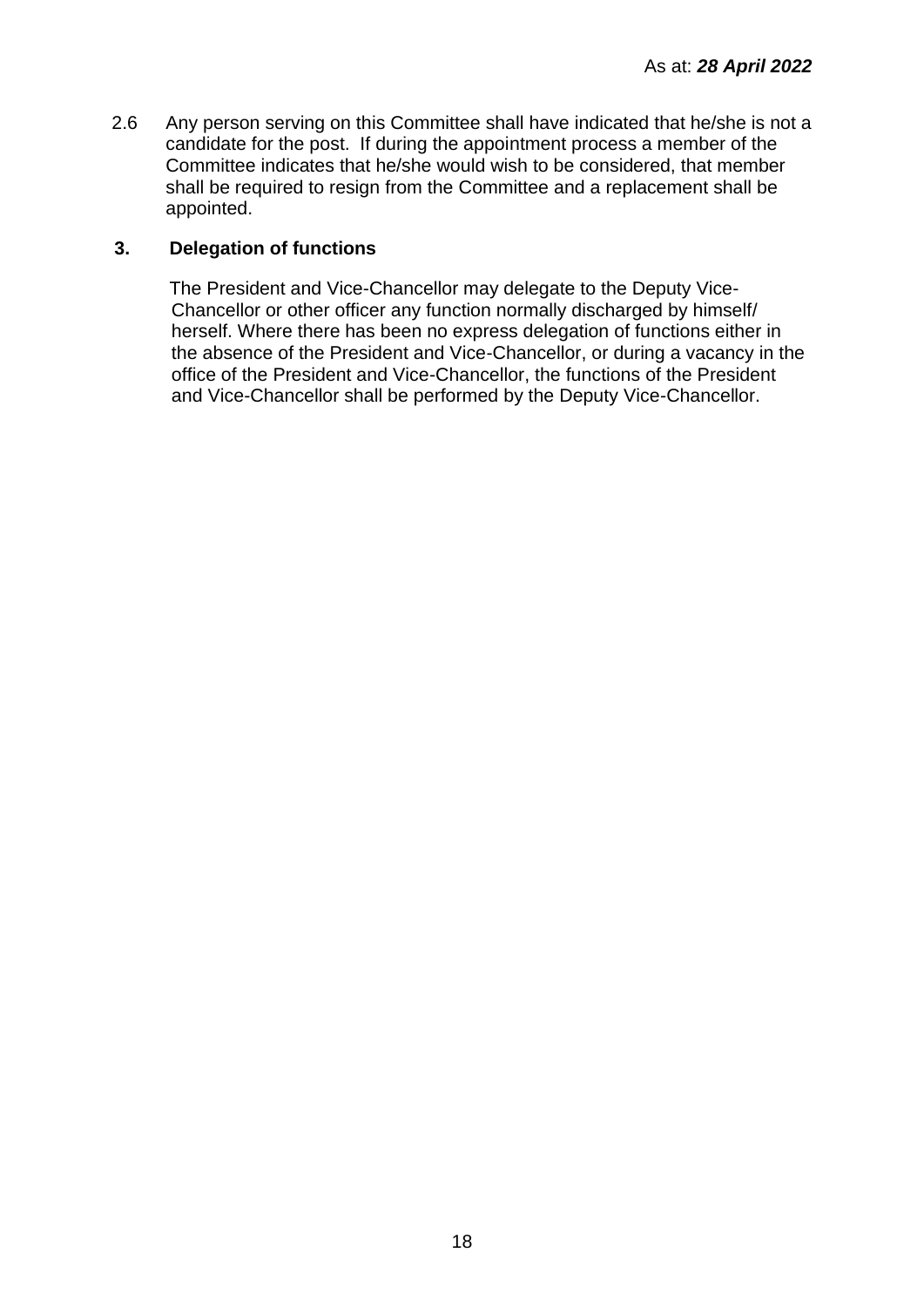2.6 Any person serving on this Committee shall have indicated that he/she is not a candidate for the post. If during the appointment process a member of the Committee indicates that he/she would wish to be considered, that member shall be required to resign from the Committee and a replacement shall be appointed.

## 3. Delegation of functions

The President and Vice-Chancellor may delegate to the Deputy Vice-Chancellor or other officer any function normally discharged by himself/ herself. Where there has been no express delegation of functions either in the absence of the President and Vice-Chancellor, or during a vacancy in the office of the President and Vice-Chancellor, the functions of the President and Vice-Chancellor shall be performed by the Deputy Vice-Chancellor.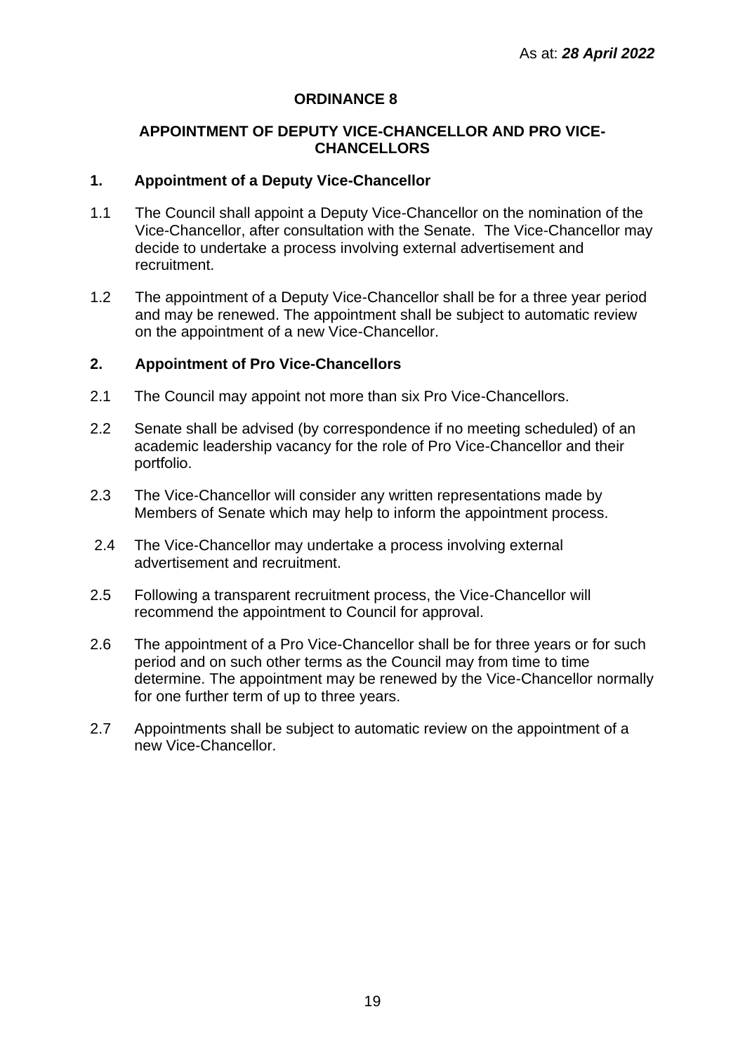As at: ***28 April 2022***

# ORDINANCE 8

## APPOINTMENT OF DEPUTY VICE-CHANCELLOR AND PRO VICE-CHANCELLORS

### 1. Appointment of a Deputy Vice-Chancellor

1.1 The Council shall appoint a Deputy Vice-Chancellor on the nomination of the Vice-Chancellor, after consultation with the Senate. The Vice-Chancellor may decide to undertake a process involving external advertisement and recruitment.

1.2 The appointment of a Deputy Vice-Chancellor shall be for a three year period and may be renewed. The appointment shall be subject to automatic review on the appointment of a new Vice-Chancellor.

### 2. Appointment of Pro Vice-Chancellors

2.1 The Council may appoint not more than six Pro Vice-Chancellors.

2.2 Senate shall be advised (by correspondence if no meeting scheduled) of an academic leadership vacancy for the role of Pro Vice-Chancellor and their portfolio.

2.3 The Vice-Chancellor will consider any written representations made by Members of Senate which may help to inform the appointment process.

2.4 The Vice-Chancellor may undertake a process involving external advertisement and recruitment.

2.5 Following a transparent recruitment process, the Vice-Chancellor will recommend the appointment to Council for approval.

2.6 The appointment of a Pro Vice-Chancellor shall be for three years or for such period and on such other terms as the Council may from time to time determine. The appointment may be renewed by the Vice-Chancellor normally for one further term of up to three years.

2.7 Appointments shall be subject to automatic review on the appointment of a new Vice-Chancellor.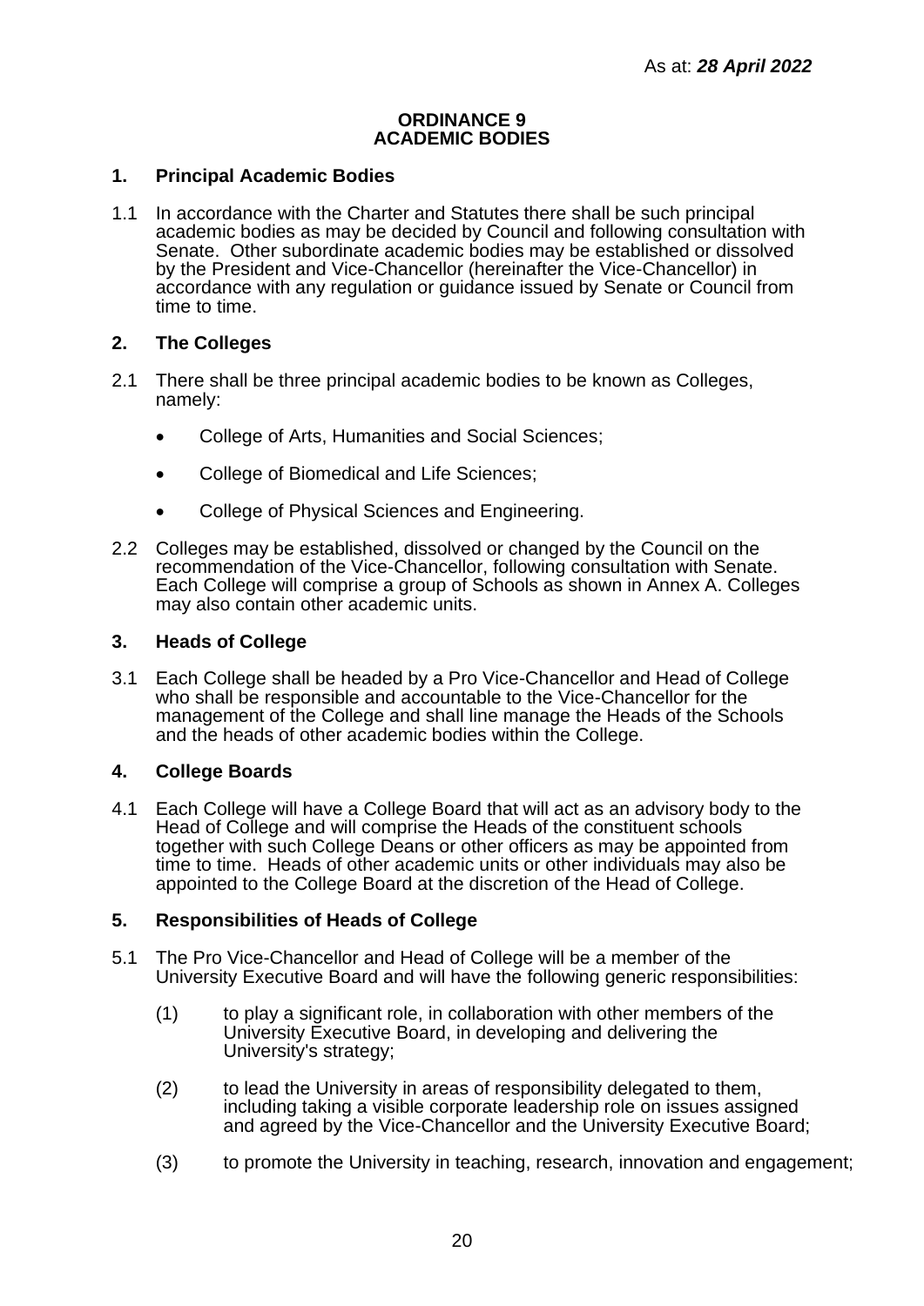As at: ***28 April 2022***

# ORDINANCE 9
# ACADEMIC BODIES

## 1. Principal Academic Bodies

1.1 In accordance with the Charter and Statutes there shall be such principal academic bodies as may be decided by Council and following consultation with Senate. Other subordinate academic bodies may be established or dissolved by the President and Vice-Chancellor (hereinafter the Vice-Chancellor) in accordance with any regulation or guidance issued by Senate or Council from time to time.

## 2. The Colleges

2.1 There shall be three principal academic bodies to be known as Colleges, namely:

- College of Arts, Humanities and Social Sciences;
- College of Biomedical and Life Sciences;
- College of Physical Sciences and Engineering.

2.2 Colleges may be established, dissolved or changed by the Council on the recommendation of the Vice-Chancellor, following consultation with Senate. Each College will comprise a group of Schools as shown in Annex A. Colleges may also contain other academic units.

## 3. Heads of College

3.1 Each College shall be headed by a Pro Vice-Chancellor and Head of College who shall be responsible and accountable to the Vice-Chancellor for the management of the College and shall line manage the Heads of the Schools and the heads of other academic bodies within the College.

## 4. College Boards

4.1 Each College will have a College Board that will act as an advisory body to the Head of College and will comprise the Heads of the constituent schools together with such College Deans or other officers as may be appointed from time to time. Heads of other academic units or other individuals may also be appointed to the College Board at the discretion of the Head of College.

## 5. Responsibilities of Heads of College

5.1 The Pro Vice-Chancellor and Head of College will be a member of the University Executive Board and will have the following generic responsibilities:

(1) to play a significant role, in collaboration with other members of the University Executive Board, in developing and delivering the University's strategy;

(2) to lead the University in areas of responsibility delegated to them, including taking a visible corporate leadership role on issues assigned and agreed by the Vice-Chancellor and the University Executive Board;

(3) to promote the University in teaching, research, innovation and engagement;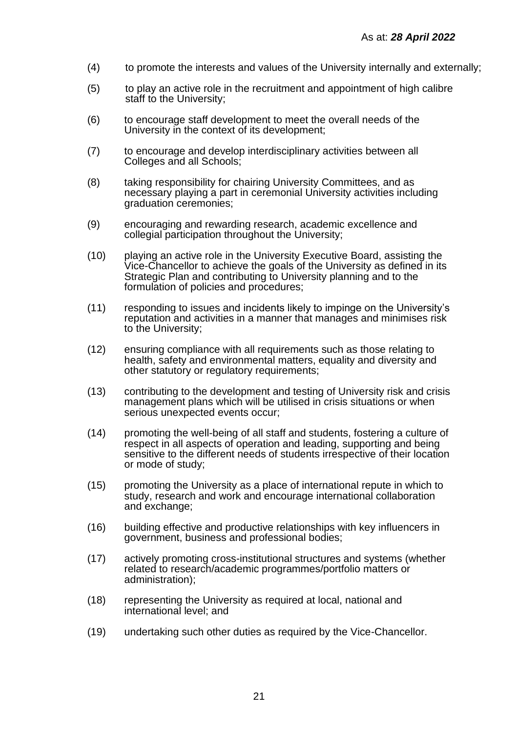As at: ***28 April 2022***

(4) to promote the interests and values of the University internally and externally;

(5) to play an active role in the recruitment and appointment of high calibre staff to the University;

(6) to encourage staff development to meet the overall needs of the University in the context of its development;

(7) to encourage and develop interdisciplinary activities between all Colleges and all Schools;

(8) taking responsibility for chairing University Committees, and as necessary playing a part in ceremonial University activities including graduation ceremonies;

(9) encouraging and rewarding research, academic excellence and collegial participation throughout the University;

(10) playing an active role in the University Executive Board, assisting the Vice-Chancellor to achieve the goals of the University as defined in its Strategic Plan and contributing to University planning and to the formulation of policies and procedures;

(11) responding to issues and incidents likely to impinge on the University's reputation and activities in a manner that manages and minimises risk to the University;

(12) ensuring compliance with all requirements such as those relating to health, safety and environmental matters, equality and diversity and other statutory or regulatory requirements;

(13) contributing to the development and testing of University risk and crisis management plans which will be utilised in crisis situations or when serious unexpected events occur;

(14) promoting the well-being of all staff and students, fostering a culture of respect in all aspects of operation and leading, supporting and being sensitive to the different needs of students irrespective of their location or mode of study;

(15) promoting the University as a place of international repute in which to study, research and work and encourage international collaboration and exchange;

(16) building effective and productive relationships with key influencers in government, business and professional bodies;

(17) actively promoting cross-institutional structures and systems (whether related to research/academic programmes/portfolio matters or administration);

(18) representing the University as required at local, national and international level; and

(19) undertaking such other duties as required by the Vice-Chancellor.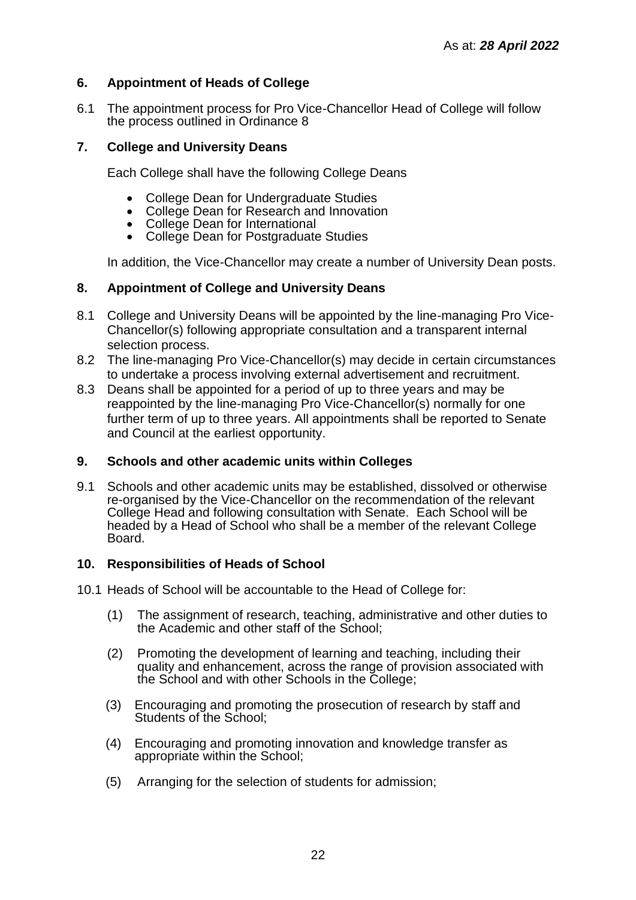As at: ***28 April 2022***

## 6. Appointment of Heads of College

6.1 The appointment process for Pro Vice-Chancellor Head of College will follow the process outlined in Ordinance 8

## 7. College and University Deans

Each College shall have the following College Deans

- College Dean for Undergraduate Studies
- College Dean for Research and Innovation
- College Dean for International
- College Dean for Postgraduate Studies

In addition, the Vice-Chancellor may create a number of University Dean posts.

## 8. Appointment of College and University Deans

8.1 College and University Deans will be appointed by the line-managing Pro Vice-Chancellor(s) following appropriate consultation and a transparent internal selection process.

8.2 The line-managing Pro Vice-Chancellor(s) may decide in certain circumstances to undertake a process involving external advertisement and recruitment.

8.3 Deans shall be appointed for a period of up to three years and may be reappointed by the line-managing Pro Vice-Chancellor(s) normally for one further term of up to three years. All appointments shall be reported to Senate and Council at the earliest opportunity.

## 9. Schools and other academic units within Colleges

9.1 Schools and other academic units may be established, dissolved or otherwise re-organised by the Vice-Chancellor on the recommendation of the relevant College Head and following consultation with Senate. Each School will be headed by a Head of School who shall be a member of the relevant College Board.

## 10. Responsibilities of Heads of School

10.1 Heads of School will be accountable to the Head of College for:

(1) The assignment of research, teaching, administrative and other duties to the Academic and other staff of the School;

(2) Promoting the development of learning and teaching, including their quality and enhancement, across the range of provision associated with the School and with other Schools in the College;

(3) Encouraging and promoting the prosecution of research by staff and Students of the School;

(4) Encouraging and promoting innovation and knowledge transfer as appropriate within the School;

(5) Arranging for the selection of students for admission;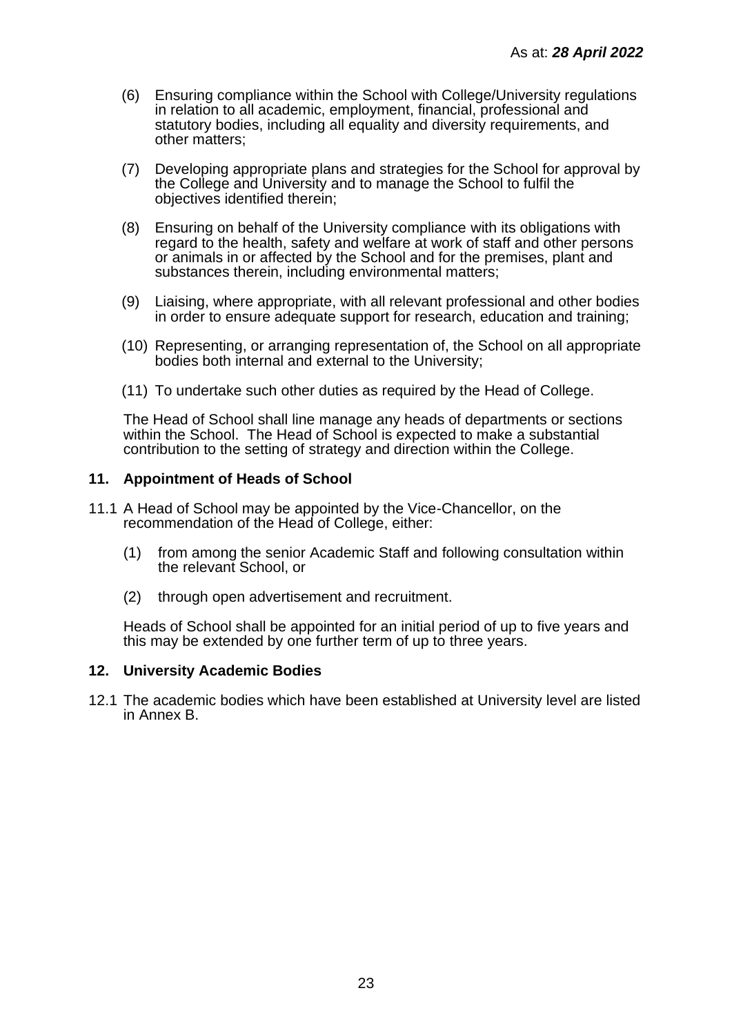(6) Ensuring compliance within the School with College/University regulations in relation to all academic, employment, financial, professional and statutory bodies, including all equality and diversity requirements, and other matters;

(7) Developing appropriate plans and strategies for the School for approval by the College and University and to manage the School to fulfil the objectives identified therein;

(8) Ensuring on behalf of the University compliance with its obligations with regard to the health, safety and welfare at work of staff and other persons or animals in or affected by the School and for the premises, plant and substances therein, including environmental matters;

(9) Liaising, where appropriate, with all relevant professional and other bodies in order to ensure adequate support for research, education and training;

(10) Representing, or arranging representation of, the School on all appropriate bodies both internal and external to the University;

(11) To undertake such other duties as required by the Head of College.

The Head of School shall line manage any heads of departments or sections within the School. The Head of School is expected to make a substantial contribution to the setting of strategy and direction within the College.

## 11. Appointment of Heads of School

11.1 A Head of School may be appointed by the Vice-Chancellor, on the recommendation of the Head of College, either:

(1) from among the senior Academic Staff and following consultation within the relevant School, or

(2) through open advertisement and recruitment.

Heads of School shall be appointed for an initial period of up to five years and this may be extended by one further term of up to three years.

## 12. University Academic Bodies

12.1 The academic bodies which have been established at University level are listed in Annex B.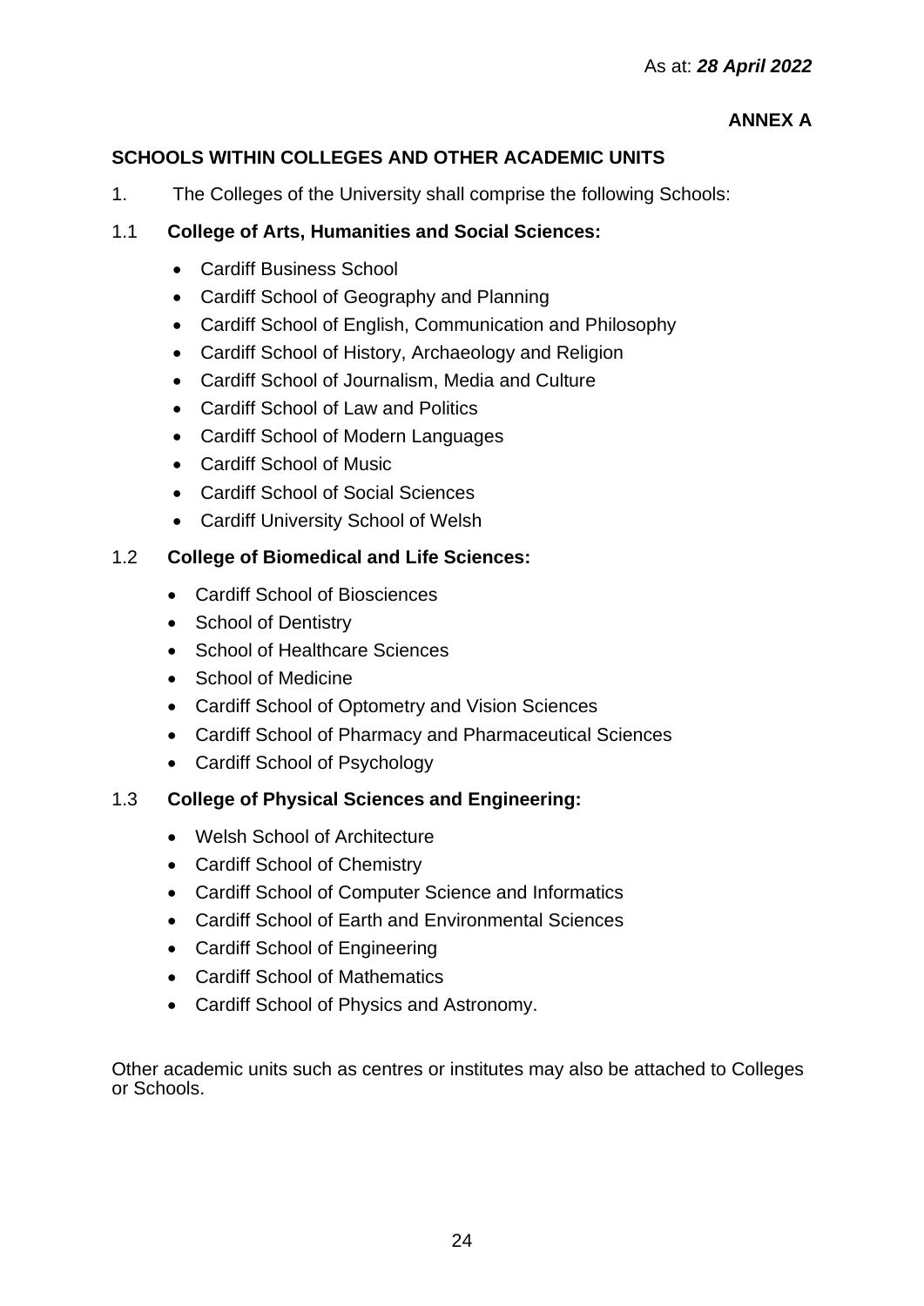As at: ***28 April 2022***

**ANNEX A**

## SCHOOLS WITHIN COLLEGES AND OTHER ACADEMIC UNITS

1. The Colleges of the University shall comprise the following Schools:

1.1 **College of Arts, Humanities and Social Sciences:**

- Cardiff Business School
- Cardiff School of Geography and Planning
- Cardiff School of English, Communication and Philosophy
- Cardiff School of History, Archaeology and Religion
- Cardiff School of Journalism, Media and Culture
- Cardiff School of Law and Politics
- Cardiff School of Modern Languages
- Cardiff School of Music
- Cardiff School of Social Sciences
- Cardiff University School of Welsh

1.2 **College of Biomedical and Life Sciences:**

- Cardiff School of Biosciences
- School of Dentistry
- School of Healthcare Sciences
- School of Medicine
- Cardiff School of Optometry and Vision Sciences
- Cardiff School of Pharmacy and Pharmaceutical Sciences
- Cardiff School of Psychology

1.3 **College of Physical Sciences and Engineering:**

- Welsh School of Architecture
- Cardiff School of Chemistry
- Cardiff School of Computer Science and Informatics
- Cardiff School of Earth and Environmental Sciences
- Cardiff School of Engineering
- Cardiff School of Mathematics
- Cardiff School of Physics and Astronomy.

Other academic units such as centres or institutes may also be attached to Colleges or Schools.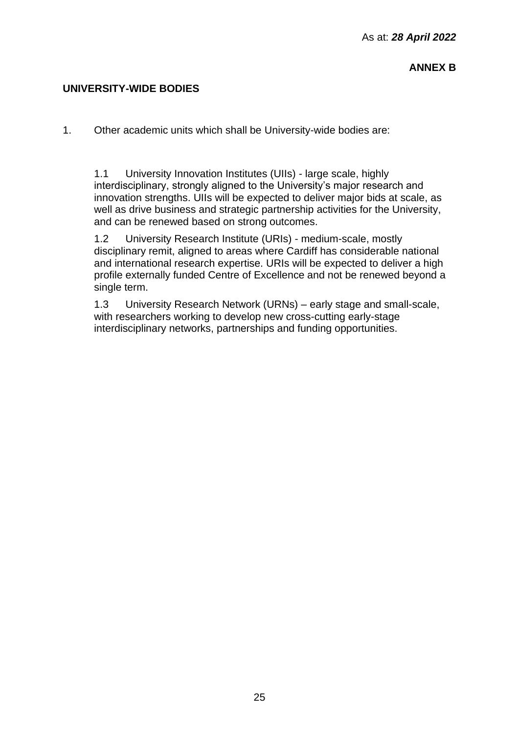As at: ***28 April 2022***

**ANNEX B**

## UNIVERSITY-WIDE BODIES

1. Other academic units which shall be University-wide bodies are:

   1.1 University Innovation Institutes (UIIs) - large scale, highly interdisciplinary, strongly aligned to the University's major research and innovation strengths. UIIs will be expected to deliver major bids at scale, as well as drive business and strategic partnership activities for the University, and can be renewed based on strong outcomes.

   1.2 University Research Institute (URIs) - medium-scale, mostly disciplinary remit, aligned to areas where Cardiff has considerable national and international research expertise. URIs will be expected to deliver a high profile externally funded Centre of Excellence and not be renewed beyond a single term.

   1.3 University Research Network (URNs) – early stage and small-scale, with researchers working to develop new cross-cutting early-stage interdisciplinary networks, partnerships and funding opportunities.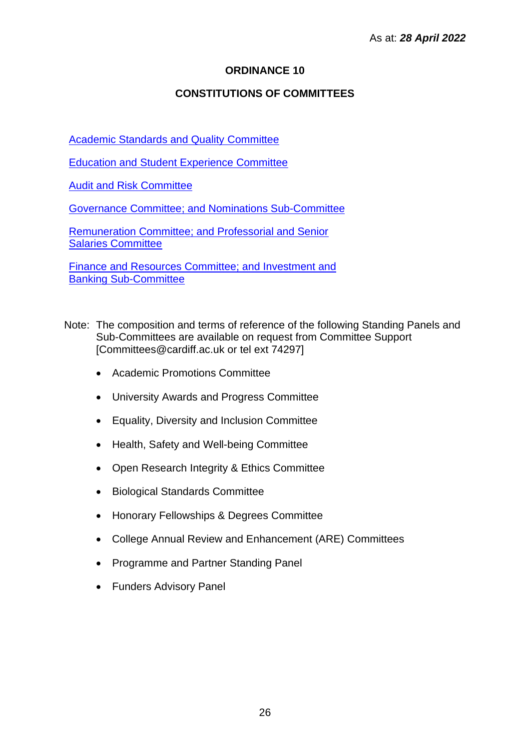As at: ***28 April 2022***

# ORDINANCE 10

## CONSTITUTIONS OF COMMITTEES

Academic Standards and Quality Committee

Education and Student Experience Committee

Audit and Risk Committee

Governance Committee; and Nominations Sub-Committee

Remuneration Committee; and Professorial and Senior Salaries Committee

Finance and Resources Committee; and Investment and Banking Sub-Committee

Note: The composition and terms of reference of the following Standing Panels and Sub-Committees are available on request from Committee Support [Committees@cardiff.ac.uk or tel ext 74297]

- Academic Promotions Committee
- University Awards and Progress Committee
- Equality, Diversity and Inclusion Committee
- Health, Safety and Well-being Committee
- Open Research Integrity & Ethics Committee
- Biological Standards Committee
- Honorary Fellowships & Degrees Committee
- College Annual Review and Enhancement (ARE) Committees
- Programme and Partner Standing Panel
- Funders Advisory Panel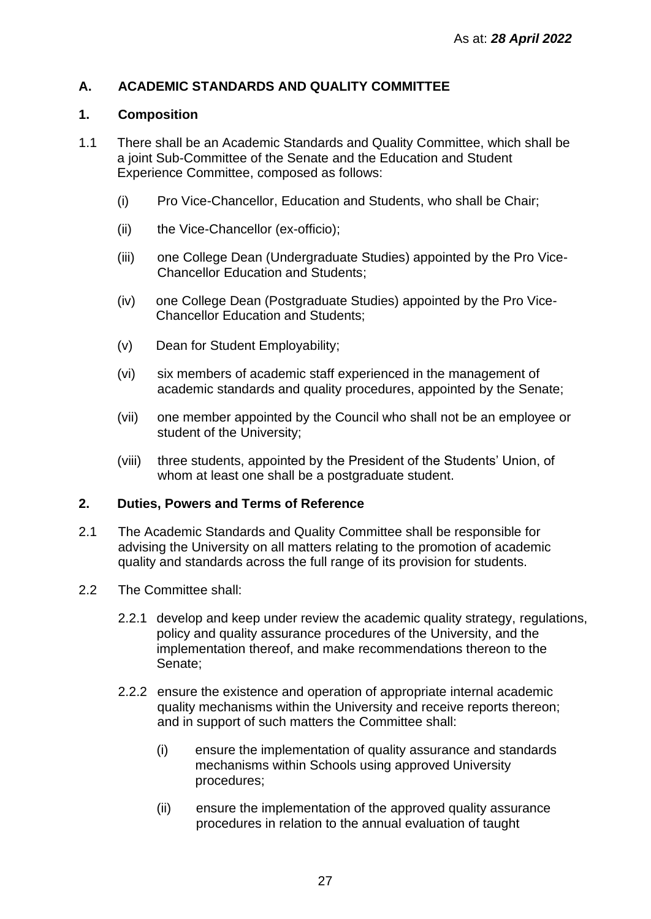As at: ***28 April 2022***

## A. ACADEMIC STANDARDS AND QUALITY COMMITTEE

### 1. Composition

1.1 There shall be an Academic Standards and Quality Committee, which shall be a joint Sub-Committee of the Senate and the Education and Student Experience Committee, composed as follows:

(i) Pro Vice-Chancellor, Education and Students, who shall be Chair;

(ii) the Vice-Chancellor (ex-officio);

(iii) one College Dean (Undergraduate Studies) appointed by the Pro Vice-Chancellor Education and Students;

(iv) one College Dean (Postgraduate Studies) appointed by the Pro Vice-Chancellor Education and Students;

(v) Dean for Student Employability;

(vi) six members of academic staff experienced in the management of academic standards and quality procedures, appointed by the Senate;

(vii) one member appointed by the Council who shall not be an employee or student of the University;

(viii) three students, appointed by the President of the Students' Union, of whom at least one shall be a postgraduate student.

### 2. Duties, Powers and Terms of Reference

2.1 The Academic Standards and Quality Committee shall be responsible for advising the University on all matters relating to the promotion of academic quality and standards across the full range of its provision for students.

2.2 The Committee shall:

2.2.1 develop and keep under review the academic quality strategy, regulations, policy and quality assurance procedures of the University, and the implementation thereof, and make recommendations thereon to the Senate;

2.2.2 ensure the existence and operation of appropriate internal academic quality mechanisms within the University and receive reports thereon; and in support of such matters the Committee shall:

(i) ensure the implementation of quality assurance and standards mechanisms within Schools using approved University procedures;

(ii) ensure the implementation of the approved quality assurance procedures in relation to the annual evaluation of taught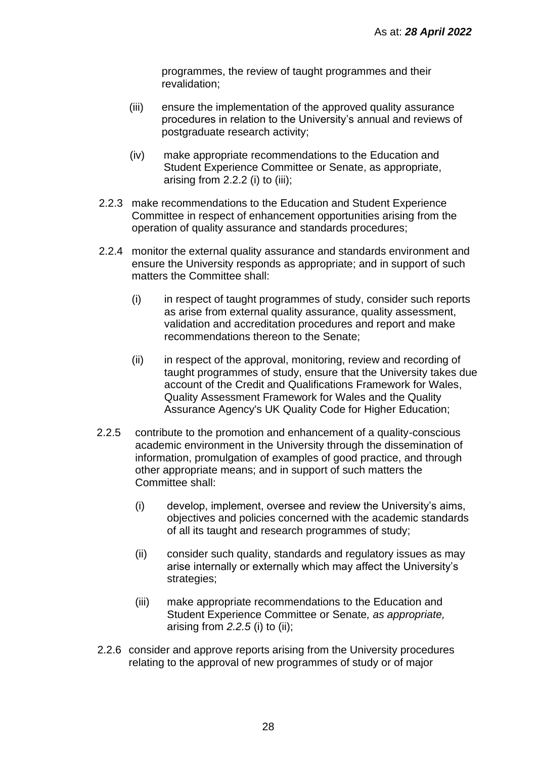programmes, the review of taught programmes and their revalidation;

(iii) ensure the implementation of the approved quality assurance procedures in relation to the University's annual and reviews of postgraduate research activity;

(iv) make appropriate recommendations to the Education and Student Experience Committee or Senate, as appropriate, arising from 2.2.2 (i) to (iii);

2.2.3 make recommendations to the Education and Student Experience Committee in respect of enhancement opportunities arising from the operation of quality assurance and standards procedures;

2.2.4 monitor the external quality assurance and standards environment and ensure the University responds as appropriate; and in support of such matters the Committee shall:

(i) in respect of taught programmes of study, consider such reports as arise from external quality assurance, quality assessment, validation and accreditation procedures and report and make recommendations thereon to the Senate;

(ii) in respect of the approval, monitoring, review and recording of taught programmes of study, ensure that the University takes due account of the Credit and Qualifications Framework for Wales, Quality Assessment Framework for Wales and the Quality Assurance Agency's UK Quality Code for Higher Education;

2.2.5 contribute to the promotion and enhancement of a quality-conscious academic environment in the University through the dissemination of information, promulgation of examples of good practice, and through other appropriate means; and in support of such matters the Committee shall:

(i) develop, implement, oversee and review the University's aims, objectives and policies concerned with the academic standards of all its taught and research programmes of study;

(ii) consider such quality, standards and regulatory issues as may arise internally or externally which may affect the University's strategies;

(iii) make appropriate recommendations to the Education and Student Experience Committee or Senate*, as appropriate,* arising from *2.2.5* (i) to (ii);

2.2.6 consider and approve reports arising from the University procedures relating to the approval of new programmes of study or of major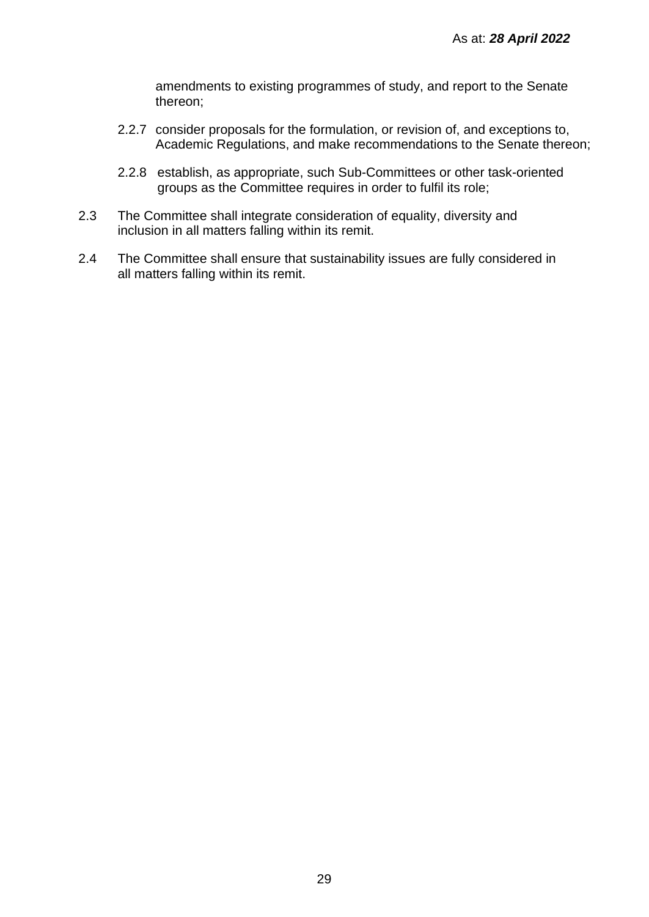amendments to existing programmes of study, and report to the Senate thereon;

2.2.7 consider proposals for the formulation, or revision of, and exceptions to, Academic Regulations, and make recommendations to the Senate thereon;

2.2.8 establish, as appropriate, such Sub-Committees or other task-oriented groups as the Committee requires in order to fulfil its role;

2.3 The Committee shall integrate consideration of equality, diversity and inclusion in all matters falling within its remit.

2.4 The Committee shall ensure that sustainability issues are fully considered in all matters falling within its remit.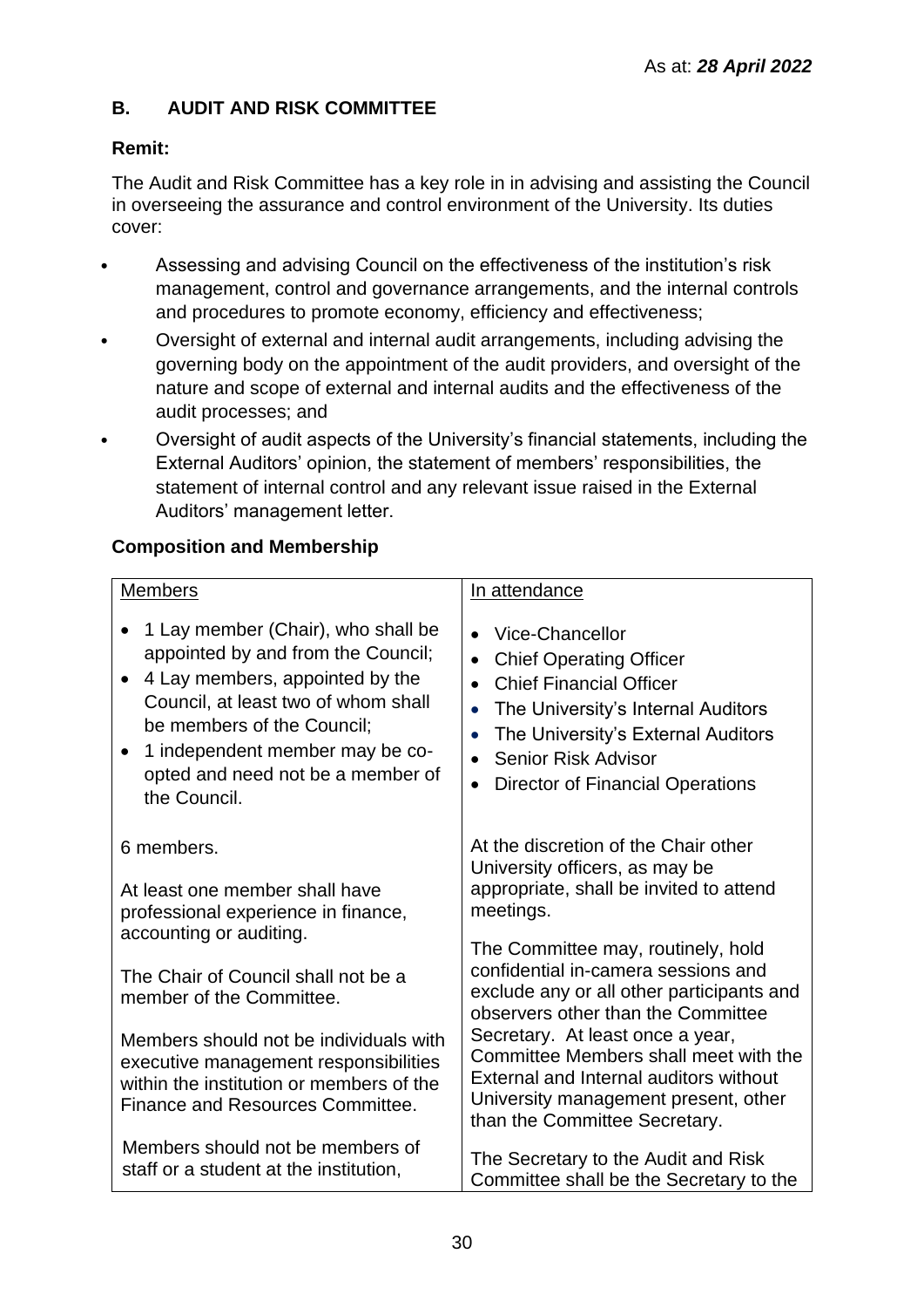As at: ***28 April 2022***

## B. AUDIT AND RISK COMMITTEE

**Remit:**

The Audit and Risk Committee has a key role in in advising and assisting the Council in overseeing the assurance and control environment of the University. Its duties cover:

- Assessing and advising Council on the effectiveness of the institution's risk management, control and governance arrangements, and the internal controls and procedures to promote economy, efficiency and effectiveness;
- Oversight of external and internal audit arrangements, including advising the governing body on the appointment of the audit providers, and oversight of the nature and scope of external and internal audits and the effectiveness of the audit processes; and
- Oversight of audit aspects of the University's financial statements, including the External Auditors' opinion, the statement of members' responsibilities, the statement of internal control and any relevant issue raised in the External Auditors' management letter.

**Composition and Membership**

| Members | In attendance |
|---|---|
| • 1 Lay member (Chair), who shall be appointed by and from the Council;<br>• 4 Lay members, appointed by the Council, at least two of whom shall be members of the Council;<br>• 1 independent member may be co-opted and need not be a member of the Council. | • Vice-Chancellor<br>• Chief Operating Officer<br>• Chief Financial Officer<br>• The University's Internal Auditors<br>• The University's External Auditors<br>• Senior Risk Advisor<br>• Director of Financial Operations |
| 6 members.<br><br>At least one member shall have professional experience in finance, accounting or auditing.<br><br>The Chair of Council shall not be a member of the Committee.<br><br>Members should not be individuals with executive management responsibilities within the institution or members of the Finance and Resources Committee.<br><br>Members should not be members of staff or a student at the institution, | At the discretion of the Chair other University officers, as may be appropriate, shall be invited to attend meetings.<br><br>The Committee may, routinely, hold confidential in-camera sessions and exclude any or all other participants and observers other than the Committee Secretary. At least once a year, Committee Members shall meet with the External and Internal auditors without University management present, other than the Committee Secretary.<br><br>The Secretary to the Audit and Risk Committee shall be the Secretary to the |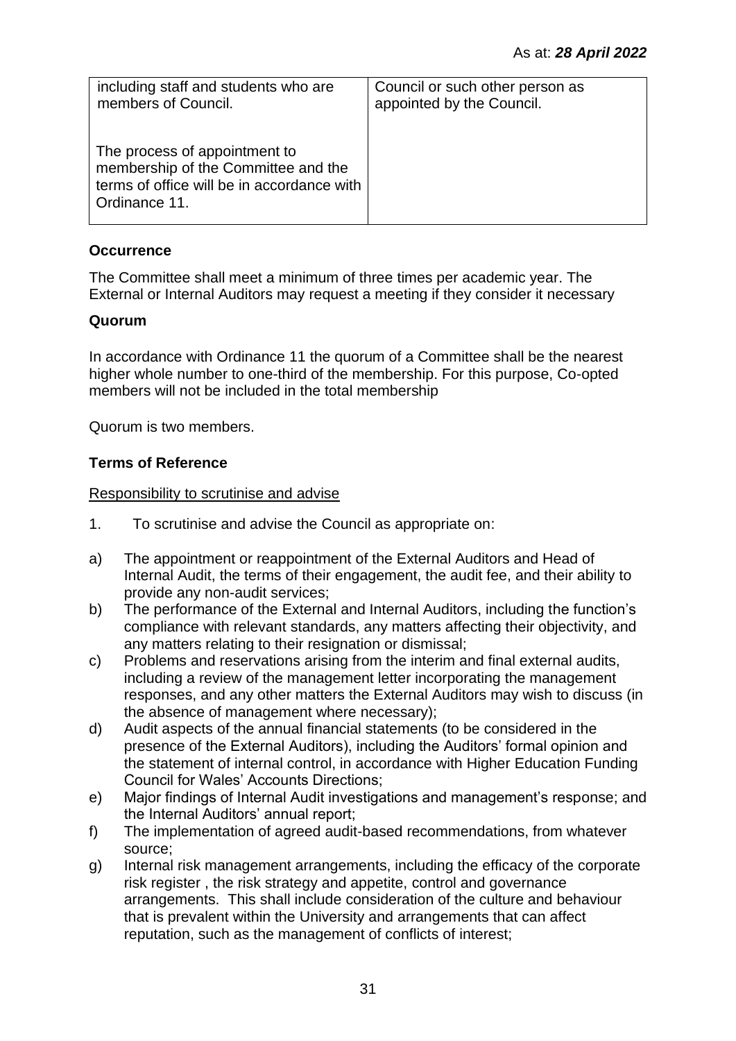| including staff and students who are members of Council. | Council or such other person as appointed by the Council. |
|---|---|
| The process of appointment to membership of the Committee and the terms of office will be in accordance with Ordinance 11. | |

**Occurrence**

The Committee shall meet a minimum of three times per academic year. The External or Internal Auditors may request a meeting if they consider it necessary

**Quorum**

In accordance with Ordinance 11 the quorum of a Committee shall be the nearest higher whole number to one-third of the membership. For this purpose, Co-opted members will not be included in the total membership

Quorum is two members.

**Terms of Reference**

Responsibility to scrutinise and advise

1. To scrutinise and advise the Council as appropriate on:

a) The appointment or reappointment of the External Auditors and Head of Internal Audit, the terms of their engagement, the audit fee, and their ability to provide any non-audit services;
b) The performance of the External and Internal Auditors, including the function's compliance with relevant standards, any matters affecting their objectivity, and any matters relating to their resignation or dismissal;
c) Problems and reservations arising from the interim and final external audits, including a review of the management letter incorporating the management responses, and any other matters the External Auditors may wish to discuss (in the absence of management where necessary);
d) Audit aspects of the annual financial statements (to be considered in the presence of the External Auditors), including the Auditors' formal opinion and the statement of internal control, in accordance with Higher Education Funding Council for Wales' Accounts Directions;
e) Major findings of Internal Audit investigations and management's response; and the Internal Auditors' annual report;
f) The implementation of agreed audit-based recommendations, from whatever source;
g) Internal risk management arrangements, including the efficacy of the corporate risk register , the risk strategy and appetite, control and governance arrangements. This shall include consideration of the culture and behaviour that is prevalent within the University and arrangements that can affect reputation, such as the management of conflicts of interest;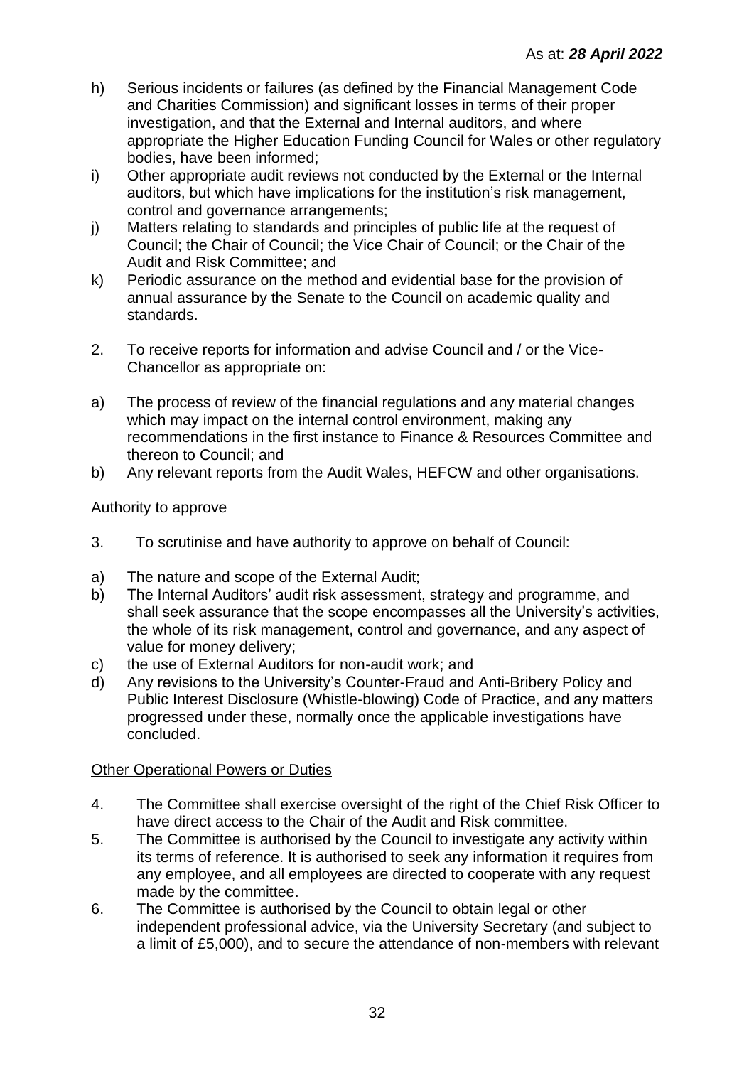h) Serious incidents or failures (as defined by the Financial Management Code and Charities Commission) and significant losses in terms of their proper investigation, and that the External and Internal auditors, and where appropriate the Higher Education Funding Council for Wales or other regulatory bodies, have been informed;
i) Other appropriate audit reviews not conducted by the External or the Internal auditors, but which have implications for the institution's risk management, control and governance arrangements;
j) Matters relating to standards and principles of public life at the request of Council; the Chair of Council; the Vice Chair of Council; or the Chair of the Audit and Risk Committee; and
k) Periodic assurance on the method and evidential base for the provision of annual assurance by the Senate to the Council on academic quality and standards.

2. To receive reports for information and advise Council and / or the Vice-Chancellor as appropriate on:

a) The process of review of the financial regulations and any material changes which may impact on the internal control environment, making any recommendations in the first instance to Finance & Resources Committee and thereon to Council; and
b) Any relevant reports from the Audit Wales, HEFCW and other organisations.

<u>Authority to approve</u>

3. To scrutinise and have authority to approve on behalf of Council:

a) The nature and scope of the External Audit;
b) The Internal Auditors' audit risk assessment, strategy and programme, and shall seek assurance that the scope encompasses all the University's activities, the whole of its risk management, control and governance, and any aspect of value for money delivery;
c) the use of External Auditors for non-audit work; and
d) Any revisions to the University's Counter-Fraud and Anti-Bribery Policy and Public Interest Disclosure (Whistle-blowing) Code of Practice, and any matters progressed under these, normally once the applicable investigations have concluded.

<u>Other Operational Powers or Duties</u>

4. The Committee shall exercise oversight of the right of the Chief Risk Officer to have direct access to the Chair of the Audit and Risk committee.
5. The Committee is authorised by the Council to investigate any activity within its terms of reference. It is authorised to seek any information it requires from any employee, and all employees are directed to cooperate with any request made by the committee.
6. The Committee is authorised by the Council to obtain legal or other independent professional advice, via the University Secretary (and subject to a limit of £5,000), and to secure the attendance of non-members with relevant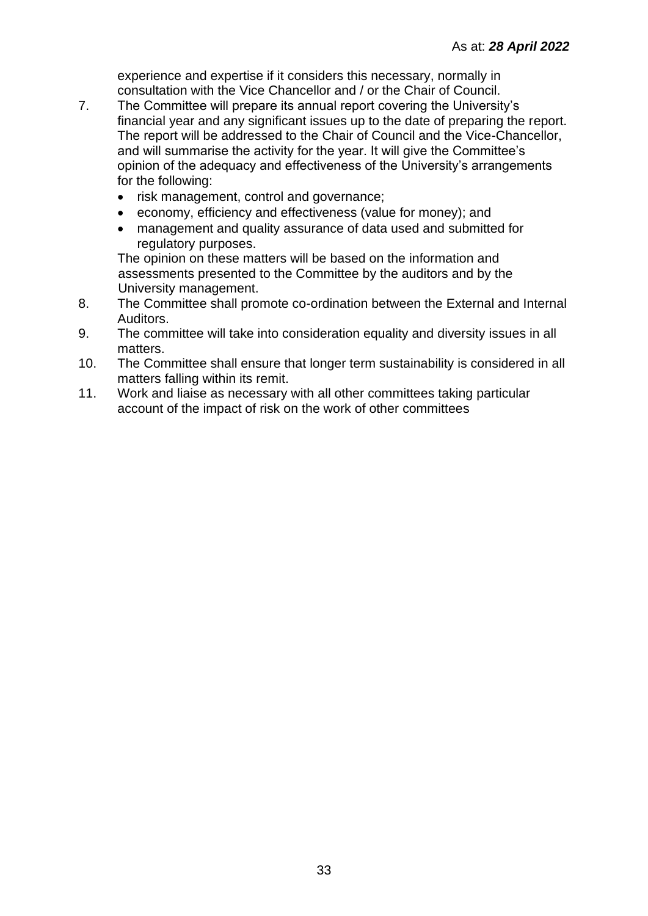experience and expertise if it considers this necessary, normally in consultation with the Vice Chancellor and / or the Chair of Council.

7. The Committee will prepare its annual report covering the University's financial year and any significant issues up to the date of preparing the report. The report will be addressed to the Chair of Council and the Vice-Chancellor, and will summarise the activity for the year. It will give the Committee's opinion of the adequacy and effectiveness of the University's arrangements for the following:
   - risk management, control and governance;
   - economy, efficiency and effectiveness (value for money); and
   - management and quality assurance of data used and submitted for regulatory purposes.

   The opinion on these matters will be based on the information and assessments presented to the Committee by the auditors and by the University management.
8. The Committee shall promote co-ordination between the External and Internal Auditors.
9. The committee will take into consideration equality and diversity issues in all matters.
10. The Committee shall ensure that longer term sustainability is considered in all matters falling within its remit.
11. Work and liaise as necessary with all other committees taking particular account of the impact of risk on the work of other committees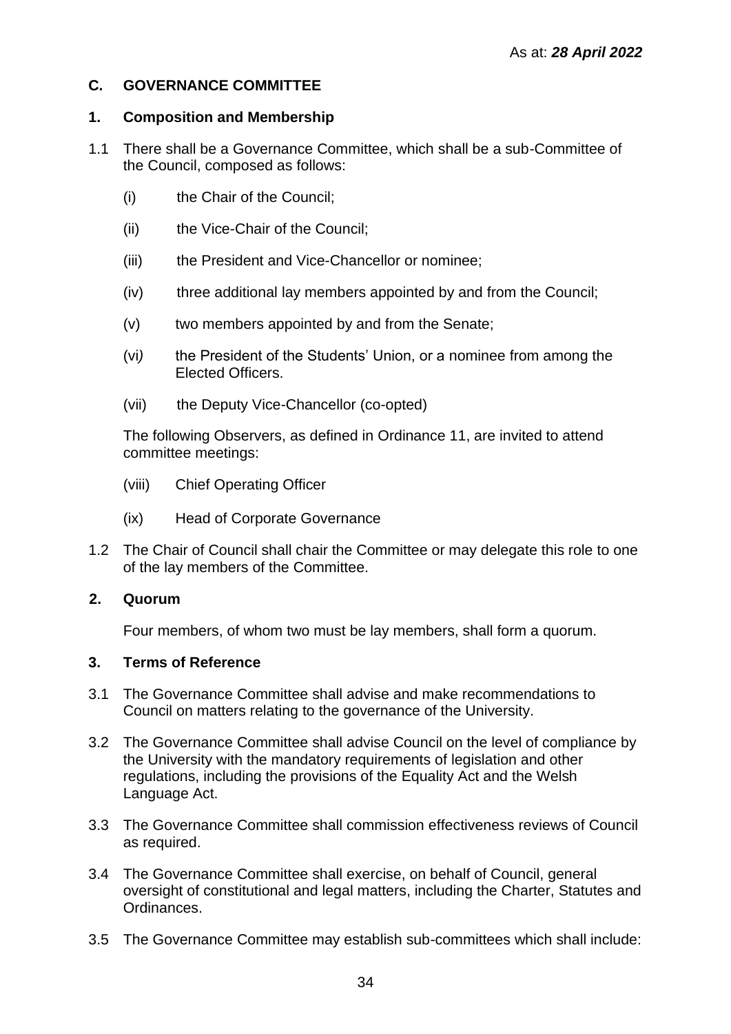As at: ***28 April 2022***

## C. GOVERNANCE COMMITTEE

### 1. Composition and Membership

1.1 There shall be a Governance Committee, which shall be a sub-Committee of the Council, composed as follows:

(i) the Chair of the Council;

(ii) the Vice-Chair of the Council;

(iii) the President and Vice-Chancellor or nominee;

(iv) three additional lay members appointed by and from the Council;

(v) two members appointed by and from the Senate;

(vi) the President of the Students' Union, or a nominee from among the Elected Officers.

(vii) the Deputy Vice-Chancellor (co-opted)

The following Observers, as defined in Ordinance 11, are invited to attend committee meetings:

(viii) Chief Operating Officer

(ix) Head of Corporate Governance

1.2 The Chair of Council shall chair the Committee or may delegate this role to one of the lay members of the Committee.

### 2. Quorum

Four members, of whom two must be lay members, shall form a quorum.

### 3. Terms of Reference

3.1 The Governance Committee shall advise and make recommendations to Council on matters relating to the governance of the University.

3.2 The Governance Committee shall advise Council on the level of compliance by the University with the mandatory requirements of legislation and other regulations, including the provisions of the Equality Act and the Welsh Language Act.

3.3 The Governance Committee shall commission effectiveness reviews of Council as required.

3.4 The Governance Committee shall exercise, on behalf of Council, general oversight of constitutional and legal matters, including the Charter, Statutes and Ordinances.

3.5 The Governance Committee may establish sub-committees which shall include: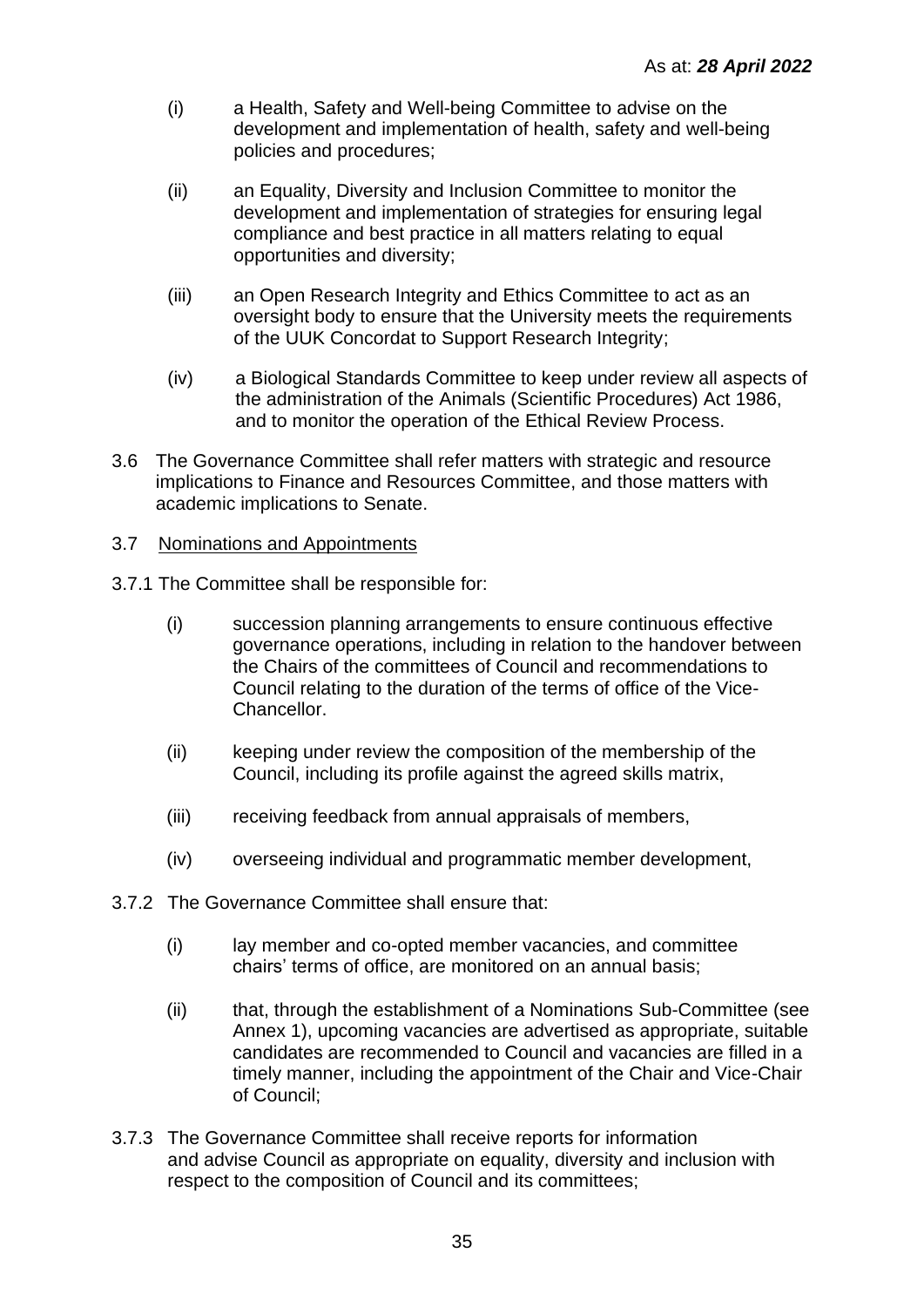(i) a Health, Safety and Well-being Committee to advise on the development and implementation of health, safety and well-being policies and procedures;

(ii) an Equality, Diversity and Inclusion Committee to monitor the development and implementation of strategies for ensuring legal compliance and best practice in all matters relating to equal opportunities and diversity;

(iii) an Open Research Integrity and Ethics Committee to act as an oversight body to ensure that the University meets the requirements of the UUK Concordat to Support Research Integrity;

(iv) a Biological Standards Committee to keep under review all aspects of the administration of the Animals (Scientific Procedures) Act 1986, and to monitor the operation of the Ethical Review Process.

3.6 The Governance Committee shall refer matters with strategic and resource implications to Finance and Resources Committee, and those matters with academic implications to Senate.

3.7 Nominations and Appointments

3.7.1 The Committee shall be responsible for:

(i) succession planning arrangements to ensure continuous effective governance operations, including in relation to the handover between the Chairs of the committees of Council and recommendations to Council relating to the duration of the terms of office of the Vice-Chancellor.

(ii) keeping under review the composition of the membership of the Council, including its profile against the agreed skills matrix,

(iii) receiving feedback from annual appraisals of members,

(iv) overseeing individual and programmatic member development,

3.7.2 The Governance Committee shall ensure that:

(i) lay member and co-opted member vacancies, and committee chairs' terms of office, are monitored on an annual basis;

(ii) that, through the establishment of a Nominations Sub-Committee (see Annex 1), upcoming vacancies are advertised as appropriate, suitable candidates are recommended to Council and vacancies are filled in a timely manner, including the appointment of the Chair and Vice-Chair of Council;

3.7.3 The Governance Committee shall receive reports for information and advise Council as appropriate on equality, diversity and inclusion with respect to the composition of Council and its committees;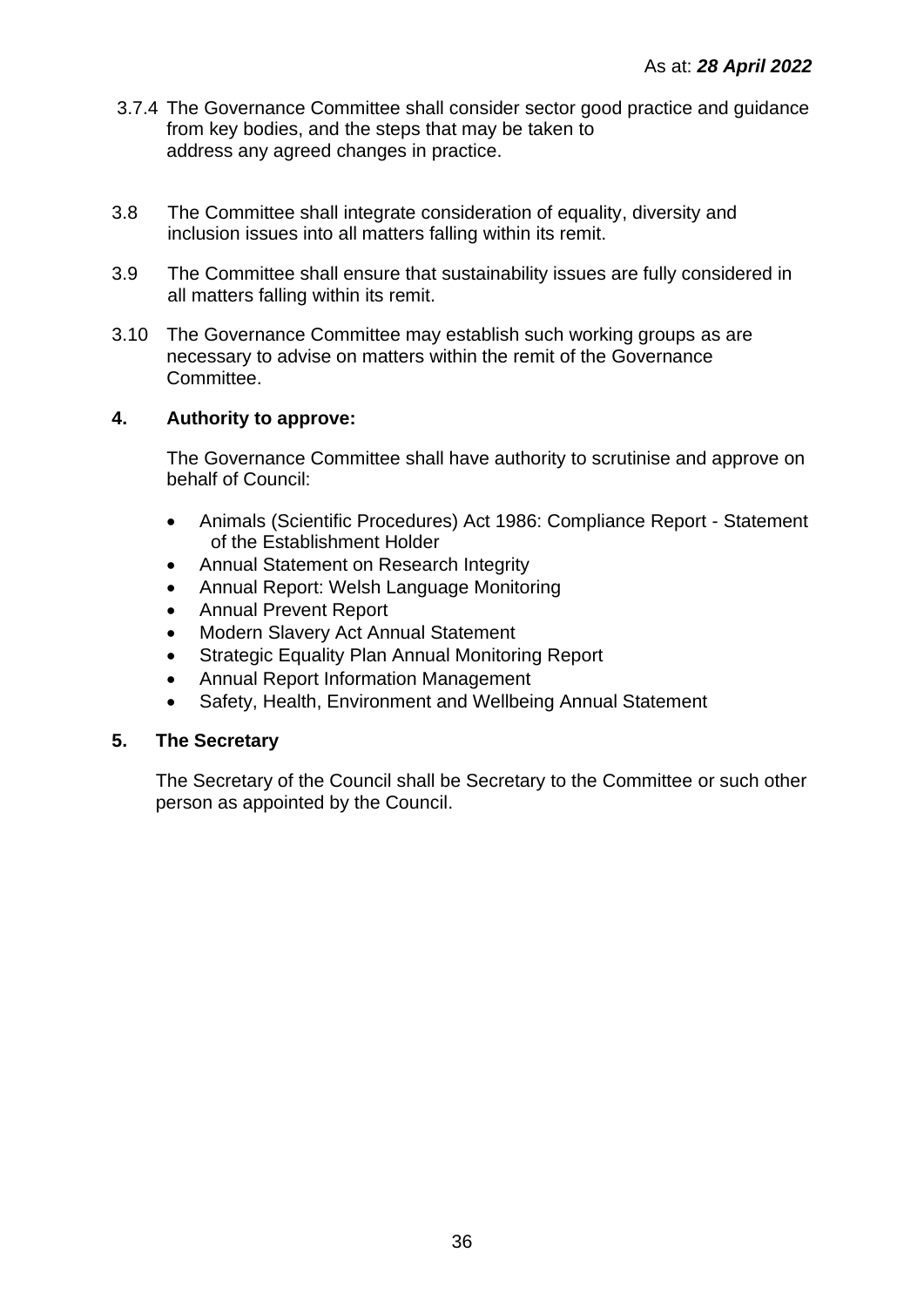As at: ***28 April 2022***

3.7.4 The Governance Committee shall consider sector good practice and guidance from key bodies, and the steps that may be taken to address any agreed changes in practice.

3.8 The Committee shall integrate consideration of equality, diversity and inclusion issues into all matters falling within its remit.

3.9 The Committee shall ensure that sustainability issues are fully considered in all matters falling within its remit.

3.10 The Governance Committee may establish such working groups as are necessary to advise on matters within the remit of the Governance Committee.

## 4. Authority to approve:

The Governance Committee shall have authority to scrutinise and approve on behalf of Council:

- Animals (Scientific Procedures) Act 1986: Compliance Report - Statement of the Establishment Holder
- Annual Statement on Research Integrity
- Annual Report: Welsh Language Monitoring
- Annual Prevent Report
- Modern Slavery Act Annual Statement
- Strategic Equality Plan Annual Monitoring Report
- Annual Report Information Management
- Safety, Health, Environment and Wellbeing Annual Statement

## 5. The Secretary

The Secretary of the Council shall be Secretary to the Committee or such other person as appointed by the Council.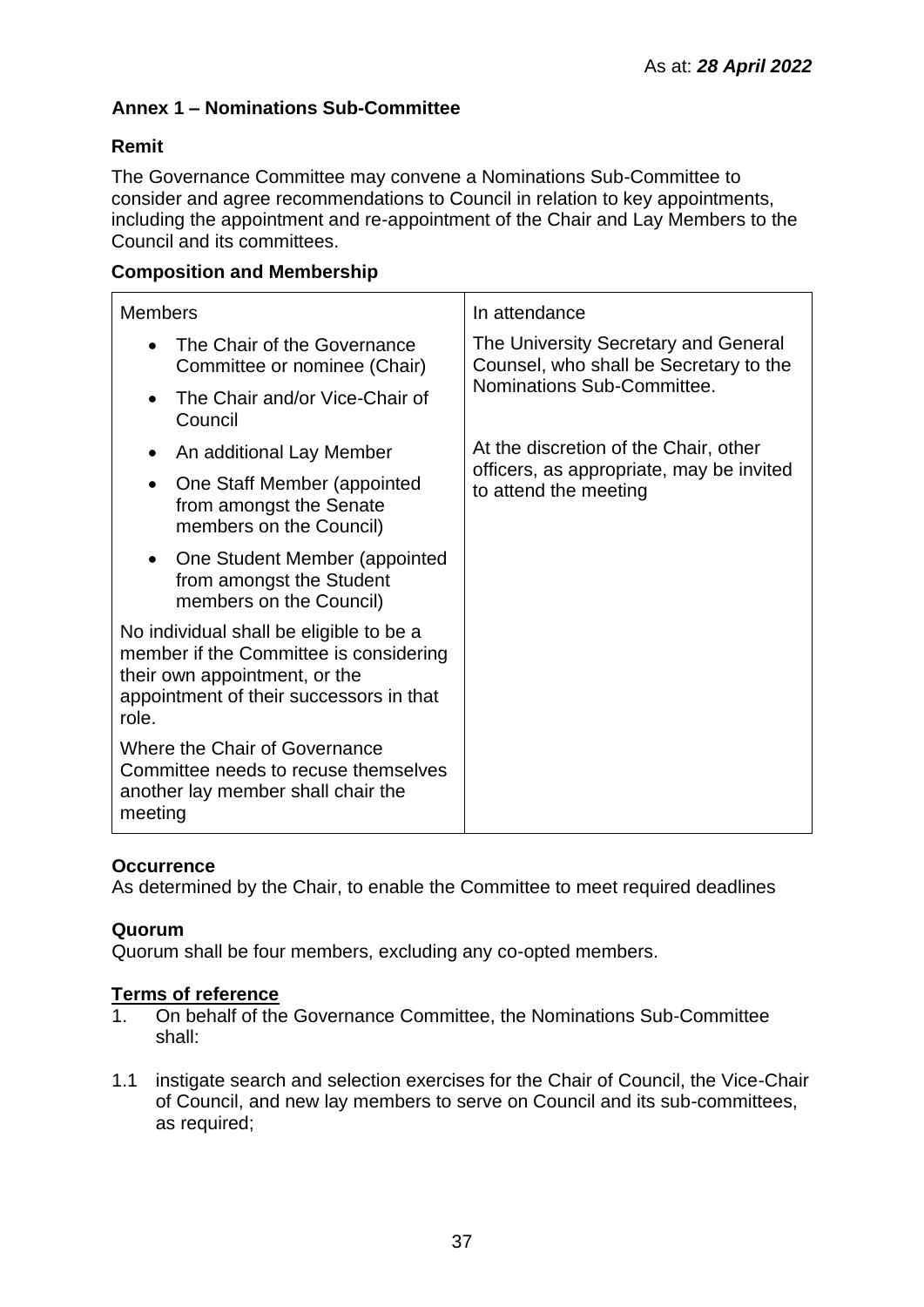As at: ***28 April 2022***

## Annex 1 – Nominations Sub-Committee

### Remit

The Governance Committee may convene a Nominations Sub-Committee to consider and agree recommendations to Council in relation to key appointments, including the appointment and re-appointment of the Chair and Lay Members to the Council and its committees.

### Composition and Membership

| Members | In attendance |
| --- | --- |
| • The Chair of the Governance Committee or nominee (Chair)<br>• The Chair and/or Vice-Chair of Council<br>• An additional Lay Member<br>• One Staff Member (appointed from amongst the Senate members on the Council)<br>• One Student Member (appointed from amongst the Student members on the Council)<br><br>No individual shall be eligible to be a member if the Committee is considering their own appointment, or the appointment of their successors in that role.<br><br>Where the Chair of Governance Committee needs to recuse themselves another lay member shall chair the meeting | The University Secretary and General Counsel, who shall be Secretary to the Nominations Sub-Committee.<br><br>At the discretion of the Chair, other officers, as appropriate, may be invited to attend the meeting |

### Occurrence

As determined by the Chair, to enable the Committee to meet required deadlines

### Quorum

Quorum shall be four members, excluding any co-opted members.

### Terms of reference

1. On behalf of the Governance Committee, the Nominations Sub-Committee shall:

1.1 instigate search and selection exercises for the Chair of Council, the Vice-Chair of Council, and new lay members to serve on Council and its sub-committees, as required;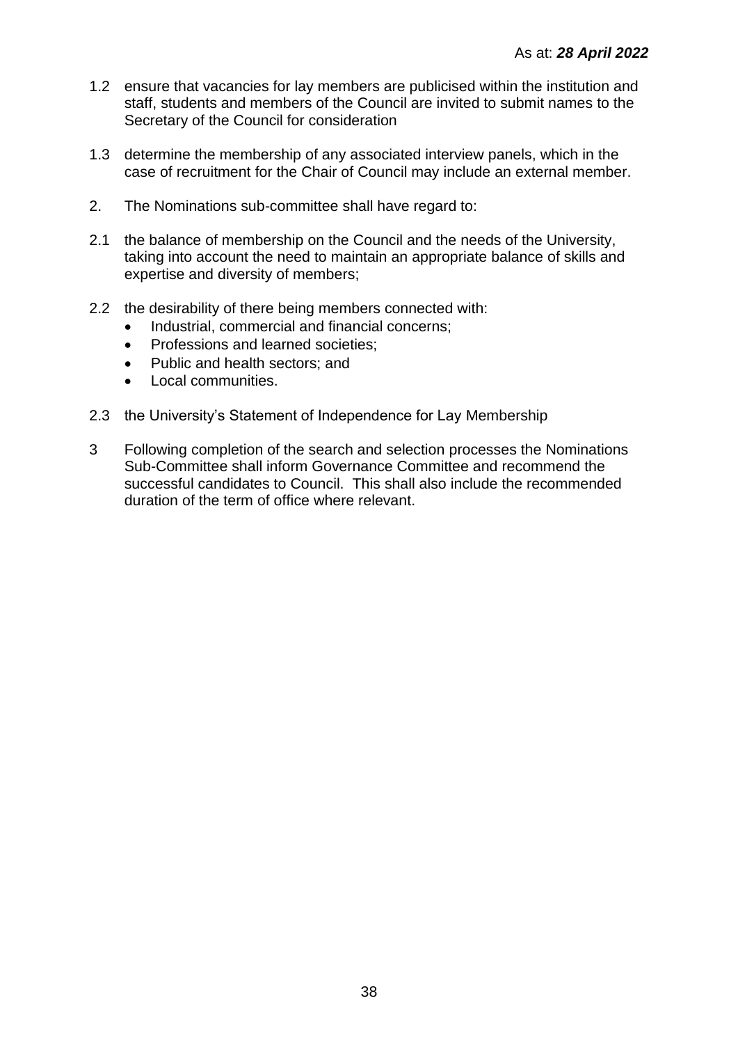As at: ***28 April 2022***

1.2 ensure that vacancies for lay members are publicised within the institution and staff, students and members of the Council are invited to submit names to the Secretary of the Council for consideration

1.3 determine the membership of any associated interview panels, which in the case of recruitment for the Chair of Council may include an external member.

2. The Nominations sub-committee shall have regard to:

2.1 the balance of membership on the Council and the needs of the University, taking into account the need to maintain an appropriate balance of skills and expertise and diversity of members;

2.2 the desirability of there being members connected with:

- Industrial, commercial and financial concerns;
- Professions and learned societies;
- Public and health sectors; and
- Local communities.

2.3 the University's Statement of Independence for Lay Membership

3 Following completion of the search and selection processes the Nominations Sub-Committee shall inform Governance Committee and recommend the successful candidates to Council. This shall also include the recommended duration of the term of office where relevant.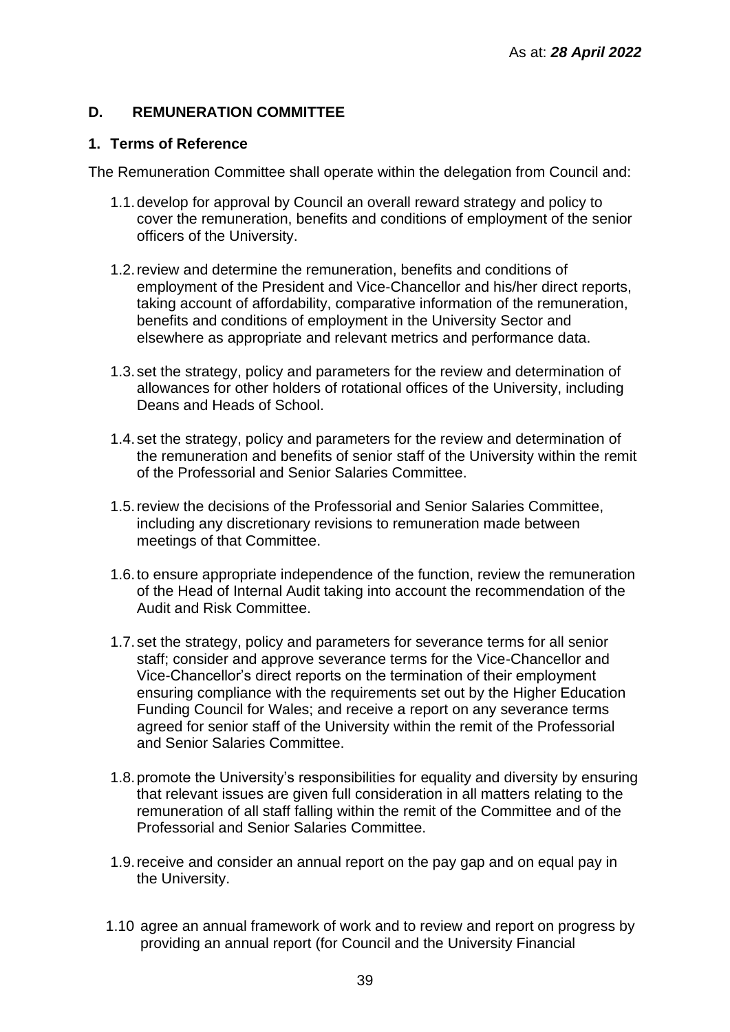As at: ***28 April 2022***

## D. REMUNERATION COMMITTEE

### 1. Terms of Reference

The Remuneration Committee shall operate within the delegation from Council and:

1.1. develop for approval by Council an overall reward strategy and policy to cover the remuneration, benefits and conditions of employment of the senior officers of the University.

1.2. review and determine the remuneration, benefits and conditions of employment of the President and Vice-Chancellor and his/her direct reports, taking account of affordability, comparative information of the remuneration, benefits and conditions of employment in the University Sector and elsewhere as appropriate and relevant metrics and performance data.

1.3. set the strategy, policy and parameters for the review and determination of allowances for other holders of rotational offices of the University, including Deans and Heads of School.

1.4. set the strategy, policy and parameters for the review and determination of the remuneration and benefits of senior staff of the University within the remit of the Professorial and Senior Salaries Committee.

1.5. review the decisions of the Professorial and Senior Salaries Committee, including any discretionary revisions to remuneration made between meetings of that Committee.

1.6. to ensure appropriate independence of the function, review the remuneration of the Head of Internal Audit taking into account the recommendation of the Audit and Risk Committee.

1.7. set the strategy, policy and parameters for severance terms for all senior staff; consider and approve severance terms for the Vice-Chancellor and Vice-Chancellor's direct reports on the termination of their employment ensuring compliance with the requirements set out by the Higher Education Funding Council for Wales; and receive a report on any severance terms agreed for senior staff of the University within the remit of the Professorial and Senior Salaries Committee.

1.8. promote the University's responsibilities for equality and diversity by ensuring that relevant issues are given full consideration in all matters relating to the remuneration of all staff falling within the remit of the Committee and of the Professorial and Senior Salaries Committee.

1.9. receive and consider an annual report on the pay gap and on equal pay in the University.

1.10 agree an annual framework of work and to review and report on progress by providing an annual report (for Council and the University Financial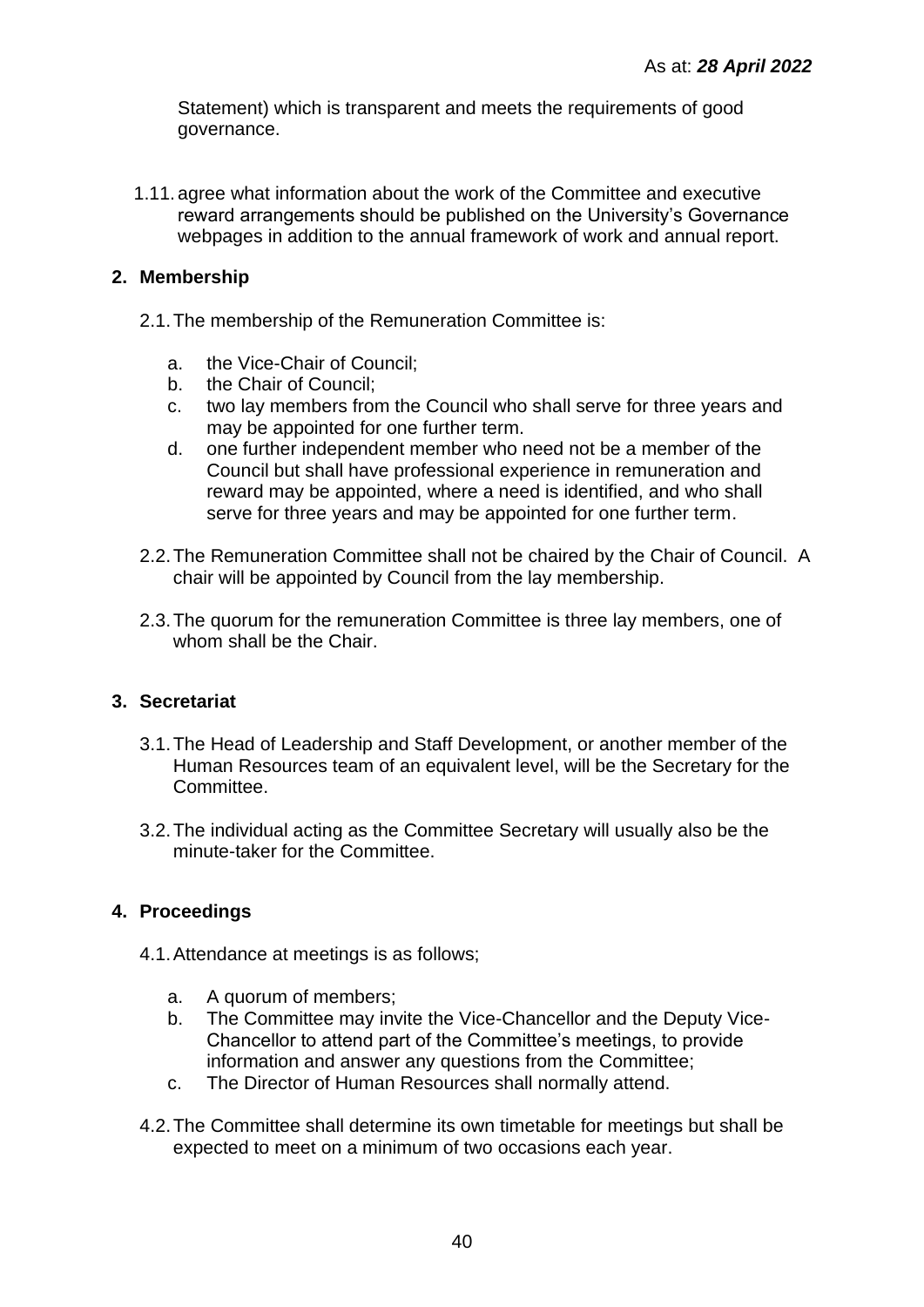Statement) which is transparent and meets the requirements of good governance.

1.11. agree what information about the work of the Committee and executive reward arrangements should be published on the University's Governance webpages in addition to the annual framework of work and annual report.

## 2. Membership

2.1. The membership of the Remuneration Committee is:

a. the Vice-Chair of Council;
b. the Chair of Council;
c. two lay members from the Council who shall serve for three years and may be appointed for one further term.
d. one further independent member who need not be a member of the Council but shall have professional experience in remuneration and reward may be appointed, where a need is identified, and who shall serve for three years and may be appointed for one further term.

2.2. The Remuneration Committee shall not be chaired by the Chair of Council. A chair will be appointed by Council from the lay membership.

2.3. The quorum for the remuneration Committee is three lay members, one of whom shall be the Chair.

## 3. Secretariat

3.1. The Head of Leadership and Staff Development, or another member of the Human Resources team of an equivalent level, will be the Secretary for the Committee.

3.2. The individual acting as the Committee Secretary will usually also be the minute-taker for the Committee.

## 4. Proceedings

4.1. Attendance at meetings is as follows;

a. A quorum of members;
b. The Committee may invite the Vice-Chancellor and the Deputy Vice-Chancellor to attend part of the Committee's meetings, to provide information and answer any questions from the Committee;
c. The Director of Human Resources shall normally attend.

4.2. The Committee shall determine its own timetable for meetings but shall be expected to meet on a minimum of two occasions each year.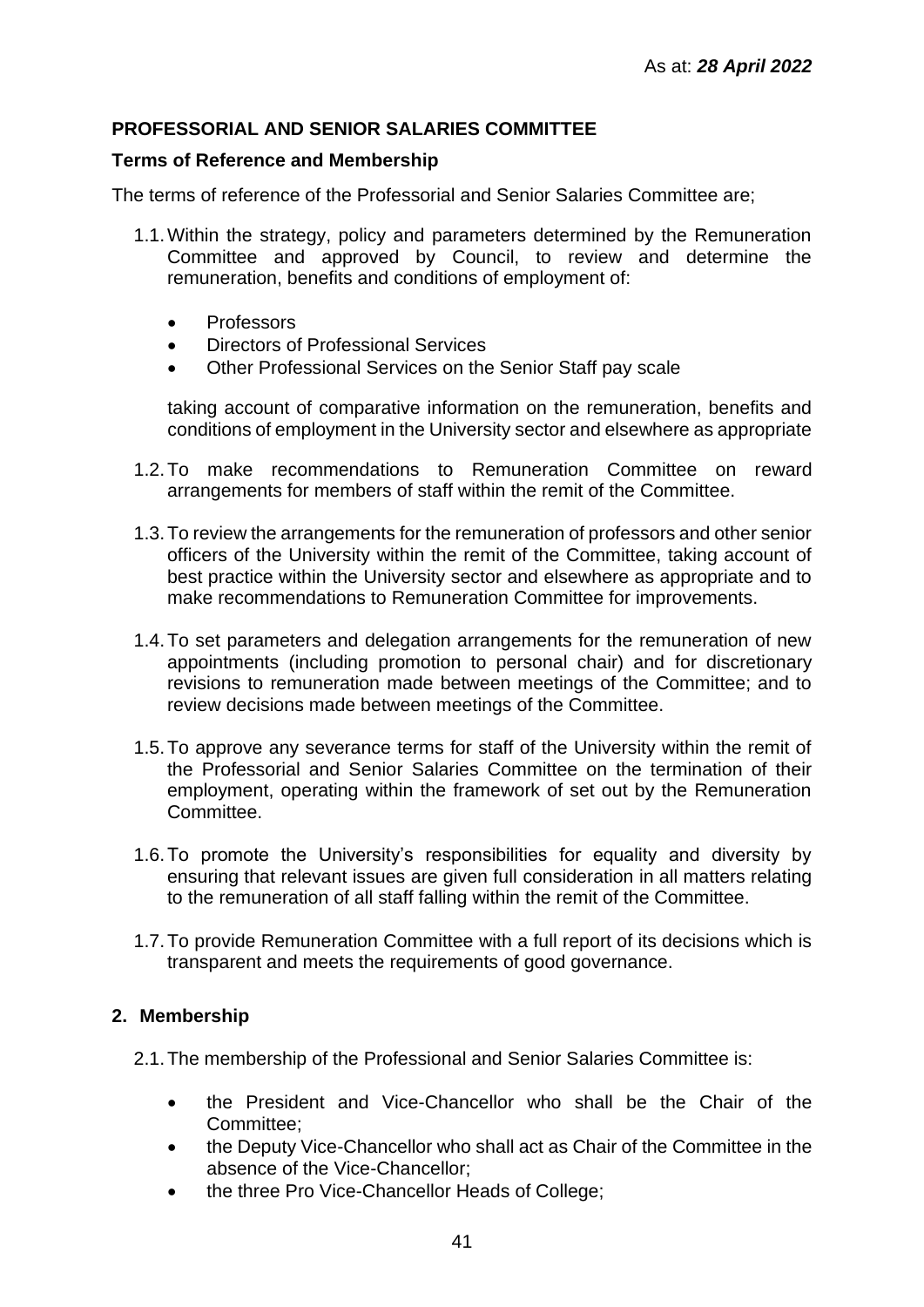As at: ***28 April 2022***

**PROFESSORIAL AND SENIOR SALARIES COMMITTEE**

**Terms of Reference and Membership**

The terms of reference of the Professorial and Senior Salaries Committee are;

1.1. Within the strategy, policy and parameters determined by the Remuneration Committee and approved by Council, to review and determine the remuneration, benefits and conditions of employment of:

- Professors
- Directors of Professional Services
- Other Professional Services on the Senior Staff pay scale

taking account of comparative information on the remuneration, benefits and conditions of employment in the University sector and elsewhere as appropriate

1.2. To make recommendations to Remuneration Committee on reward arrangements for members of staff within the remit of the Committee.

1.3. To review the arrangements for the remuneration of professors and other senior officers of the University within the remit of the Committee, taking account of best practice within the University sector and elsewhere as appropriate and to make recommendations to Remuneration Committee for improvements.

1.4. To set parameters and delegation arrangements for the remuneration of new appointments (including promotion to personal chair) and for discretionary revisions to remuneration made between meetings of the Committee; and to review decisions made between meetings of the Committee.

1.5. To approve any severance terms for staff of the University within the remit of the Professorial and Senior Salaries Committee on the termination of their employment, operating within the framework of set out by the Remuneration Committee.

1.6. To promote the University's responsibilities for equality and diversity by ensuring that relevant issues are given full consideration in all matters relating to the remuneration of all staff falling within the remit of the Committee.

1.7. To provide Remuneration Committee with a full report of its decisions which is transparent and meets the requirements of good governance.

**2. Membership**

2.1. The membership of the Professorial and Senior Salaries Committee is:

- the President and Vice-Chancellor who shall be the Chair of the Committee;
- the Deputy Vice-Chancellor who shall act as Chair of the Committee in the absence of the Vice-Chancellor;
- the three Pro Vice-Chancellor Heads of College;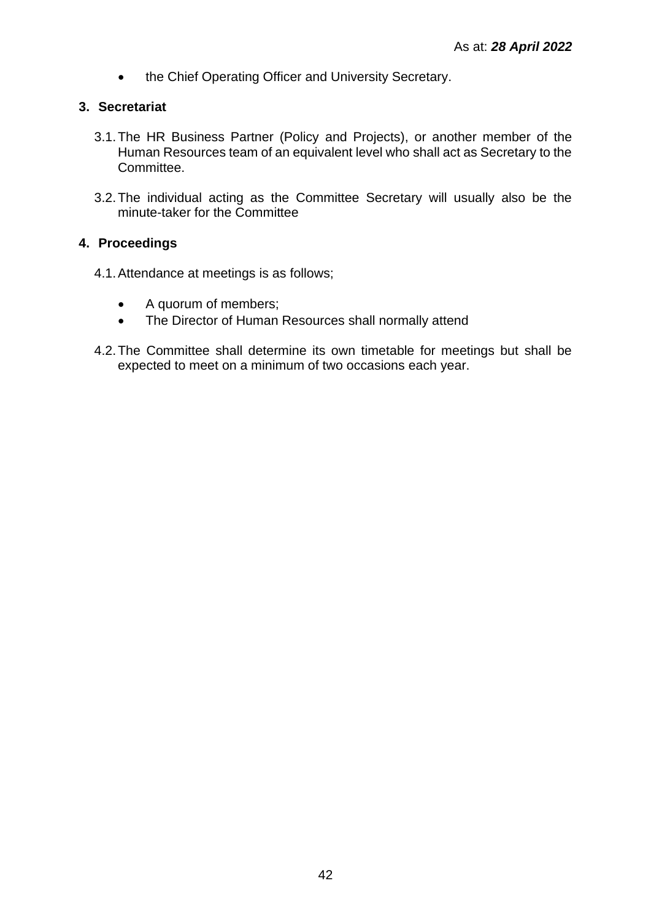As at: ***28 April 2022***

- the Chief Operating Officer and University Secretary.

## 3. Secretariat

3.1. The HR Business Partner (Policy and Projects), or another member of the Human Resources team of an equivalent level who shall act as Secretary to the Committee.

3.2. The individual acting as the Committee Secretary will usually also be the minute-taker for the Committee

## 4. Proceedings

4.1. Attendance at meetings is as follows;

- A quorum of members;
- The Director of Human Resources shall normally attend

4.2. The Committee shall determine its own timetable for meetings but shall be expected to meet on a minimum of two occasions each year.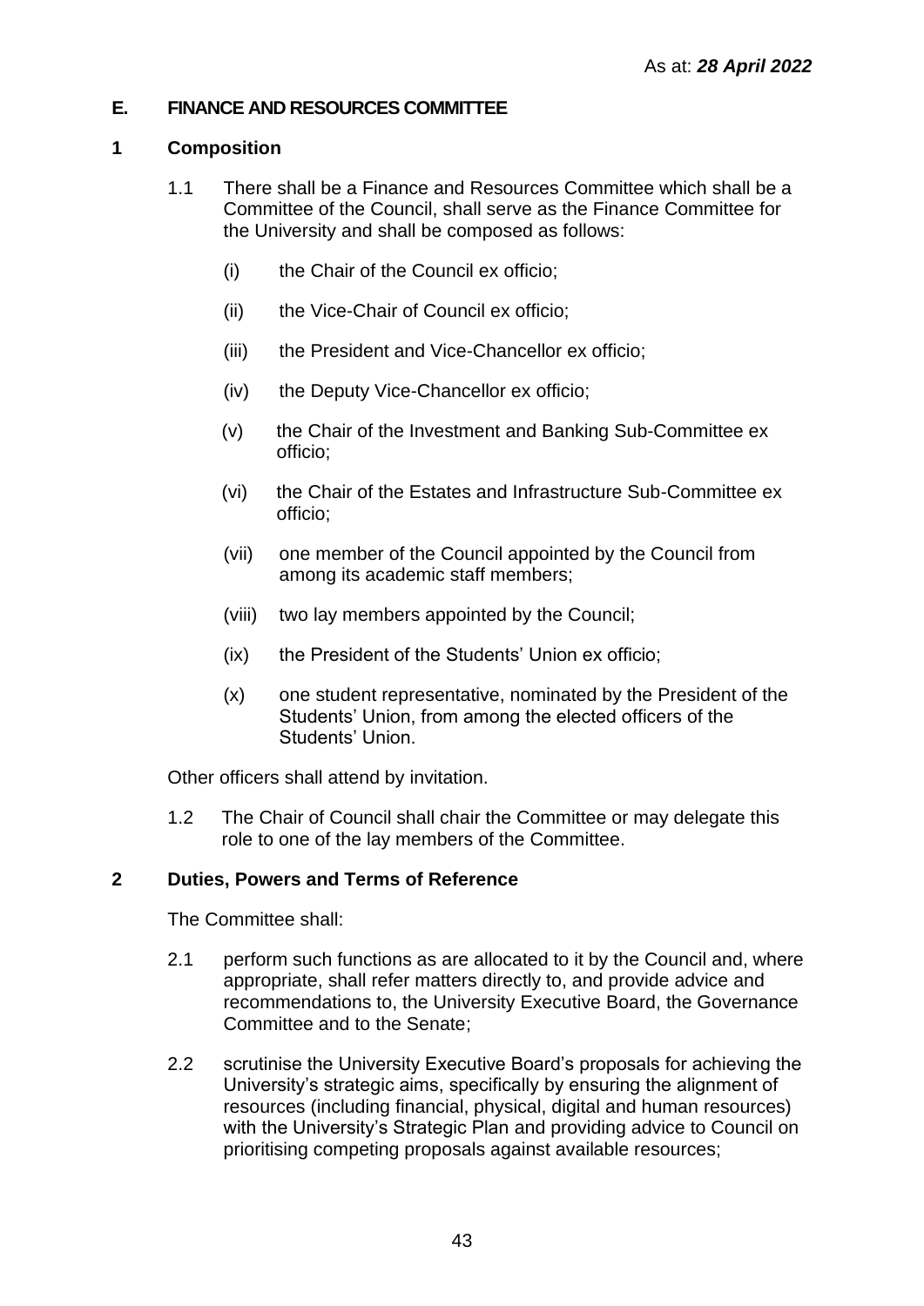As at: ***28 April 2022***

## E. FINANCE AND RESOURCES COMMITTEE

### 1 Composition

1.1 There shall be a Finance and Resources Committee which shall be a Committee of the Council, shall serve as the Finance Committee for the University and shall be composed as follows:

(i) the Chair of the Council ex officio;

(ii) the Vice-Chair of Council ex officio;

(iii) the President and Vice-Chancellor ex officio;

(iv) the Deputy Vice-Chancellor ex officio;

(v) the Chair of the Investment and Banking Sub-Committee ex officio;

(vi) the Chair of the Estates and Infrastructure Sub-Committee ex officio;

(vii) one member of the Council appointed by the Council from among its academic staff members;

(viii) two lay members appointed by the Council;

(ix) the President of the Students' Union ex officio;

(x) one student representative, nominated by the President of the Students' Union, from among the elected officers of the Students' Union.

Other officers shall attend by invitation.

1.2 The Chair of Council shall chair the Committee or may delegate this role to one of the lay members of the Committee.

### 2 Duties, Powers and Terms of Reference

The Committee shall:

2.1 perform such functions as are allocated to it by the Council and, where appropriate, shall refer matters directly to, and provide advice and recommendations to, the University Executive Board, the Governance Committee and to the Senate;

2.2 scrutinise the University Executive Board's proposals for achieving the University's strategic aims, specifically by ensuring the alignment of resources (including financial, physical, digital and human resources) with the University's Strategic Plan and providing advice to Council on prioritising competing proposals against available resources;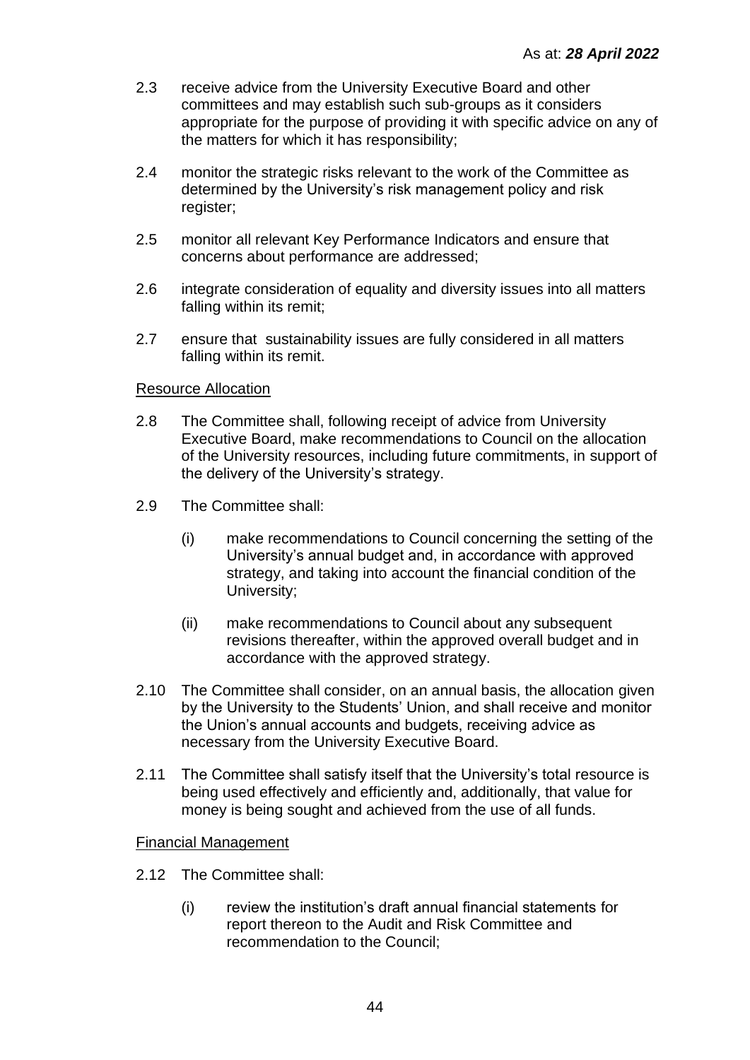2.3 receive advice from the University Executive Board and other committees and may establish such sub-groups as it considers appropriate for the purpose of providing it with specific advice on any of the matters for which it has responsibility;

2.4 monitor the strategic risks relevant to the work of the Committee as determined by the University's risk management policy and risk register;

2.5 monitor all relevant Key Performance Indicators and ensure that concerns about performance are addressed;

2.6 integrate consideration of equality and diversity issues into all matters falling within its remit;

2.7 ensure that sustainability issues are fully considered in all matters falling within its remit.

Resource Allocation

2.8 The Committee shall, following receipt of advice from University Executive Board, make recommendations to Council on the allocation of the University resources, including future commitments, in support of the delivery of the University's strategy.

2.9 The Committee shall:

(i) make recommendations to Council concerning the setting of the University's annual budget and, in accordance with approved strategy, and taking into account the financial condition of the University;

(ii) make recommendations to Council about any subsequent revisions thereafter, within the approved overall budget and in accordance with the approved strategy.

2.10 The Committee shall consider, on an annual basis, the allocation given by the University to the Students' Union, and shall receive and monitor the Union's annual accounts and budgets, receiving advice as necessary from the University Executive Board.

2.11 The Committee shall satisfy itself that the University's total resource is being used effectively and efficiently and, additionally, that value for money is being sought and achieved from the use of all funds.

Financial Management

2.12 The Committee shall:

(i) review the institution's draft annual financial statements for report thereon to the Audit and Risk Committee and recommendation to the Council;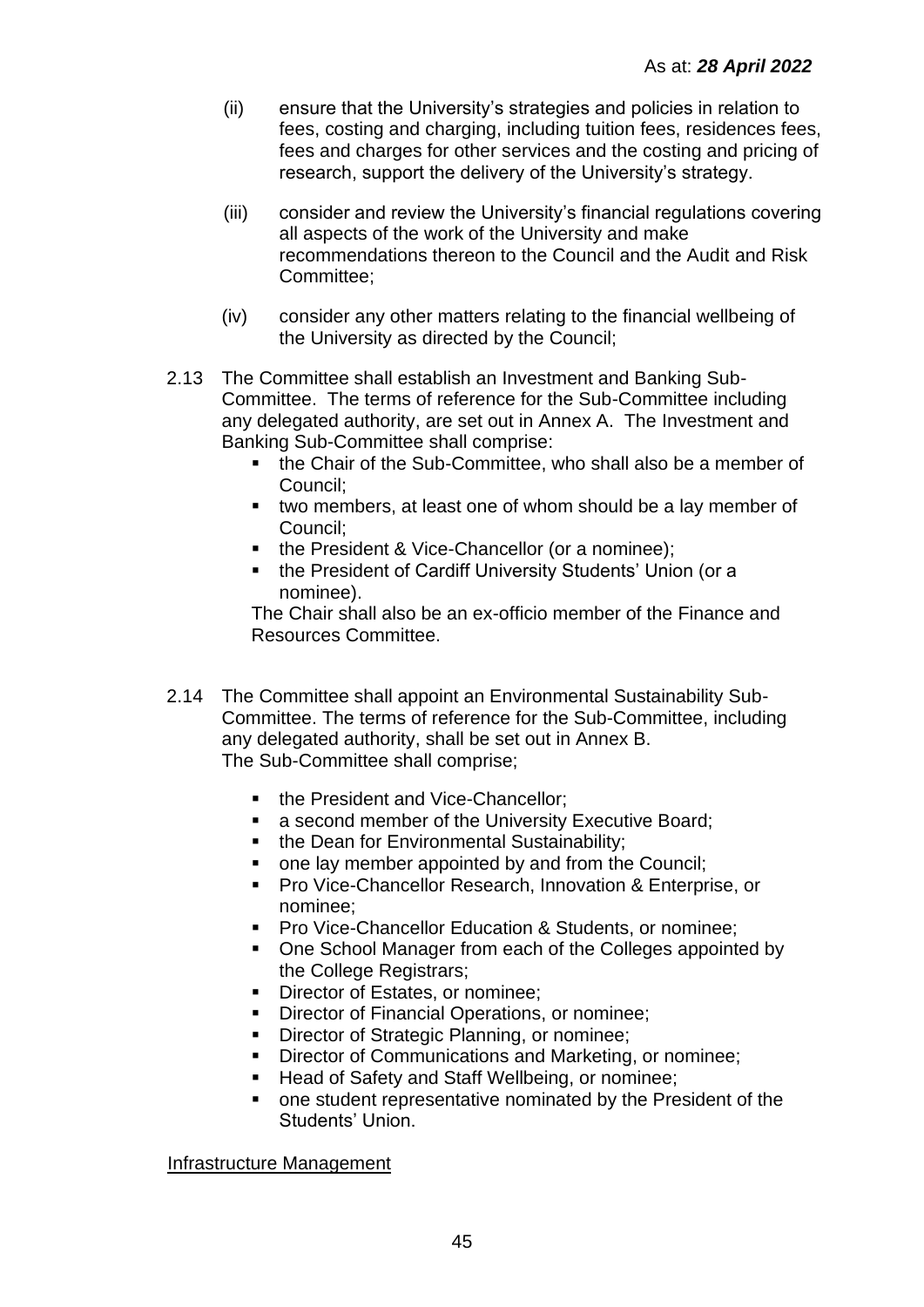As at: ***28 April 2022***

(ii) ensure that the University's strategies and policies in relation to fees, costing and charging, including tuition fees, residences fees, fees and charges for other services and the costing and pricing of research, support the delivery of the University's strategy.

(iii) consider and review the University's financial regulations covering all aspects of the work of the University and make recommendations thereon to the Council and the Audit and Risk Committee;

(iv) consider any other matters relating to the financial wellbeing of the University as directed by the Council;

2.13 The Committee shall establish an Investment and Banking Sub-Committee. The terms of reference for the Sub-Committee including any delegated authority, are set out in Annex A. The Investment and Banking Sub-Committee shall comprise:

- the Chair of the Sub-Committee, who shall also be a member of Council;
- two members, at least one of whom should be a lay member of Council;
- the President & Vice-Chancellor (or a nominee);
- the President of Cardiff University Students' Union (or a nominee).

The Chair shall also be an ex-officio member of the Finance and Resources Committee.

2.14 The Committee shall appoint an Environmental Sustainability Sub-Committee. The terms of reference for the Sub-Committee, including any delegated authority, shall be set out in Annex B.
The Sub-Committee shall comprise;

- the President and Vice-Chancellor;
- a second member of the University Executive Board;
- the Dean for Environmental Sustainability;
- one lay member appointed by and from the Council;
- Pro Vice-Chancellor Research, Innovation & Enterprise, or nominee;
- Pro Vice-Chancellor Education & Students, or nominee;
- One School Manager from each of the Colleges appointed by the College Registrars;
- Director of Estates, or nominee;
- Director of Financial Operations, or nominee;
- Director of Strategic Planning, or nominee;
- Director of Communications and Marketing, or nominee;
- Head of Safety and Staff Wellbeing, or nominee;
- one student representative nominated by the President of the Students' Union.

<u>Infrastructure Management</u>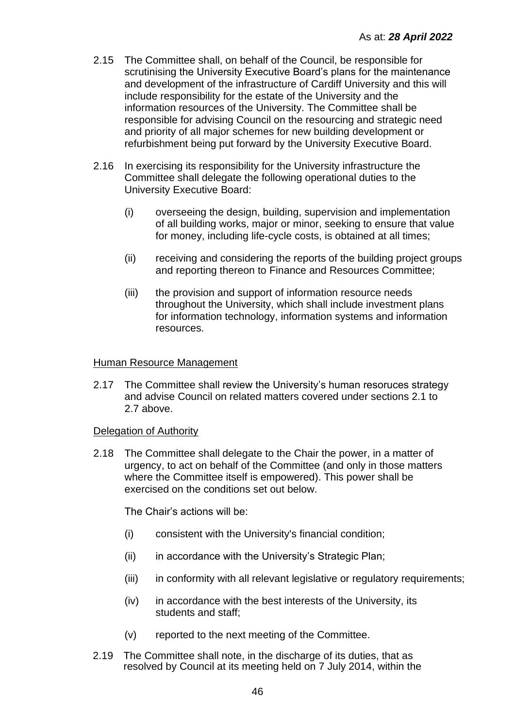2.15 The Committee shall, on behalf of the Council, be responsible for scrutinising the University Executive Board's plans for the maintenance and development of the infrastructure of Cardiff University and this will include responsibility for the estate of the University and the information resources of the University. The Committee shall be responsible for advising Council on the resourcing and strategic need and priority of all major schemes for new building development or refurbishment being put forward by the University Executive Board.

2.16 In exercising its responsibility for the University infrastructure the Committee shall delegate the following operational duties to the University Executive Board:

(i) overseeing the design, building, supervision and implementation of all building works, major or minor, seeking to ensure that value for money, including life-cycle costs, is obtained at all times;

(ii) receiving and considering the reports of the building project groups and reporting thereon to Finance and Resources Committee;

(iii) the provision and support of information resource needs throughout the University, which shall include investment plans for information technology, information systems and information resources.

Human Resource Management

2.17 The Committee shall review the University's human resoruces strategy and advise Council on related matters covered under sections 2.1 to 2.7 above.

Delegation of Authority

2.18 The Committee shall delegate to the Chair the power, in a matter of urgency, to act on behalf of the Committee (and only in those matters where the Committee itself is empowered). This power shall be exercised on the conditions set out below.

The Chair's actions will be:

(i) consistent with the University's financial condition;

(ii) in accordance with the University's Strategic Plan;

(iii) in conformity with all relevant legislative or regulatory requirements;

(iv) in accordance with the best interests of the University, its students and staff;

(v) reported to the next meeting of the Committee.

2.19 The Committee shall note, in the discharge of its duties, that as resolved by Council at its meeting held on 7 July 2014, within the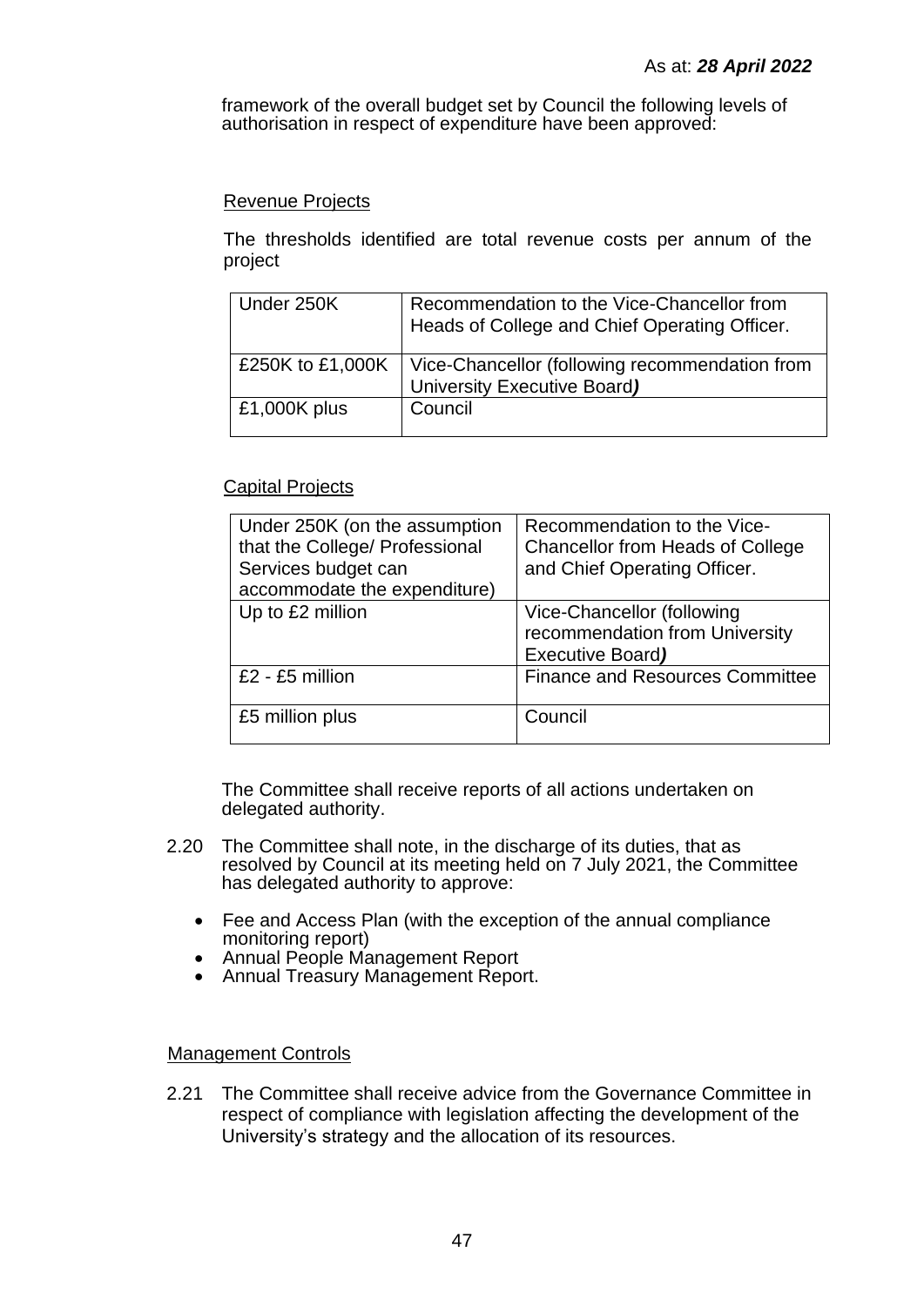As at: ***28 April 2022***

framework of the overall budget set by Council the following levels of authorisation in respect of expenditure have been approved:

Revenue Projects

The thresholds identified are total revenue costs per annum of the project

| Under 250K | Recommendation to the Vice-Chancellor from Heads of College and Chief Operating Officer. |
|---|---|
| £250K to £1,000K | Vice-Chancellor (following recommendation from University Executive Board***)*** |
| £1,000K plus | Council |

Capital Projects

| Under 250K (on the assumption that the College/ Professional Services budget can accommodate the expenditure) | Recommendation to the Vice-Chancellor from Heads of College and Chief Operating Officer. |
|---|---|
| Up to £2 million | Vice-Chancellor (following recommendation from University Executive Board***)*** |
| £2 - £5 million | Finance and Resources Committee |
| £5 million plus | Council |

The Committee shall receive reports of all actions undertaken on delegated authority.

2.20 The Committee shall note, in the discharge of its duties, that as resolved by Council at its meeting held on 7 July 2021, the Committee has delegated authority to approve:

- Fee and Access Plan (with the exception of the annual compliance monitoring report)
- Annual People Management Report
- Annual Treasury Management Report.

Management Controls

2.21 The Committee shall receive advice from the Governance Committee in respect of compliance with legislation affecting the development of the University's strategy and the allocation of its resources.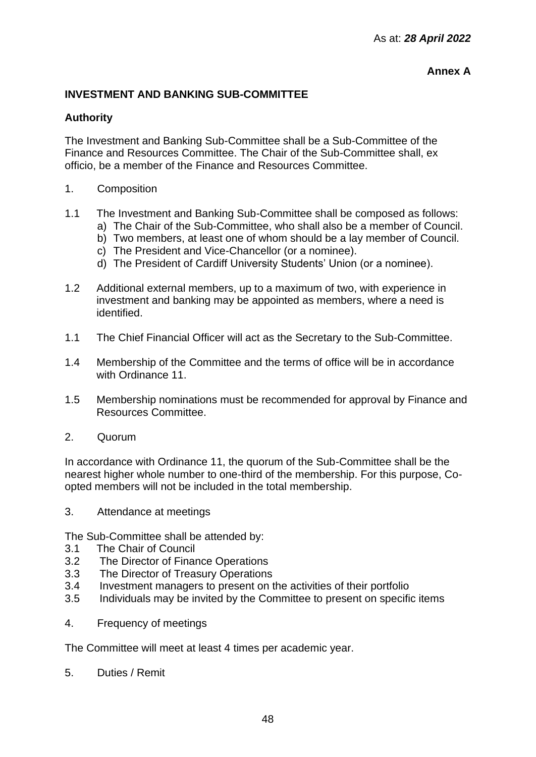As at: ***28 April 2022***

**Annex A**

## INVESTMENT AND BANKING SUB-COMMITTEE

### Authority

The Investment and Banking Sub-Committee shall be a Sub-Committee of the Finance and Resources Committee. The Chair of the Sub-Committee shall, ex officio, be a member of the Finance and Resources Committee.

1. Composition

1.1 The Investment and Banking Sub-Committee shall be composed as follows:
   a) The Chair of the Sub-Committee, who shall also be a member of Council.
   b) Two members, at least one of whom should be a lay member of Council.
   c) The President and Vice-Chancellor (or a nominee).
   d) The President of Cardiff University Students' Union (or a nominee).

1.2 Additional external members, up to a maximum of two, with experience in investment and banking may be appointed as members, where a need is identified.

1.1 The Chief Financial Officer will act as the Secretary to the Sub-Committee.

1.4 Membership of the Committee and the terms of office will be in accordance with Ordinance 11.

1.5 Membership nominations must be recommended for approval by Finance and Resources Committee.

2. Quorum

In accordance with Ordinance 11, the quorum of the Sub-Committee shall be the nearest higher whole number to one-third of the membership. For this purpose, Co-opted members will not be included in the total membership.

3. Attendance at meetings

The Sub-Committee shall be attended by:

3.1 The Chair of Council
3.2 The Director of Finance Operations
3.3 The Director of Treasury Operations
3.4 Investment managers to present on the activities of their portfolio
3.5 Individuals may be invited by the Committee to present on specific items

4. Frequency of meetings

The Committee will meet at least 4 times per academic year.

5. Duties / Remit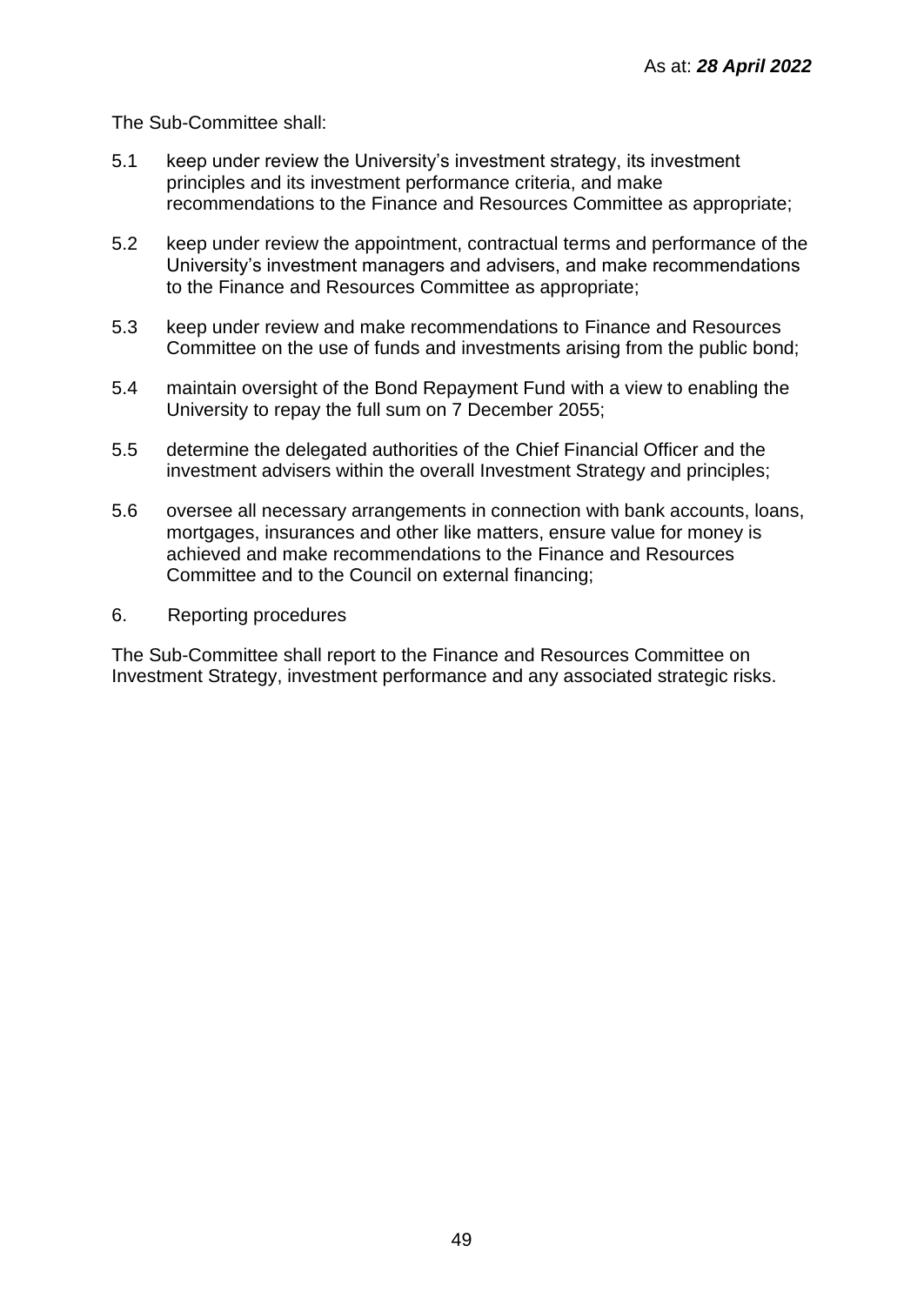As at: ***28 April 2022***

The Sub-Committee shall:

5.1 keep under review the University's investment strategy, its investment principles and its investment performance criteria, and make recommendations to the Finance and Resources Committee as appropriate;

5.2 keep under review the appointment, contractual terms and performance of the University's investment managers and advisers, and make recommendations to the Finance and Resources Committee as appropriate;

5.3 keep under review and make recommendations to Finance and Resources Committee on the use of funds and investments arising from the public bond;

5.4 maintain oversight of the Bond Repayment Fund with a view to enabling the University to repay the full sum on 7 December 2055;

5.5 determine the delegated authorities of the Chief Financial Officer and the investment advisers within the overall Investment Strategy and principles;

5.6 oversee all necessary arrangements in connection with bank accounts, loans, mortgages, insurances and other like matters, ensure value for money is achieved and make recommendations to the Finance and Resources Committee and to the Council on external financing;

6. Reporting procedures

The Sub-Committee shall report to the Finance and Resources Committee on Investment Strategy, investment performance and any associated strategic risks.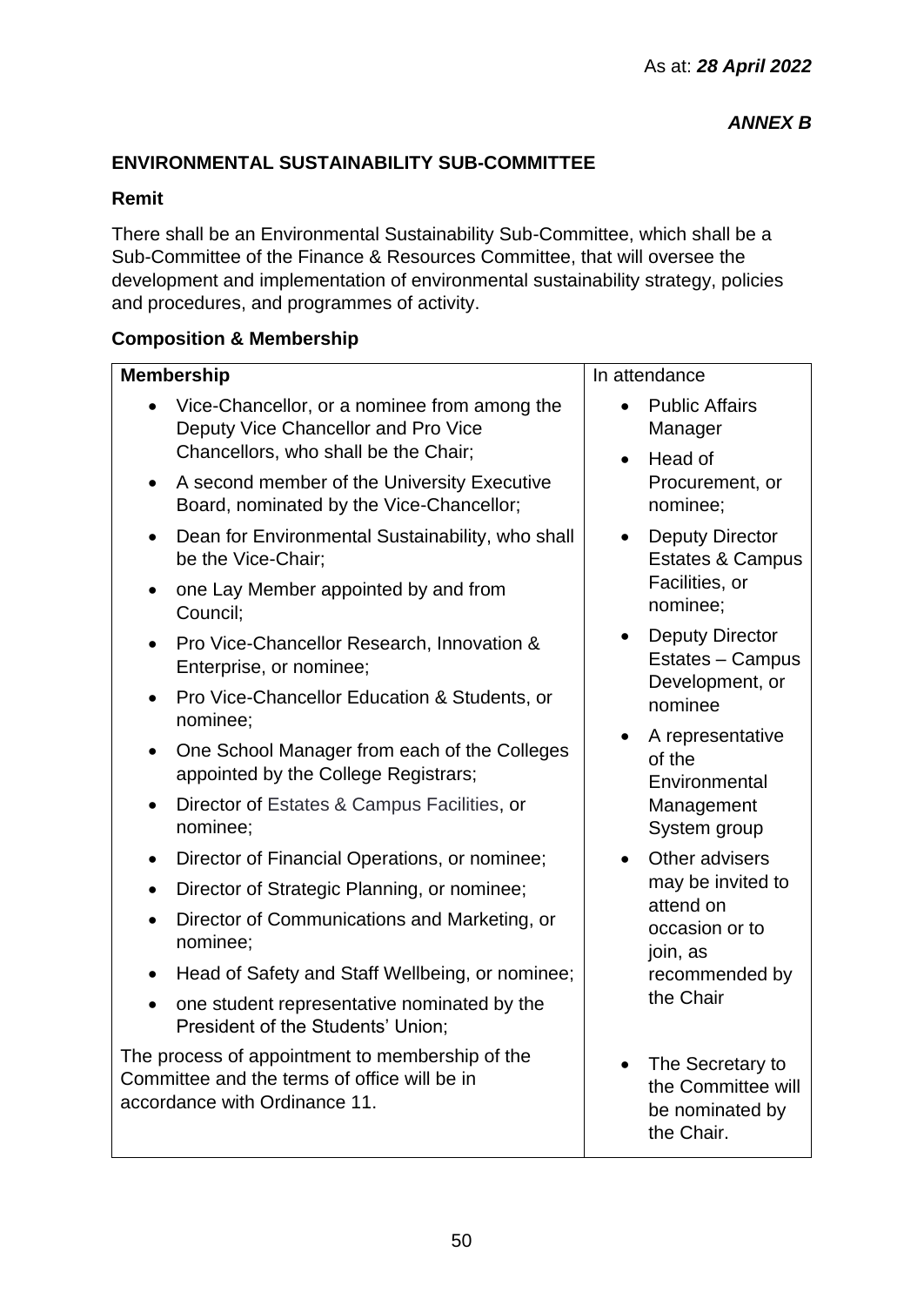As at: ***28 April 2022***

***ANNEX B***

**ENVIRONMENTAL SUSTAINABILITY SUB-COMMITTEE**

**Remit**

There shall be an Environmental Sustainability Sub-Committee, which shall be a Sub-Committee of the Finance & Resources Committee, that will oversee the development and implementation of environmental sustainability strategy, policies and procedures, and programmes of activity.

**Composition & Membership**

| **Membership** | In attendance |
|---|---|
| • Vice-Chancellor, or a nominee from among the Deputy Vice Chancellor and Pro Vice Chancellors, who shall be the Chair;<br>• A second member of the University Executive Board, nominated by the Vice-Chancellor;<br>• Dean for Environmental Sustainability, who shall be the Vice-Chair;<br>• one Lay Member appointed by and from Council;<br>• Pro Vice-Chancellor Research, Innovation & Enterprise, or nominee;<br>• Pro Vice-Chancellor Education & Students, or nominee;<br>• One School Manager from each of the Colleges appointed by the College Registrars;<br>• Director of Estates & Campus Facilities, or nominee;<br>• Director of Financial Operations, or nominee;<br>• Director of Strategic Planning, or nominee;<br>• Director of Communications and Marketing, or nominee;<br>• Head of Safety and Staff Wellbeing, or nominee;<br>• one student representative nominated by the President of the Students' Union;<br><br>The process of appointment to membership of the Committee and the terms of office will be in accordance with Ordinance 11. | • Public Affairs Manager<br>• Head of Procurement, or nominee;<br>• Deputy Director Estates & Campus Facilities, or nominee;<br>• Deputy Director Estates – Campus Development, or nominee<br>• A representative of the Environmental Management System group<br>• Other advisers may be invited to attend on occasion or to join, as recommended by the Chair<br><br>• The Secretary to the Committee will be nominated by the Chair. |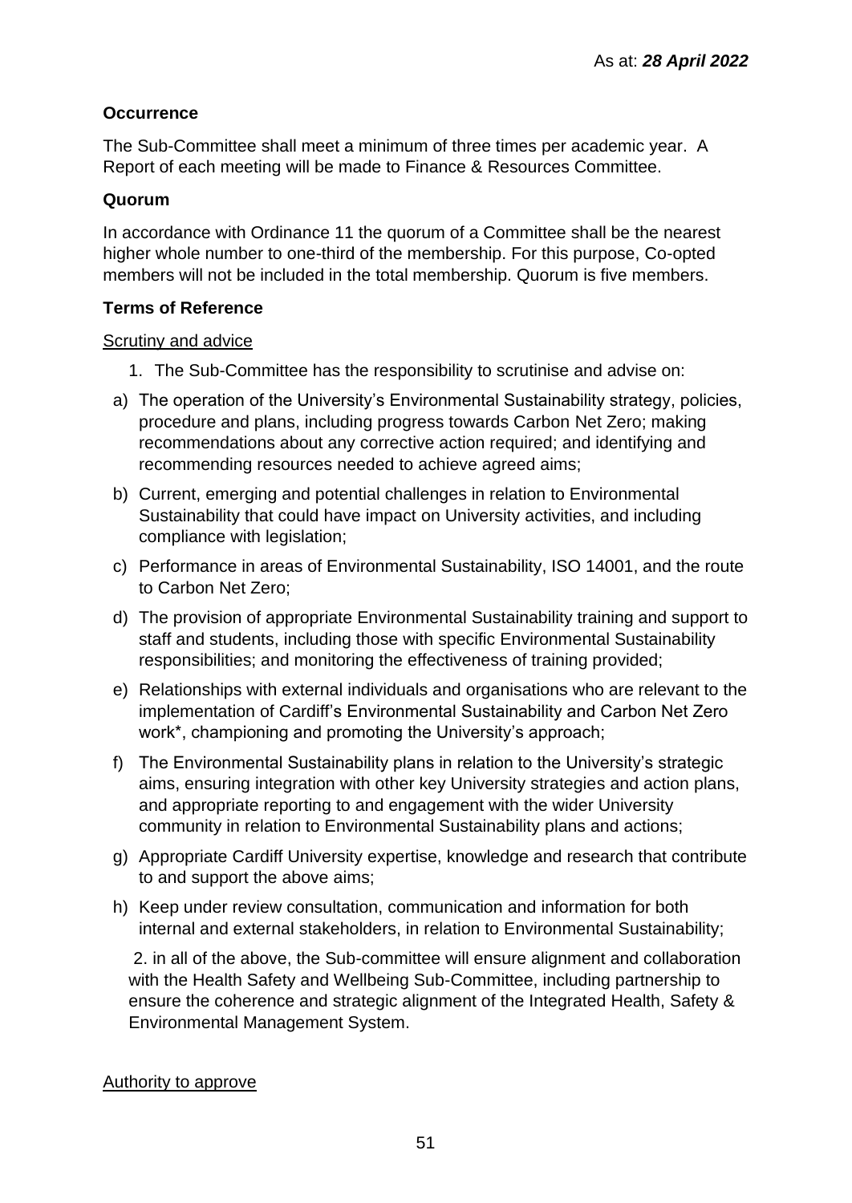As at: ***28 April 2022***

**Occurrence**

The Sub-Committee shall meet a minimum of three times per academic year. A Report of each meeting will be made to Finance & Resources Committee.

**Quorum**

In accordance with Ordinance 11 the quorum of a Committee shall be the nearest higher whole number to one-third of the membership. For this purpose, Co-opted members will not be included in the total membership. Quorum is five members.

**Terms of Reference**

Scrutiny and advice

1. The Sub-Committee has the responsibility to scrutinise and advise on:

a) The operation of the University's Environmental Sustainability strategy, policies, procedure and plans, including progress towards Carbon Net Zero; making recommendations about any corrective action required; and identifying and recommending resources needed to achieve agreed aims;

b) Current, emerging and potential challenges in relation to Environmental Sustainability that could have impact on University activities, and including compliance with legislation;

c) Performance in areas of Environmental Sustainability, ISO 14001, and the route to Carbon Net Zero;

d) The provision of appropriate Environmental Sustainability training and support to staff and students, including those with specific Environmental Sustainability responsibilities; and monitoring the effectiveness of training provided;

e) Relationships with external individuals and organisations who are relevant to the implementation of Cardiff's Environmental Sustainability and Carbon Net Zero work*, championing and promoting the University's approach;

f) The Environmental Sustainability plans in relation to the University's strategic aims, ensuring integration with other key University strategies and action plans, and appropriate reporting to and engagement with the wider University community in relation to Environmental Sustainability plans and actions;

g) Appropriate Cardiff University expertise, knowledge and research that contribute to and support the above aims;

h) Keep under review consultation, communication and information for both internal and external stakeholders, in relation to Environmental Sustainability;

2. in all of the above, the Sub-committee will ensure alignment and collaboration with the Health Safety and Wellbeing Sub-Committee, including partnership to ensure the coherence and strategic alignment of the Integrated Health, Safety & Environmental Management System.

Authority to approve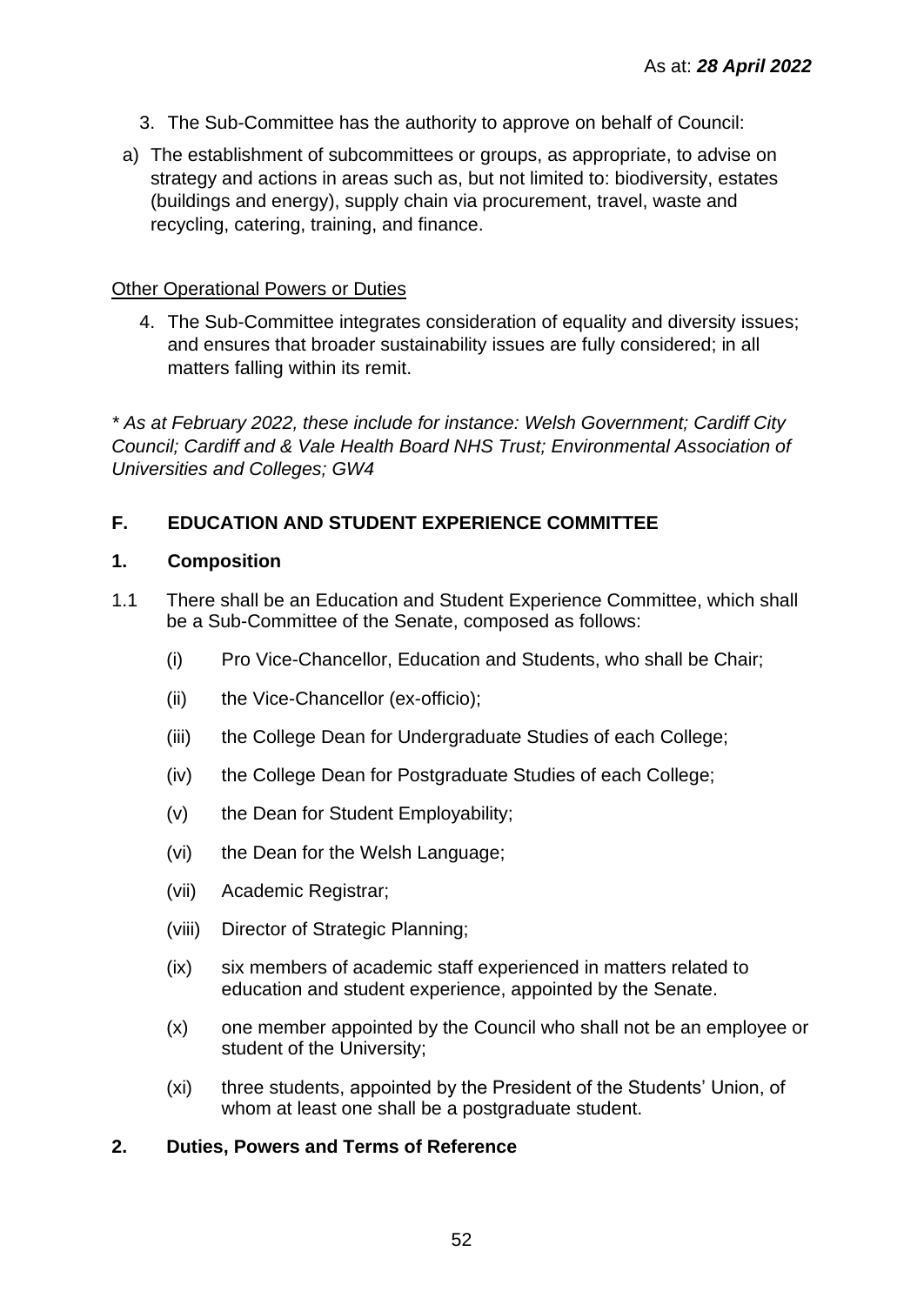3. The Sub-Committee has the authority to approve on behalf of Council:

a) The establishment of subcommittees or groups, as appropriate, to advise on strategy and actions in areas such as, but not limited to: biodiversity, estates (buildings and energy), supply chain via procurement, travel, waste and recycling, catering, training, and finance.

<u>Other Operational Powers or Duties</u>

4. The Sub-Committee integrates consideration of equality and diversity issues; and ensures that broader sustainability issues are fully considered; in all matters falling within its remit.

*\* As at February 2022, these include for instance: Welsh Government; Cardiff City Council; Cardiff and & Vale Health Board NHS Trust; Environmental Association of Universities and Colleges; GW4*

## F. EDUCATION AND STUDENT EXPERIENCE COMMITTEE

### 1. Composition

1.1 There shall be an Education and Student Experience Committee, which shall be a Sub-Committee of the Senate, composed as follows:

(i) Pro Vice-Chancellor, Education and Students, who shall be Chair;

(ii) the Vice-Chancellor (ex-officio);

(iii) the College Dean for Undergraduate Studies of each College;

(iv) the College Dean for Postgraduate Studies of each College;

(v) the Dean for Student Employability;

(vi) the Dean for the Welsh Language;

(vii) Academic Registrar;

(viii) Director of Strategic Planning;

(ix) six members of academic staff experienced in matters related to education and student experience, appointed by the Senate.

(x) one member appointed by the Council who shall not be an employee or student of the University;

(xi) three students, appointed by the President of the Students' Union, of whom at least one shall be a postgraduate student.

### 2. Duties, Powers and Terms of Reference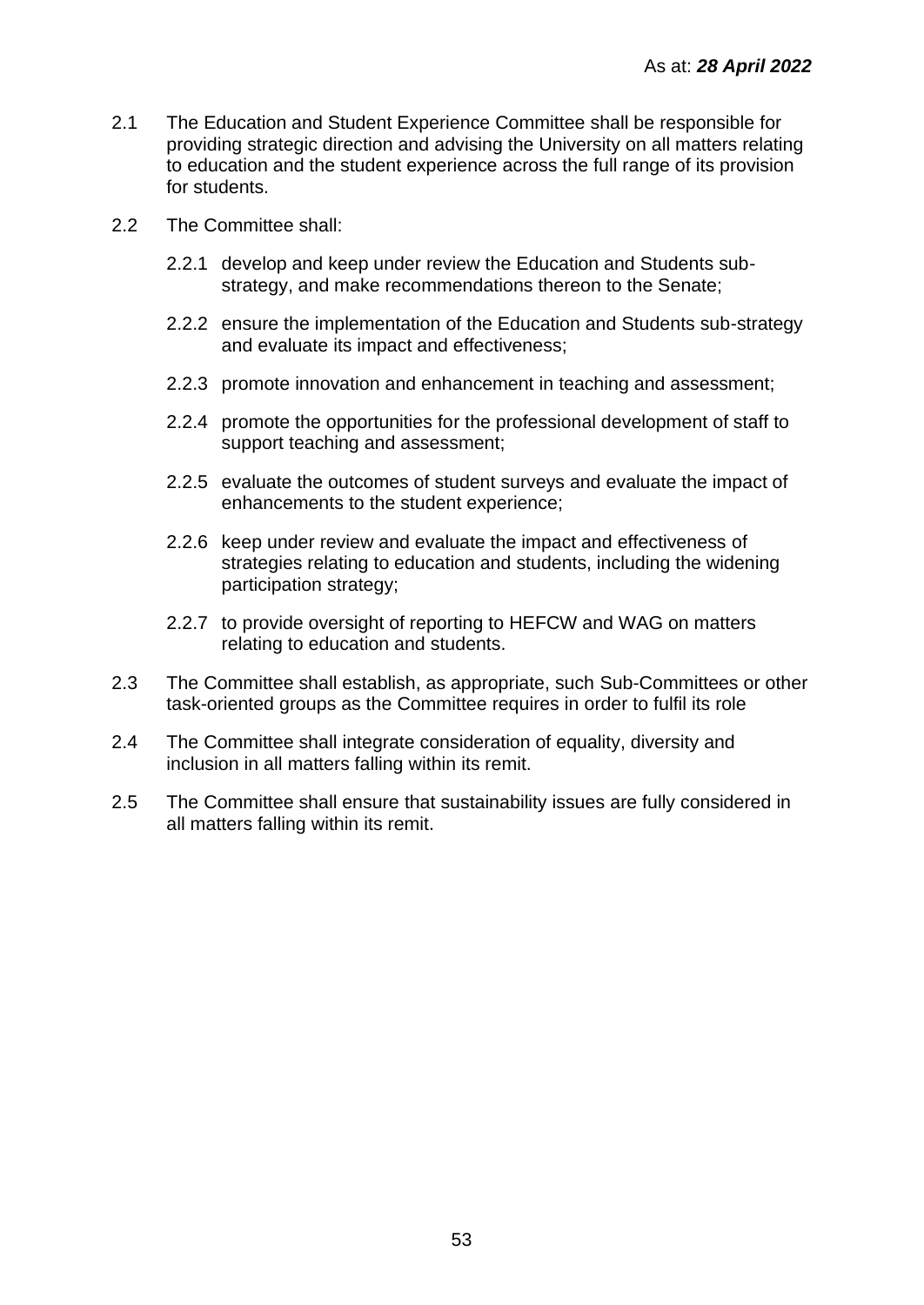As at: ***28 April 2022***

2.1 The Education and Student Experience Committee shall be responsible for providing strategic direction and advising the University on all matters relating to education and the student experience across the full range of its provision for students.

2.2 The Committee shall:

- 2.2.1 develop and keep under review the Education and Students sub-strategy, and make recommendations thereon to the Senate;
- 2.2.2 ensure the implementation of the Education and Students sub-strategy and evaluate its impact and effectiveness;
- 2.2.3 promote innovation and enhancement in teaching and assessment;
- 2.2.4 promote the opportunities for the professional development of staff to support teaching and assessment;
- 2.2.5 evaluate the outcomes of student surveys and evaluate the impact of enhancements to the student experience;
- 2.2.6 keep under review and evaluate the impact and effectiveness of strategies relating to education and students, including the widening participation strategy;
- 2.2.7 to provide oversight of reporting to HEFCW and WAG on matters relating to education and students.

2.3 The Committee shall establish, as appropriate, such Sub-Committees or other task-oriented groups as the Committee requires in order to fulfil its role

2.4 The Committee shall integrate consideration of equality, diversity and inclusion in all matters falling within its remit.

2.5 The Committee shall ensure that sustainability issues are fully considered in all matters falling within its remit.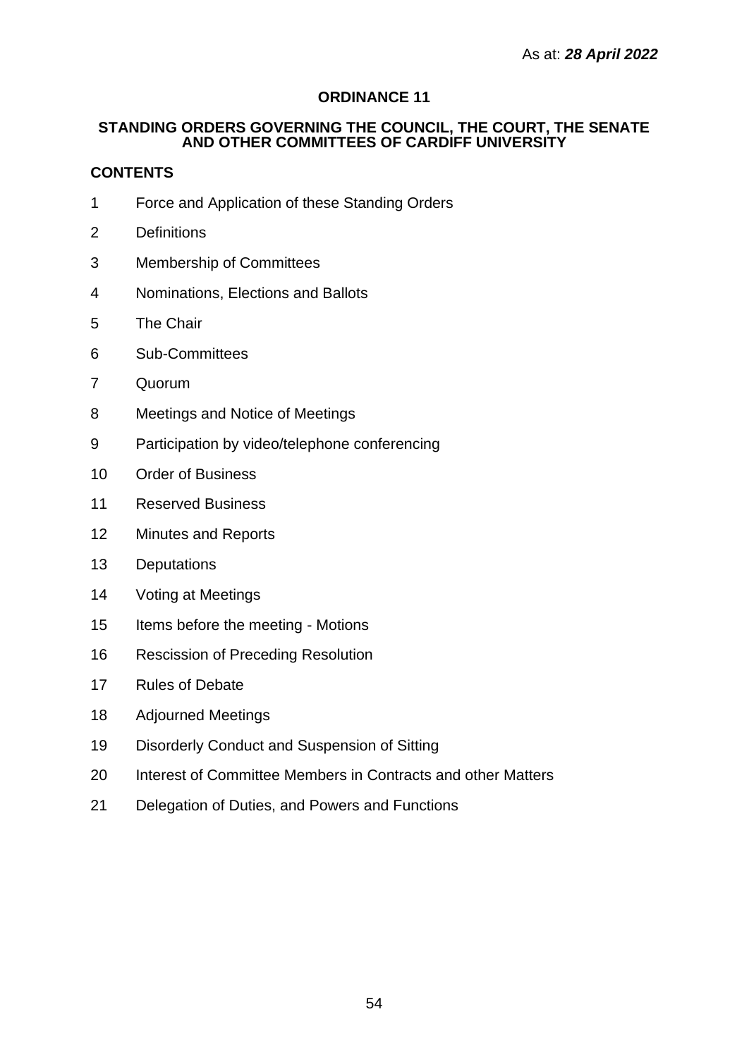As at: ***28 April 2022***

# ORDINANCE 11

## STANDING ORDERS GOVERNING THE COUNCIL, THE COURT, THE SENATE AND OTHER COMMITTEES OF CARDIFF UNIVERSITY

### CONTENTS

1 Force and Application of these Standing Orders

2 Definitions

3 Membership of Committees

4 Nominations, Elections and Ballots

5 The Chair

6 Sub-Committees

7 Quorum

8 Meetings and Notice of Meetings

9 Participation by video/telephone conferencing

10 Order of Business

11 Reserved Business

12 Minutes and Reports

13 Deputations

14 Voting at Meetings

15 Items before the meeting - Motions

16 Rescission of Preceding Resolution

17 Rules of Debate

18 Adjourned Meetings

19 Disorderly Conduct and Suspension of Sitting

20 Interest of Committee Members in Contracts and other Matters

21 Delegation of Duties, and Powers and Functions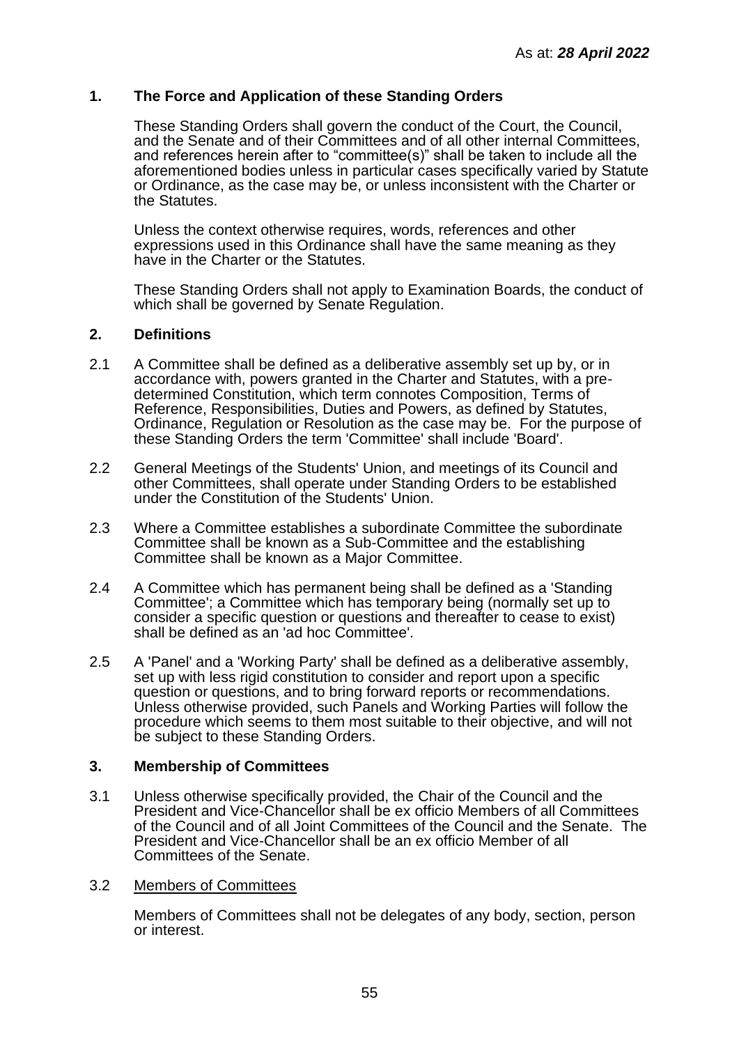As at: ***28 April 2022***

## 1. The Force and Application of these Standing Orders

These Standing Orders shall govern the conduct of the Court, the Council, and the Senate and of their Committees and of all other internal Committees, and references herein after to "committee(s)" shall be taken to include all the aforementioned bodies unless in particular cases specifically varied by Statute or Ordinance, as the case may be, or unless inconsistent with the Charter or the Statutes.

Unless the context otherwise requires, words, references and other expressions used in this Ordinance shall have the same meaning as they have in the Charter or the Statutes.

These Standing Orders shall not apply to Examination Boards, the conduct of which shall be governed by Senate Regulation.

## 2. Definitions

2.1 A Committee shall be defined as a deliberative assembly set up by, or in accordance with, powers granted in the Charter and Statutes, with a pre-determined Constitution, which term connotes Composition, Terms of Reference, Responsibilities, Duties and Powers, as defined by Statutes, Ordinance, Regulation or Resolution as the case may be. For the purpose of these Standing Orders the term 'Committee' shall include 'Board'.

2.2 General Meetings of the Students' Union, and meetings of its Council and other Committees, shall operate under Standing Orders to be established under the Constitution of the Students' Union.

2.3 Where a Committee establishes a subordinate Committee the subordinate Committee shall be known as a Sub-Committee and the establishing Committee shall be known as a Major Committee.

2.4 A Committee which has permanent being shall be defined as a 'Standing Committee'; a Committee which has temporary being (normally set up to consider a specific question or questions and thereafter to cease to exist) shall be defined as an 'ad hoc Committee'.

2.5 A 'Panel' and a 'Working Party' shall be defined as a deliberative assembly, set up with less rigid constitution to consider and report upon a specific question or questions, and to bring forward reports or recommendations. Unless otherwise provided, such Panels and Working Parties will follow the procedure which seems to them most suitable to their objective, and will not be subject to these Standing Orders.

## 3. Membership of Committees

3.1 Unless otherwise specifically provided, the Chair of the Council and the President and Vice-Chancellor shall be ex officio Members of all Committees of the Council and of all Joint Committees of the Council and the Senate. The President and Vice-Chancellor shall be an ex officio Member of all Committees of the Senate.

3.2 <u>Members of Committees</u>

Members of Committees shall not be delegates of any body, section, person or interest.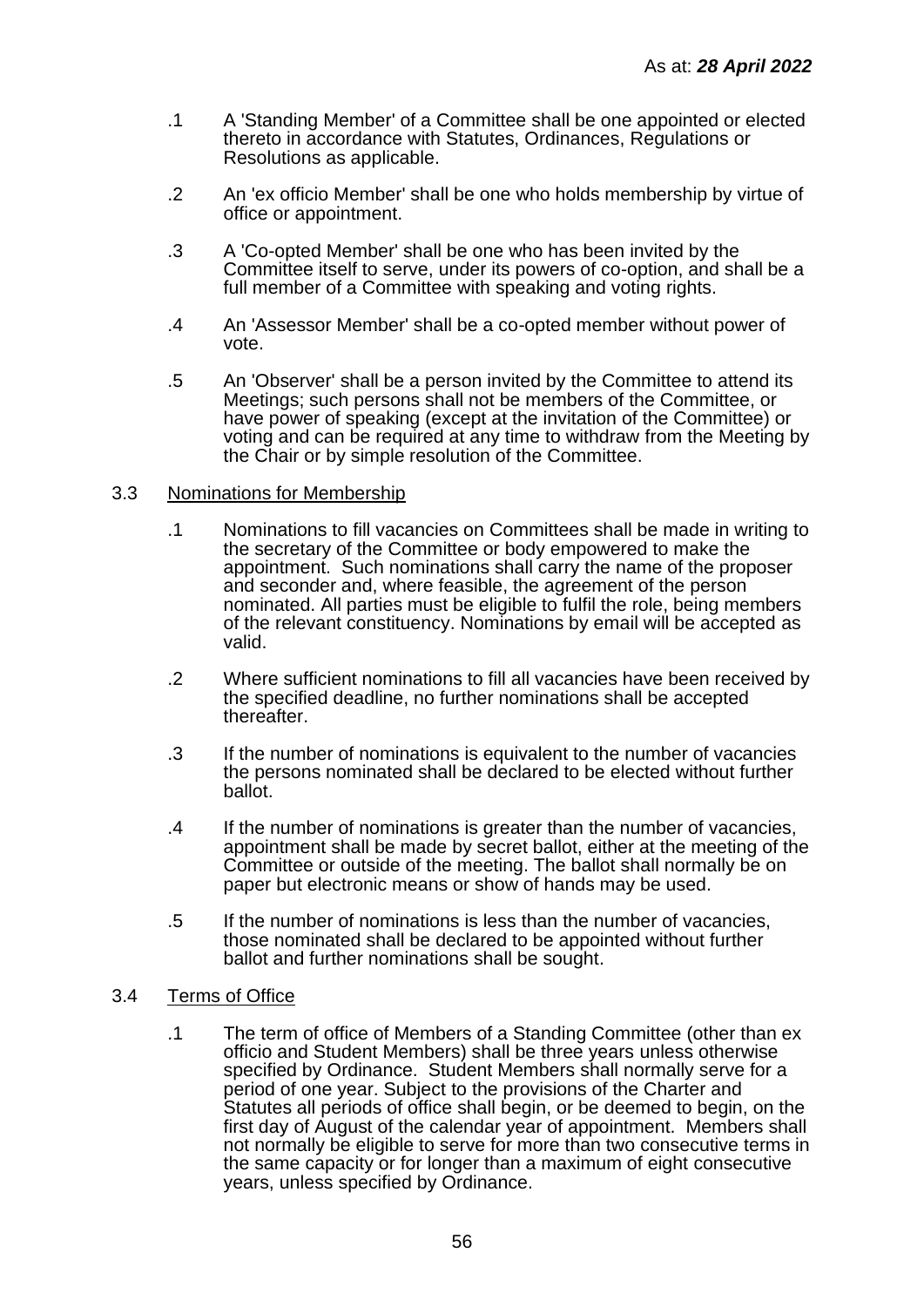As at: ***28 April 2022***

.1 A 'Standing Member' of a Committee shall be one appointed or elected thereto in accordance with Statutes, Ordinances, Regulations or Resolutions as applicable.

.2 An 'ex officio Member' shall be one who holds membership by virtue of office or appointment.

.3 A 'Co-opted Member' shall be one who has been invited by the Committee itself to serve, under its powers of co-option, and shall be a full member of a Committee with speaking and voting rights.

.4 An 'Assessor Member' shall be a co-opted member without power of vote.

.5 An 'Observer' shall be a person invited by the Committee to attend its Meetings; such persons shall not be members of the Committee, or have power of speaking (except at the invitation of the Committee) or voting and can be required at any time to withdraw from the Meeting by the Chair or by simple resolution of the Committee.

3.3 Nominations for Membership

.1 Nominations to fill vacancies on Committees shall be made in writing to the secretary of the Committee or body empowered to make the appointment. Such nominations shall carry the name of the proposer and seconder and, where feasible, the agreement of the person nominated. All parties must be eligible to fulfil the role, being members of the relevant constituency. Nominations by email will be accepted as valid.

.2 Where sufficient nominations to fill all vacancies have been received by the specified deadline, no further nominations shall be accepted thereafter.

.3 If the number of nominations is equivalent to the number of vacancies the persons nominated shall be declared to be elected without further ballot.

.4 If the number of nominations is greater than the number of vacancies, appointment shall be made by secret ballot, either at the meeting of the Committee or outside of the meeting. The ballot shall normally be on paper but electronic means or show of hands may be used.

.5 If the number of nominations is less than the number of vacancies, those nominated shall be declared to be appointed without further ballot and further nominations shall be sought.

3.4 Terms of Office

.1 The term of office of Members of a Standing Committee (other than ex officio and Student Members) shall be three years unless otherwise specified by Ordinance. Student Members shall normally serve for a period of one year. Subject to the provisions of the Charter and Statutes all periods of office shall begin, or be deemed to begin, on the first day of August of the calendar year of appointment. Members shall not normally be eligible to serve for more than two consecutive terms in the same capacity or for longer than a maximum of eight consecutive years, unless specified by Ordinance.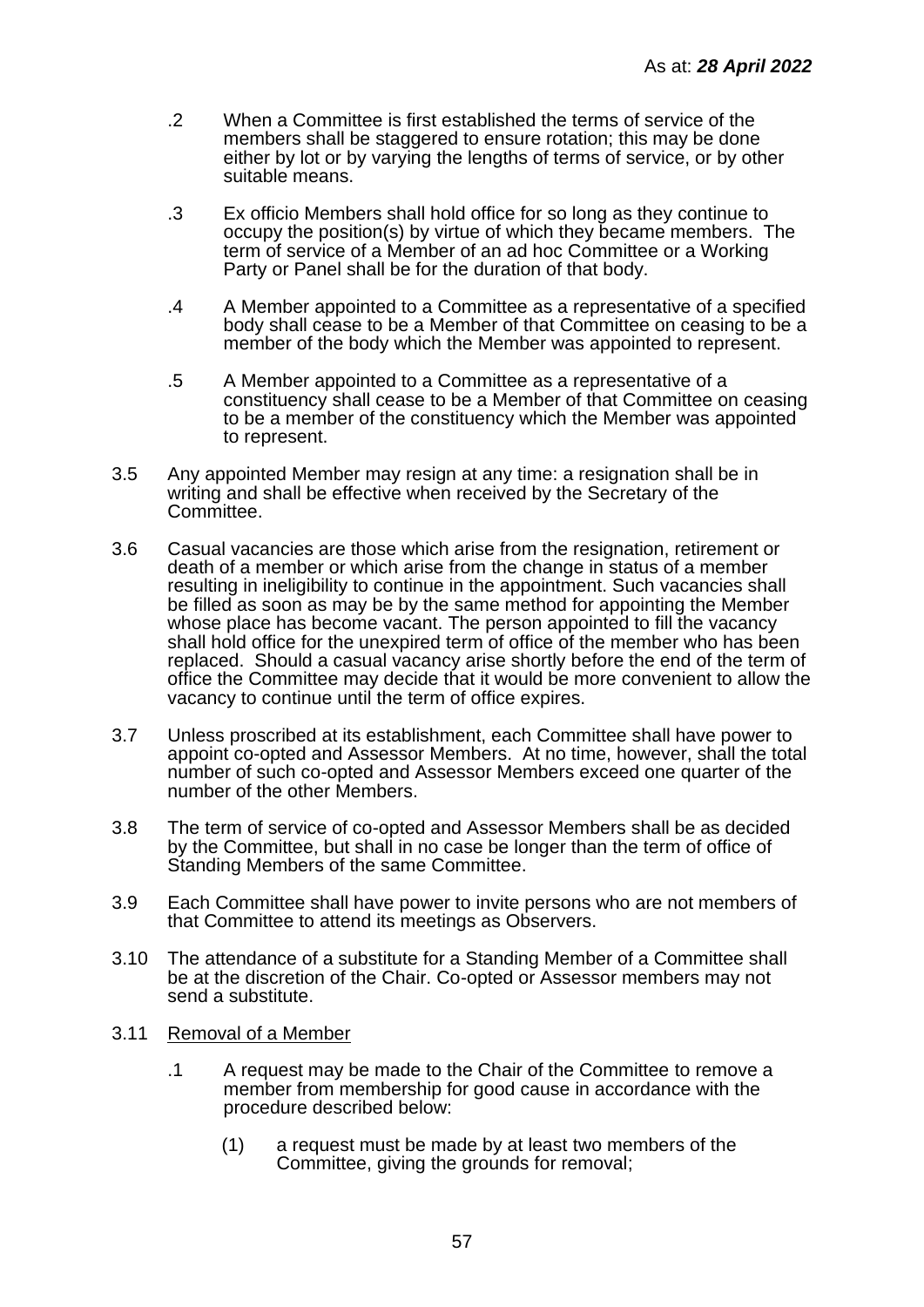.2 When a Committee is first established the terms of service of the members shall be staggered to ensure rotation; this may be done either by lot or by varying the lengths of terms of service, or by other suitable means.

.3 Ex officio Members shall hold office for so long as they continue to occupy the position(s) by virtue of which they became members. The term of service of a Member of an ad hoc Committee or a Working Party or Panel shall be for the duration of that body.

.4 A Member appointed to a Committee as a representative of a specified body shall cease to be a Member of that Committee on ceasing to be a member of the body which the Member was appointed to represent.

.5 A Member appointed to a Committee as a representative of a constituency shall cease to be a Member of that Committee on ceasing to be a member of the constituency which the Member was appointed to represent.

3.5 Any appointed Member may resign at any time: a resignation shall be in writing and shall be effective when received by the Secretary of the Committee.

3.6 Casual vacancies are those which arise from the resignation, retirement or death of a member or which arise from the change in status of a member resulting in ineligibility to continue in the appointment. Such vacancies shall be filled as soon as may be by the same method for appointing the Member whose place has become vacant. The person appointed to fill the vacancy shall hold office for the unexpired term of office of the member who has been replaced. Should a casual vacancy arise shortly before the end of the term of office the Committee may decide that it would be more convenient to allow the vacancy to continue until the term of office expires.

3.7 Unless proscribed at its establishment, each Committee shall have power to appoint co-opted and Assessor Members. At no time, however, shall the total number of such co-opted and Assessor Members exceed one quarter of the number of the other Members.

3.8 The term of service of co-opted and Assessor Members shall be as decided by the Committee, but shall in no case be longer than the term of office of Standing Members of the same Committee.

3.9 Each Committee shall have power to invite persons who are not members of that Committee to attend its meetings as Observers.

3.10 The attendance of a substitute for a Standing Member of a Committee shall be at the discretion of the Chair. Co-opted or Assessor members may not send a substitute.

3.11 Removal of a Member

.1 A request may be made to the Chair of the Committee to remove a member from membership for good cause in accordance with the procedure described below:

(1) a request must be made by at least two members of the Committee, giving the grounds for removal;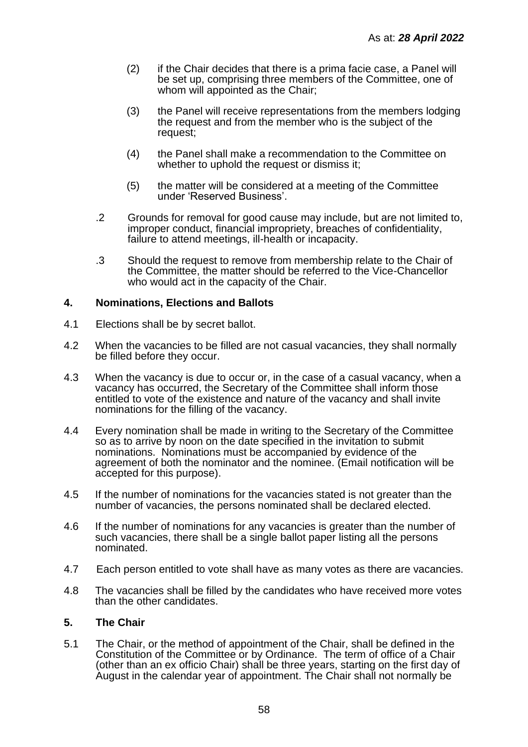(2) if the Chair decides that there is a prima facie case, a Panel will be set up, comprising three members of the Committee, one of whom will appointed as the Chair;

(3) the Panel will receive representations from the members lodging the request and from the member who is the subject of the request;

(4) the Panel shall make a recommendation to the Committee on whether to uphold the request or dismiss it;

(5) the matter will be considered at a meeting of the Committee under 'Reserved Business'.

.2 Grounds for removal for good cause may include, but are not limited to, improper conduct, financial impropriety, breaches of confidentiality, failure to attend meetings, ill-health or incapacity.

.3 Should the request to remove from membership relate to the Chair of the Committee, the matter should be referred to the Vice-Chancellor who would act in the capacity of the Chair.

## 4. Nominations, Elections and Ballots

4.1 Elections shall be by secret ballot.

4.2 When the vacancies to be filled are not casual vacancies, they shall normally be filled before they occur.

4.3 When the vacancy is due to occur or, in the case of a casual vacancy, when a vacancy has occurred, the Secretary of the Committee shall inform those entitled to vote of the existence and nature of the vacancy and shall invite nominations for the filling of the vacancy.

4.4 Every nomination shall be made in writing to the Secretary of the Committee so as to arrive by noon on the date specified in the invitation to submit nominations. Nominations must be accompanied by evidence of the agreement of both the nominator and the nominee. (Email notification will be accepted for this purpose).

4.5 If the number of nominations for the vacancies stated is not greater than the number of vacancies, the persons nominated shall be declared elected.

4.6 If the number of nominations for any vacancies is greater than the number of such vacancies, there shall be a single ballot paper listing all the persons nominated.

4.7 Each person entitled to vote shall have as many votes as there are vacancies.

4.8 The vacancies shall be filled by the candidates who have received more votes than the other candidates.

## 5. The Chair

5.1 The Chair, or the method of appointment of the Chair, shall be defined in the Constitution of the Committee or by Ordinance. The term of office of a Chair (other than an ex officio Chair) shall be three years, starting on the first day of August in the calendar year of appointment. The Chair shall not normally be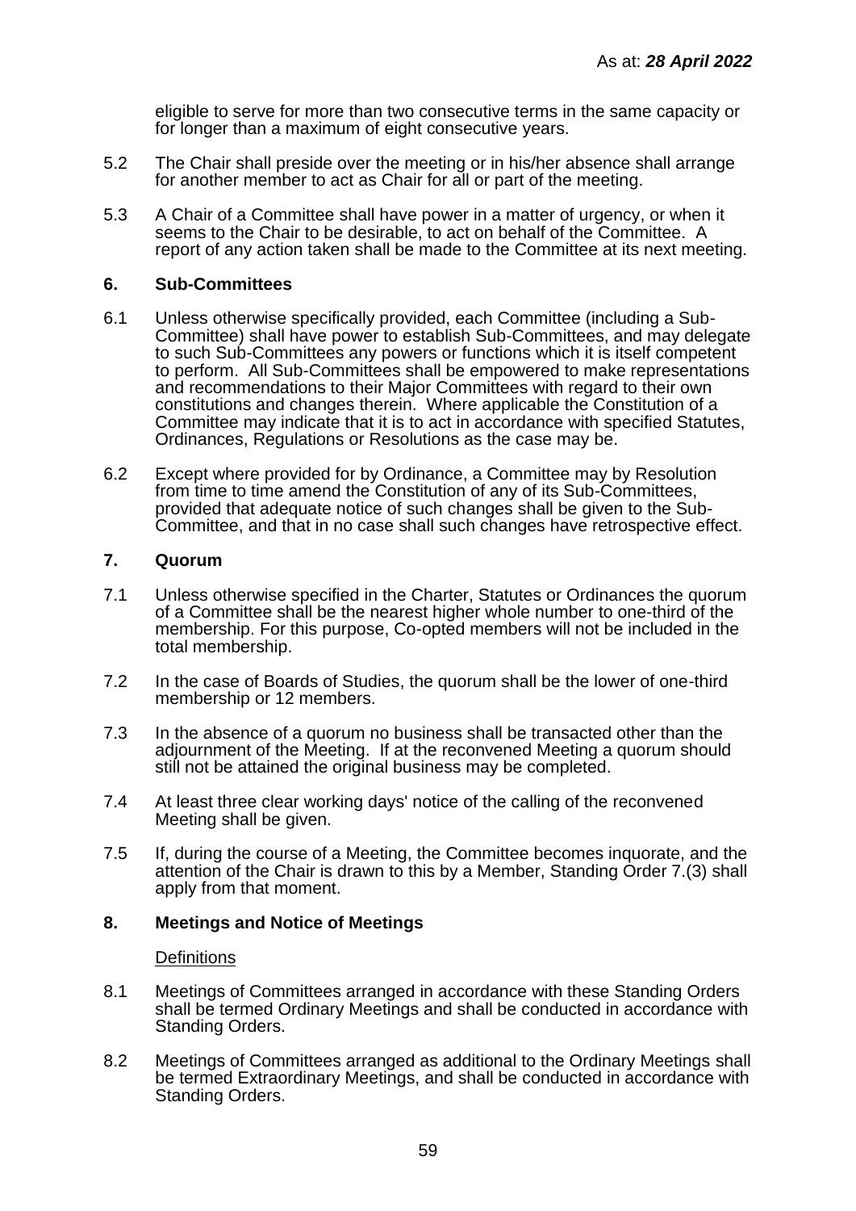eligible to serve for more than two consecutive terms in the same capacity or for longer than a maximum of eight consecutive years.

5.2 The Chair shall preside over the meeting or in his/her absence shall arrange for another member to act as Chair for all or part of the meeting.

5.3 A Chair of a Committee shall have power in a matter of urgency, or when it seems to the Chair to be desirable, to act on behalf of the Committee. A report of any action taken shall be made to the Committee at its next meeting.

## 6. Sub-Committees

6.1 Unless otherwise specifically provided, each Committee (including a Sub-Committee) shall have power to establish Sub-Committees, and may delegate to such Sub-Committees any powers or functions which it is itself competent to perform. All Sub-Committees shall be empowered to make representations and recommendations to their Major Committees with regard to their own constitutions and changes therein. Where applicable the Constitution of a Committee may indicate that it is to act in accordance with specified Statutes, Ordinances, Regulations or Resolutions as the case may be.

6.2 Except where provided for by Ordinance, a Committee may by Resolution from time to time amend the Constitution of any of its Sub-Committees, provided that adequate notice of such changes shall be given to the Sub-Committee, and that in no case shall such changes have retrospective effect.

## 7. Quorum

7.1 Unless otherwise specified in the Charter, Statutes or Ordinances the quorum of a Committee shall be the nearest higher whole number to one-third of the membership. For this purpose, Co-opted members will not be included in the total membership.

7.2 In the case of Boards of Studies, the quorum shall be the lower of one-third membership or 12 members.

7.3 In the absence of a quorum no business shall be transacted other than the adjournment of the Meeting. If at the reconvened Meeting a quorum should still not be attained the original business may be completed.

7.4 At least three clear working days' notice of the calling of the reconvened Meeting shall be given.

7.5 If, during the course of a Meeting, the Committee becomes inquorate, and the attention of the Chair is drawn to this by a Member, Standing Order 7.(3) shall apply from that moment.

## 8. Meetings and Notice of Meetings

Definitions

8.1 Meetings of Committees arranged in accordance with these Standing Orders shall be termed Ordinary Meetings and shall be conducted in accordance with Standing Orders.

8.2 Meetings of Committees arranged as additional to the Ordinary Meetings shall be termed Extraordinary Meetings, and shall be conducted in accordance with Standing Orders.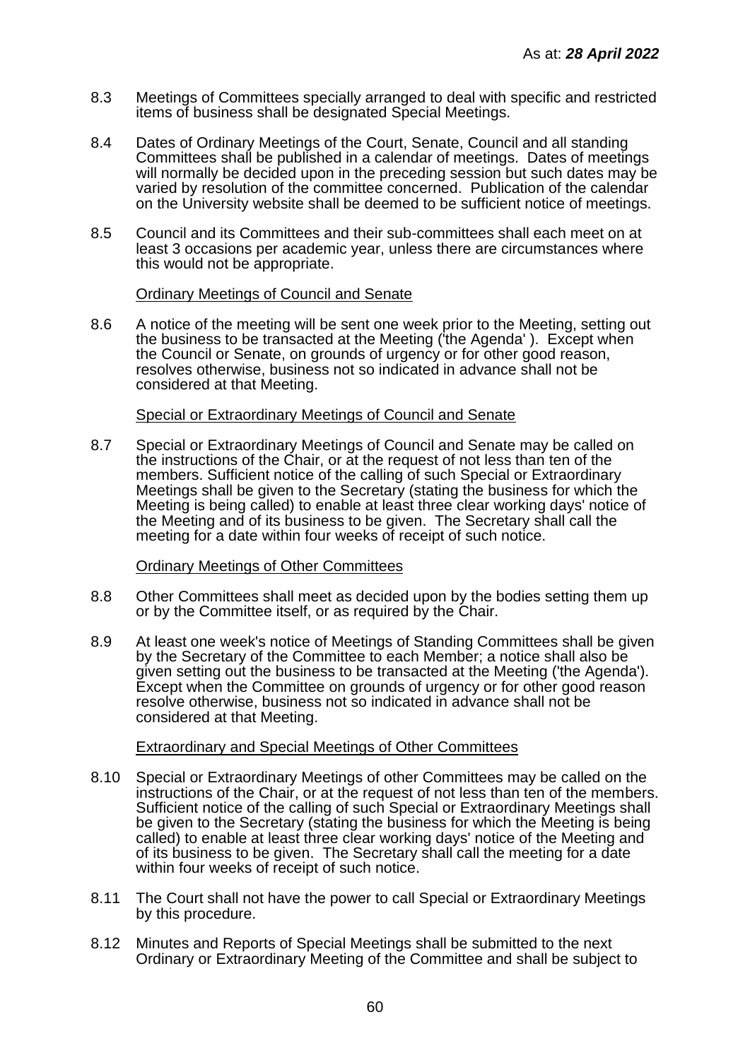8.3 Meetings of Committees specially arranged to deal with specific and restricted items of business shall be designated Special Meetings.

8.4 Dates of Ordinary Meetings of the Court, Senate, Council and all standing Committees shall be published in a calendar of meetings. Dates of meetings will normally be decided upon in the preceding session but such dates may be varied by resolution of the committee concerned. Publication of the calendar on the University website shall be deemed to be sufficient notice of meetings.

8.5 Council and its Committees and their sub-committees shall each meet on at least 3 occasions per academic year, unless there are circumstances where this would not be appropriate.

Ordinary Meetings of Council and Senate

8.6 A notice of the meeting will be sent one week prior to the Meeting, setting out the business to be transacted at the Meeting ('the Agenda' ). Except when the Council or Senate, on grounds of urgency or for other good reason, resolves otherwise, business not so indicated in advance shall not be considered at that Meeting.

Special or Extraordinary Meetings of Council and Senate

8.7 Special or Extraordinary Meetings of Council and Senate may be called on the instructions of the Chair, or at the request of not less than ten of the members. Sufficient notice of the calling of such Special or Extraordinary Meetings shall be given to the Secretary (stating the business for which the Meeting is being called) to enable at least three clear working days' notice of the Meeting and of its business to be given. The Secretary shall call the meeting for a date within four weeks of receipt of such notice.

Ordinary Meetings of Other Committees

8.8 Other Committees shall meet as decided upon by the bodies setting them up or by the Committee itself, or as required by the Chair.

8.9 At least one week's notice of Meetings of Standing Committees shall be given by the Secretary of the Committee to each Member; a notice shall also be given setting out the business to be transacted at the Meeting ('the Agenda'). Except when the Committee on grounds of urgency or for other good reason resolve otherwise, business not so indicated in advance shall not be considered at that Meeting.

Extraordinary and Special Meetings of Other Committees

8.10 Special or Extraordinary Meetings of other Committees may be called on the instructions of the Chair, or at the request of not less than ten of the members. Sufficient notice of the calling of such Special or Extraordinary Meetings shall be given to the Secretary (stating the business for which the Meeting is being called) to enable at least three clear working days' notice of the Meeting and of its business to be given. The Secretary shall call the meeting for a date within four weeks of receipt of such notice.

8.11 The Court shall not have the power to call Special or Extraordinary Meetings by this procedure.

8.12 Minutes and Reports of Special Meetings shall be submitted to the next Ordinary or Extraordinary Meeting of the Committee and shall be subject to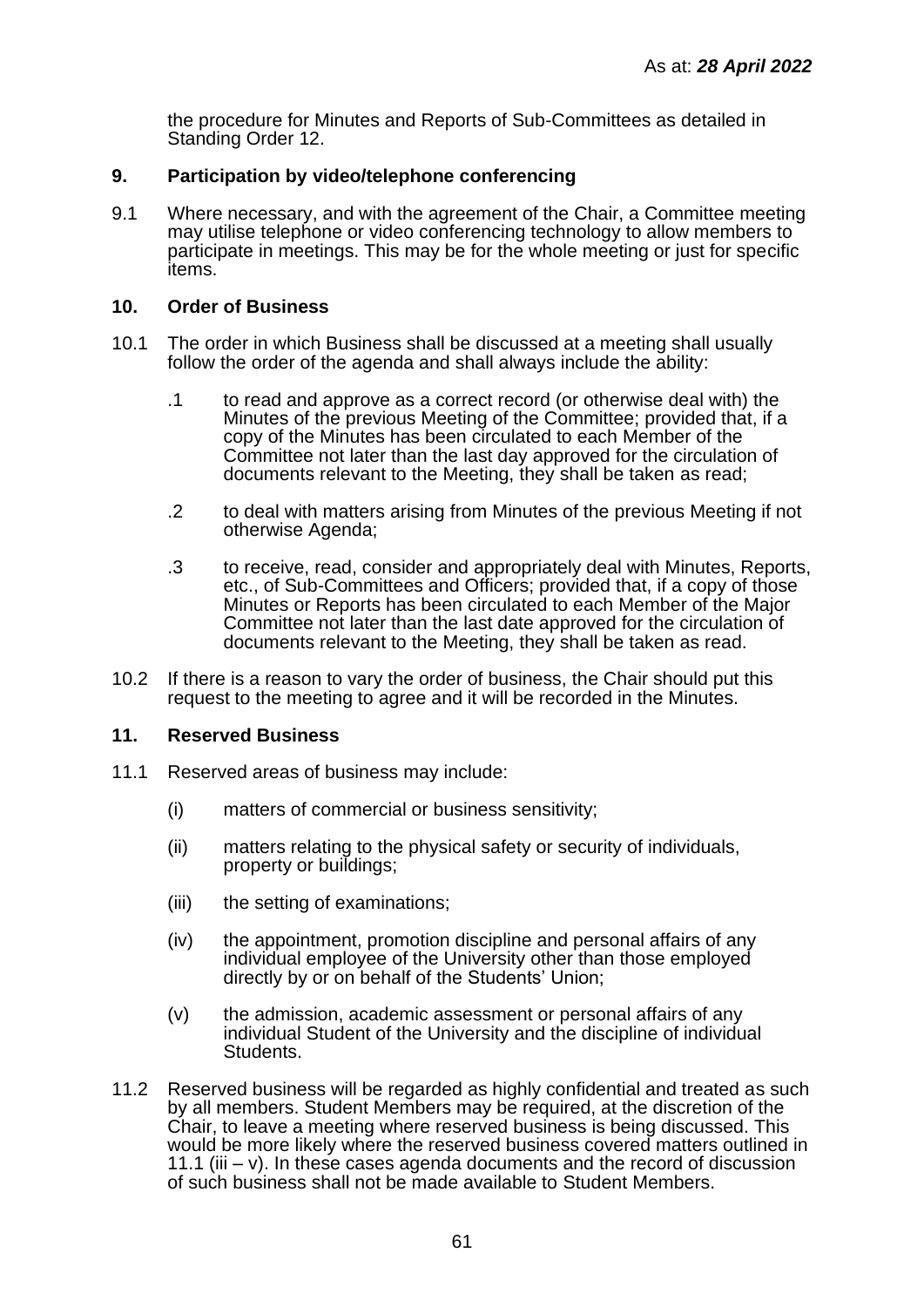the procedure for Minutes and Reports of Sub-Committees as detailed in Standing Order 12.

## 9. Participation by video/telephone conferencing

9.1 Where necessary, and with the agreement of the Chair, a Committee meeting may utilise telephone or video conferencing technology to allow members to participate in meetings. This may be for the whole meeting or just for specific items.

## 10. Order of Business

10.1 The order in which Business shall be discussed at a meeting shall usually follow the order of the agenda and shall always include the ability:

.1 to read and approve as a correct record (or otherwise deal with) the Minutes of the previous Meeting of the Committee; provided that, if a copy of the Minutes has been circulated to each Member of the Committee not later than the last day approved for the circulation of documents relevant to the Meeting, they shall be taken as read;

.2 to deal with matters arising from Minutes of the previous Meeting if not otherwise Agenda;

.3 to receive, read, consider and appropriately deal with Minutes, Reports, etc., of Sub-Committees and Officers; provided that, if a copy of those Minutes or Reports has been circulated to each Member of the Major Committee not later than the last date approved for the circulation of documents relevant to the Meeting, they shall be taken as read.

10.2 If there is a reason to vary the order of business, the Chair should put this request to the meeting to agree and it will be recorded in the Minutes.

## 11. Reserved Business

11.1 Reserved areas of business may include:

(i) matters of commercial or business sensitivity;

(ii) matters relating to the physical safety or security of individuals, property or buildings;

(iii) the setting of examinations;

(iv) the appointment, promotion discipline and personal affairs of any individual employee of the University other than those employed directly by or on behalf of the Students' Union;

(v) the admission, academic assessment or personal affairs of any individual Student of the University and the discipline of individual Students.

11.2 Reserved business will be regarded as highly confidential and treated as such by all members. Student Members may be required, at the discretion of the Chair, to leave a meeting where reserved business is being discussed. This would be more likely where the reserved business covered matters outlined in 11.1 (iii – v). In these cases agenda documents and the record of discussion of such business shall not be made available to Student Members.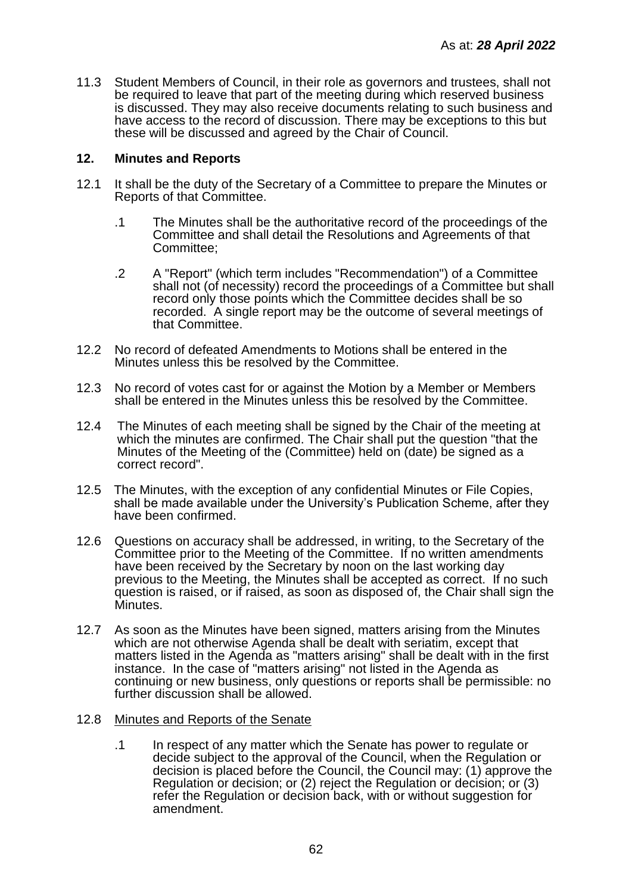11.3 Student Members of Council, in their role as governors and trustees, shall not be required to leave that part of the meeting during which reserved business is discussed. They may also receive documents relating to such business and have access to the record of discussion. There may be exceptions to this but these will be discussed and agreed by the Chair of Council.

## 12. Minutes and Reports

12.1 It shall be the duty of the Secretary of a Committee to prepare the Minutes or Reports of that Committee.

.1 The Minutes shall be the authoritative record of the proceedings of the Committee and shall detail the Resolutions and Agreements of that Committee;

.2 A "Report" (which term includes "Recommendation") of a Committee shall not (of necessity) record the proceedings of a Committee but shall record only those points which the Committee decides shall be so recorded. A single report may be the outcome of several meetings of that Committee.

12.2 No record of defeated Amendments to Motions shall be entered in the Minutes unless this be resolved by the Committee.

12.3 No record of votes cast for or against the Motion by a Member or Members shall be entered in the Minutes unless this be resolved by the Committee.

12.4 The Minutes of each meeting shall be signed by the Chair of the meeting at which the minutes are confirmed. The Chair shall put the question "that the Minutes of the Meeting of the (Committee) held on (date) be signed as a correct record".

12.5 The Minutes, with the exception of any confidential Minutes or File Copies, shall be made available under the University's Publication Scheme, after they have been confirmed.

12.6 Questions on accuracy shall be addressed, in writing, to the Secretary of the Committee prior to the Meeting of the Committee. If no written amendments have been received by the Secretary by noon on the last working day previous to the Meeting, the Minutes shall be accepted as correct. If no such question is raised, or if raised, as soon as disposed of, the Chair shall sign the Minutes.

12.7 As soon as the Minutes have been signed, matters arising from the Minutes which are not otherwise Agenda shall be dealt with seriatim, except that matters listed in the Agenda as "matters arising" shall be dealt with in the first instance. In the case of "matters arising" not listed in the Agenda as continuing or new business, only questions or reports shall be permissible: no further discussion shall be allowed.

12.8 Minutes and Reports of the Senate

.1 In respect of any matter which the Senate has power to regulate or decide subject to the approval of the Council, when the Regulation or decision is placed before the Council, the Council may: (1) approve the Regulation or decision; or (2) reject the Regulation or decision; or (3) refer the Regulation or decision back, with or without suggestion for amendment.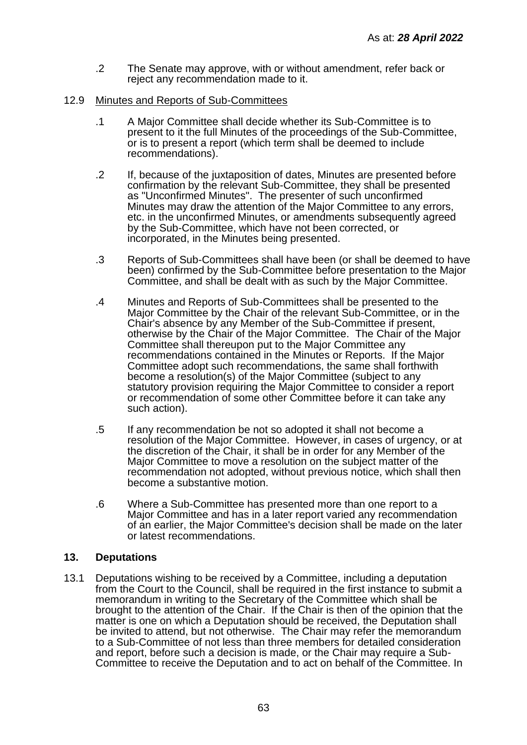.2 The Senate may approve, with or without amendment, refer back or reject any recommendation made to it.

12.9 Minutes and Reports of Sub-Committees

.1 A Major Committee shall decide whether its Sub-Committee is to present to it the full Minutes of the proceedings of the Sub-Committee, or is to present a report (which term shall be deemed to include recommendations).

.2 If, because of the juxtaposition of dates, Minutes are presented before confirmation by the relevant Sub-Committee, they shall be presented as "Unconfirmed Minutes". The presenter of such unconfirmed Minutes may draw the attention of the Major Committee to any errors, etc. in the unconfirmed Minutes, or amendments subsequently agreed by the Sub-Committee, which have not been corrected, or incorporated, in the Minutes being presented.

.3 Reports of Sub-Committees shall have been (or shall be deemed to have been) confirmed by the Sub-Committee before presentation to the Major Committee, and shall be dealt with as such by the Major Committee.

.4 Minutes and Reports of Sub-Committees shall be presented to the Major Committee by the Chair of the relevant Sub-Committee, or in the Chair's absence by any Member of the Sub-Committee if present, otherwise by the Chair of the Major Committee. The Chair of the Major Committee shall thereupon put to the Major Committee any recommendations contained in the Minutes or Reports. If the Major Committee adopt such recommendations, the same shall forthwith become a resolution(s) of the Major Committee (subject to any statutory provision requiring the Major Committee to consider a report or recommendation of some other Committee before it can take any such action).

.5 If any recommendation be not so adopted it shall not become a resolution of the Major Committee. However, in cases of urgency, or at the discretion of the Chair, it shall be in order for any Member of the Major Committee to move a resolution on the subject matter of the recommendation not adopted, without previous notice, which shall then become a substantive motion.

.6 Where a Sub-Committee has presented more than one report to a Major Committee and has in a later report varied any recommendation of an earlier, the Major Committee's decision shall be made on the later or latest recommendations.

## 13. Deputations

13.1 Deputations wishing to be received by a Committee, including a deputation from the Court to the Council, shall be required in the first instance to submit a memorandum in writing to the Secretary of the Committee which shall be brought to the attention of the Chair. If the Chair is then of the opinion that the matter is one on which a Deputation should be received, the Deputation shall be invited to attend, but not otherwise. The Chair may refer the memorandum to a Sub-Committee of not less than three members for detailed consideration and report, before such a decision is made, or the Chair may require a Sub-Committee to receive the Deputation and to act on behalf of the Committee. In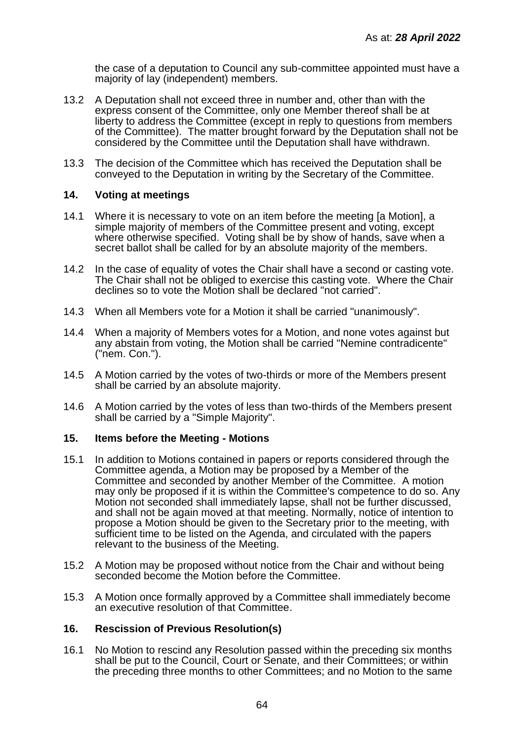the case of a deputation to Council any sub-committee appointed must have a majority of lay (independent) members.

13.2 A Deputation shall not exceed three in number and, other than with the express consent of the Committee, only one Member thereof shall be at liberty to address the Committee (except in reply to questions from members of the Committee). The matter brought forward by the Deputation shall not be considered by the Committee until the Deputation shall have withdrawn.

13.3 The decision of the Committee which has received the Deputation shall be conveyed to the Deputation in writing by the Secretary of the Committee.

### 14. Voting at meetings

14.1 Where it is necessary to vote on an item before the meeting [a Motion], a simple majority of members of the Committee present and voting, except where otherwise specified. Voting shall be by show of hands, save when a secret ballot shall be called for by an absolute majority of the members.

14.2 In the case of equality of votes the Chair shall have a second or casting vote. The Chair shall not be obliged to exercise this casting vote. Where the Chair declines so to vote the Motion shall be declared "not carried".

14.3 When all Members vote for a Motion it shall be carried "unanimously".

14.4 When a majority of Members votes for a Motion, and none votes against but any abstain from voting, the Motion shall be carried "Nemine contradicente" ("nem. Con.").

14.5 A Motion carried by the votes of two-thirds or more of the Members present shall be carried by an absolute majority.

14.6 A Motion carried by the votes of less than two-thirds of the Members present shall be carried by a "Simple Majority".

### 15. Items before the Meeting - Motions

15.1 In addition to Motions contained in papers or reports considered through the Committee agenda, a Motion may be proposed by a Member of the Committee and seconded by another Member of the Committee. A motion may only be proposed if it is within the Committee's competence to do so. Any Motion not seconded shall immediately lapse, shall not be further discussed, and shall not be again moved at that meeting. Normally, notice of intention to propose a Motion should be given to the Secretary prior to the meeting, with sufficient time to be listed on the Agenda, and circulated with the papers relevant to the business of the Meeting.

15.2 A Motion may be proposed without notice from the Chair and without being seconded become the Motion before the Committee.

15.3 A Motion once formally approved by a Committee shall immediately become an executive resolution of that Committee.

### 16. Rescission of Previous Resolution(s)

16.1 No Motion to rescind any Resolution passed within the preceding six months shall be put to the Council, Court or Senate, and their Committees; or within the preceding three months to other Committees; and no Motion to the same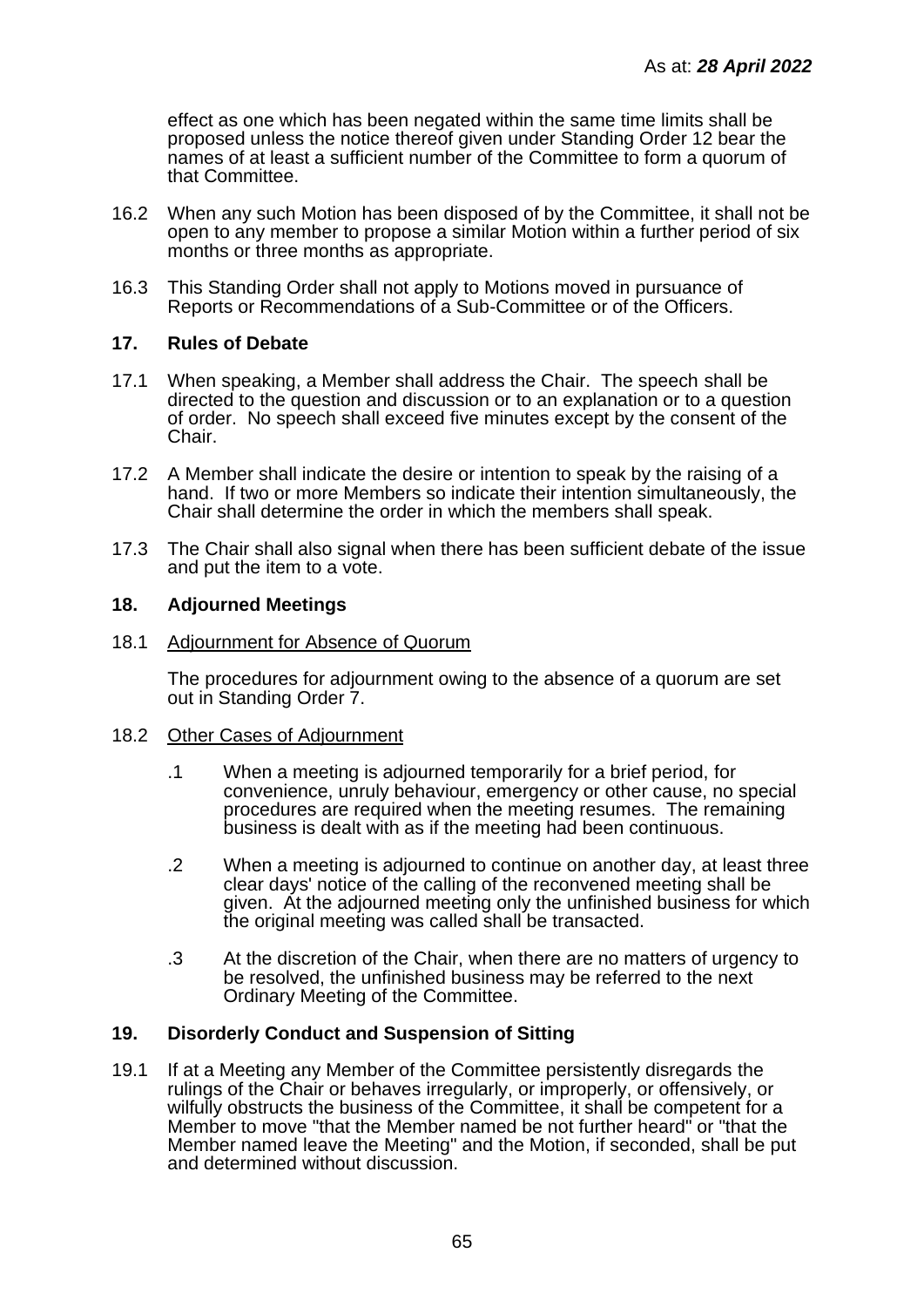effect as one which has been negated within the same time limits shall be proposed unless the notice thereof given under Standing Order 12 bear the names of at least a sufficient number of the Committee to form a quorum of that Committee.

16.2 When any such Motion has been disposed of by the Committee, it shall not be open to any member to propose a similar Motion within a further period of six months or three months as appropriate.

16.3 This Standing Order shall not apply to Motions moved in pursuance of Reports or Recommendations of a Sub-Committee or of the Officers.

## 17. Rules of Debate

17.1 When speaking, a Member shall address the Chair. The speech shall be directed to the question and discussion or to an explanation or to a question of order. No speech shall exceed five minutes except by the consent of the Chair.

17.2 A Member shall indicate the desire or intention to speak by the raising of a hand. If two or more Members so indicate their intention simultaneously, the Chair shall determine the order in which the members shall speak.

17.3 The Chair shall also signal when there has been sufficient debate of the issue and put the item to a vote.

## 18. Adjourned Meetings

18.1 <u>Adjournment for Absence of Quorum</u>

The procedures for adjournment owing to the absence of a quorum are set out in Standing Order 7.

18.2 <u>Other Cases of Adjournment</u>

.1 When a meeting is adjourned temporarily for a brief period, for convenience, unruly behaviour, emergency or other cause, no special procedures are required when the meeting resumes. The remaining business is dealt with as if the meeting had been continuous.

.2 When a meeting is adjourned to continue on another day, at least three clear days' notice of the calling of the reconvened meeting shall be given. At the adjourned meeting only the unfinished business for which the original meeting was called shall be transacted.

.3 At the discretion of the Chair, when there are no matters of urgency to be resolved, the unfinished business may be referred to the next Ordinary Meeting of the Committee.

## 19. Disorderly Conduct and Suspension of Sitting

19.1 If at a Meeting any Member of the Committee persistently disregards the rulings of the Chair or behaves irregularly, or improperly, or offensively, or wilfully obstructs the business of the Committee, it shall be competent for a Member to move "that the Member named be not further heard" or "that the Member named leave the Meeting" and the Motion, if seconded, shall be put and determined without discussion.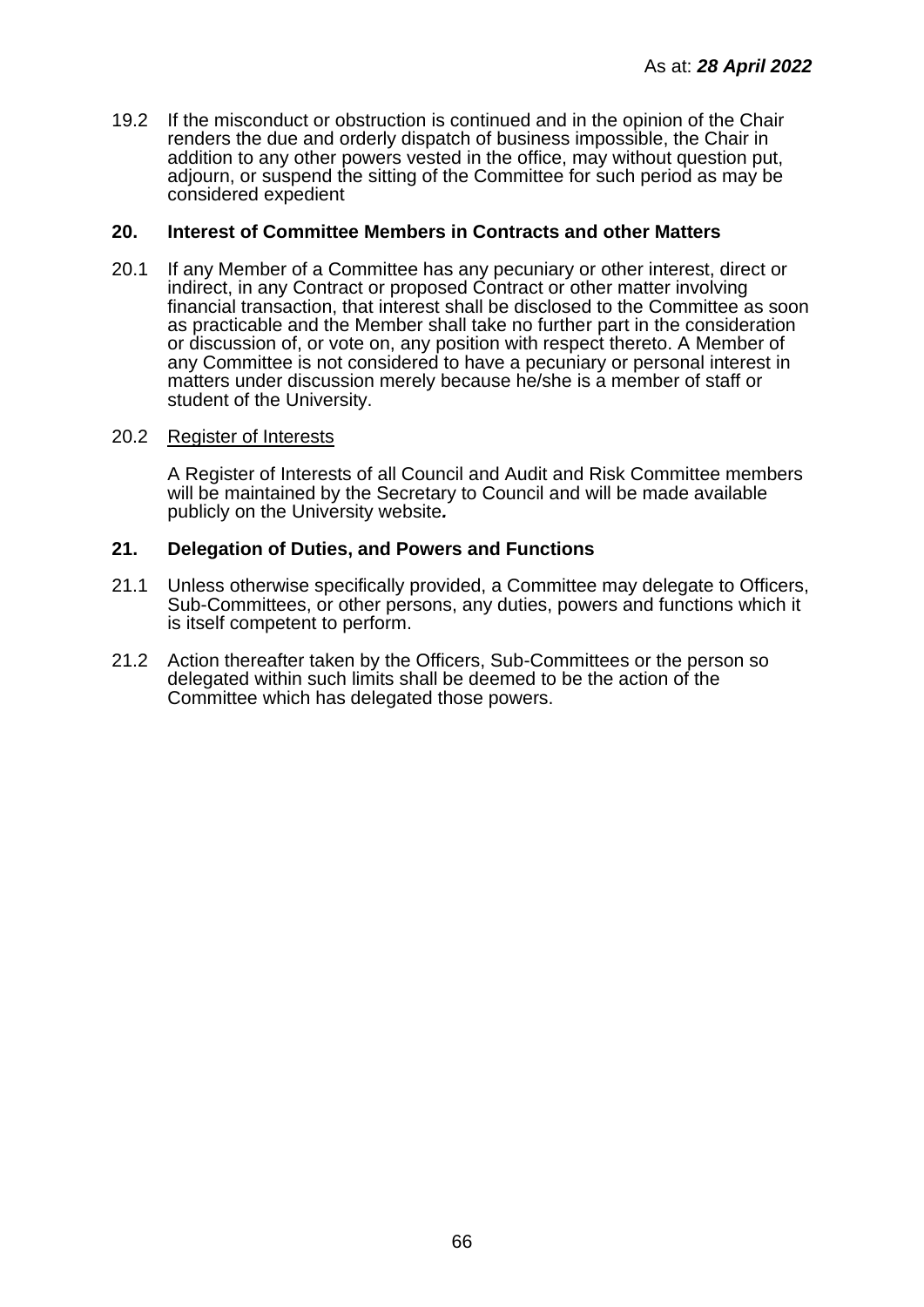19.2 If the misconduct or obstruction is continued and in the opinion of the Chair renders the due and orderly dispatch of business impossible, the Chair in addition to any other powers vested in the office, may without question put, adjourn, or suspend the sitting of the Committee for such period as may be considered expedient

## 20. Interest of Committee Members in Contracts and other Matters

20.1 If any Member of a Committee has any pecuniary or other interest, direct or indirect, in any Contract or proposed Contract or other matter involving financial transaction, that interest shall be disclosed to the Committee as soon as practicable and the Member shall take no further part in the consideration or discussion of, or vote on, any position with respect thereto. A Member of any Committee is not considered to have a pecuniary or personal interest in matters under discussion merely because he/she is a member of staff or student of the University.

20.2 Register of Interests

A Register of Interests of all Council and Audit and Risk Committee members will be maintained by the Secretary to Council and will be made available publicly on the University website*.*

## 21. Delegation of Duties, and Powers and Functions

21.1 Unless otherwise specifically provided, a Committee may delegate to Officers, Sub-Committees, or other persons, any duties, powers and functions which it is itself competent to perform.

21.2 Action thereafter taken by the Officers, Sub-Committees or the person so delegated within such limits shall be deemed to be the action of the Committee which has delegated those powers.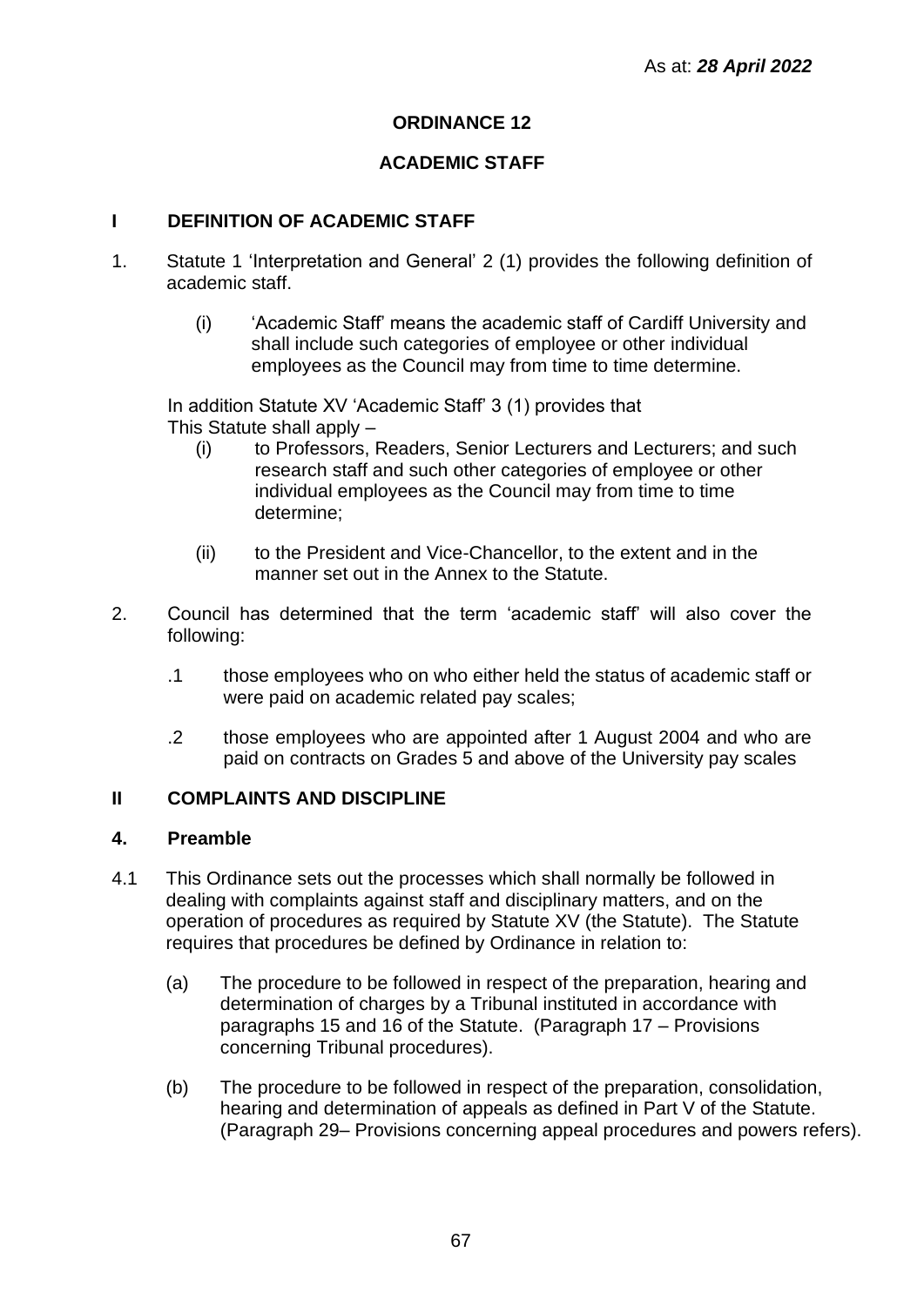As at: ***28 April 2022***

# ORDINANCE 12

## ACADEMIC STAFF

## I DEFINITION OF ACADEMIC STAFF

1. Statute 1 'Interpretation and General' 2 (1) provides the following definition of academic staff.

   (i) 'Academic Staff' means the academic staff of Cardiff University and shall include such categories of employee or other individual employees as the Council may from time to time determine.

   In addition Statute XV 'Academic Staff' 3 (1) provides that
   This Statute shall apply –

   (i) to Professors, Readers, Senior Lecturers and Lecturers; and such research staff and such other categories of employee or other individual employees as the Council may from time to time determine;

   (ii) to the President and Vice-Chancellor, to the extent and in the manner set out in the Annex to the Statute.

2. Council has determined that the term 'academic staff' will also cover the following:

   .1 those employees who on who either held the status of academic staff or were paid on academic related pay scales;

   .2 those employees who are appointed after 1 August 2004 and who are paid on contracts on Grades 5 and above of the University pay scales

## II COMPLAINTS AND DISCIPLINE

### 4. Preamble

4.1 This Ordinance sets out the processes which shall normally be followed in dealing with complaints against staff and disciplinary matters, and on the operation of procedures as required by Statute XV (the Statute). The Statute requires that procedures be defined by Ordinance in relation to:

   (a) The procedure to be followed in respect of the preparation, hearing and determination of charges by a Tribunal instituted in accordance with paragraphs 15 and 16 of the Statute. (Paragraph 17 – Provisions concerning Tribunal procedures).

   (b) The procedure to be followed in respect of the preparation, consolidation, hearing and determination of appeals as defined in Part V of the Statute. (Paragraph 29– Provisions concerning appeal procedures and powers refers).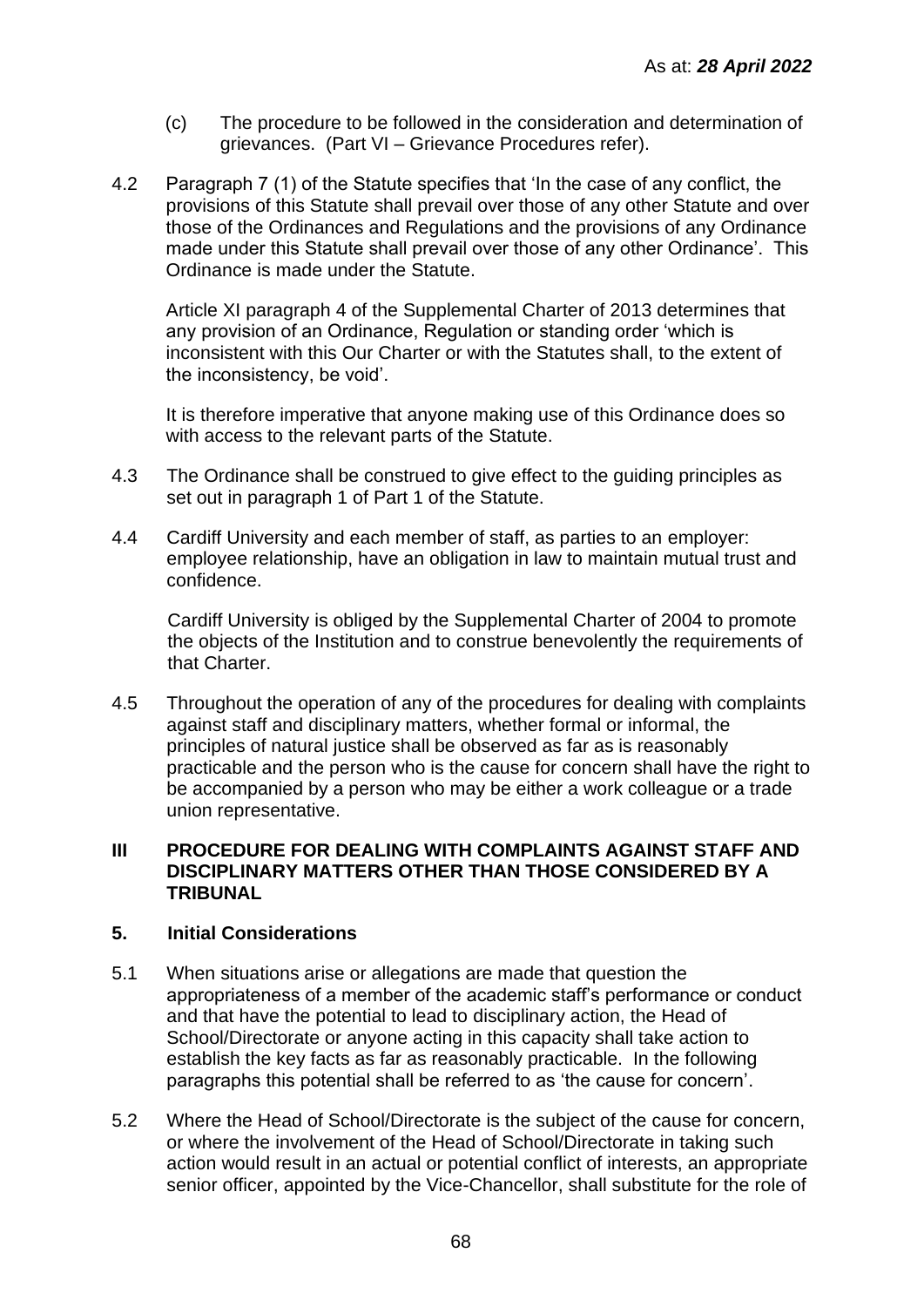(c) The procedure to be followed in the consideration and determination of grievances. (Part VI – Grievance Procedures refer).

4.2 Paragraph 7 (1) of the Statute specifies that 'In the case of any conflict, the provisions of this Statute shall prevail over those of any other Statute and over those of the Ordinances and Regulations and the provisions of any Ordinance made under this Statute shall prevail over those of any other Ordinance'. This Ordinance is made under the Statute.

Article XI paragraph 4 of the Supplemental Charter of 2013 determines that any provision of an Ordinance, Regulation or standing order 'which is inconsistent with this Our Charter or with the Statutes shall, to the extent of the inconsistency, be void'.

It is therefore imperative that anyone making use of this Ordinance does so with access to the relevant parts of the Statute.

4.3 The Ordinance shall be construed to give effect to the guiding principles as set out in paragraph 1 of Part 1 of the Statute.

4.4 Cardiff University and each member of staff, as parties to an employer: employee relationship, have an obligation in law to maintain mutual trust and confidence.

Cardiff University is obliged by the Supplemental Charter of 2004 to promote the objects of the Institution and to construe benevolently the requirements of that Charter.

4.5 Throughout the operation of any of the procedures for dealing with complaints against staff and disciplinary matters, whether formal or informal, the principles of natural justice shall be observed as far as is reasonably practicable and the person who is the cause for concern shall have the right to be accompanied by a person who may be either a work colleague or a trade union representative.

## III PROCEDURE FOR DEALING WITH COMPLAINTS AGAINST STAFF AND DISCIPLINARY MATTERS OTHER THAN THOSE CONSIDERED BY A TRIBUNAL

### 5. Initial Considerations

5.1 When situations arise or allegations are made that question the appropriateness of a member of the academic staff's performance or conduct and that have the potential to lead to disciplinary action, the Head of School/Directorate or anyone acting in this capacity shall take action to establish the key facts as far as reasonably practicable. In the following paragraphs this potential shall be referred to as 'the cause for concern'.

5.2 Where the Head of School/Directorate is the subject of the cause for concern, or where the involvement of the Head of School/Directorate in taking such action would result in an actual or potential conflict of interests, an appropriate senior officer, appointed by the Vice-Chancellor, shall substitute for the role of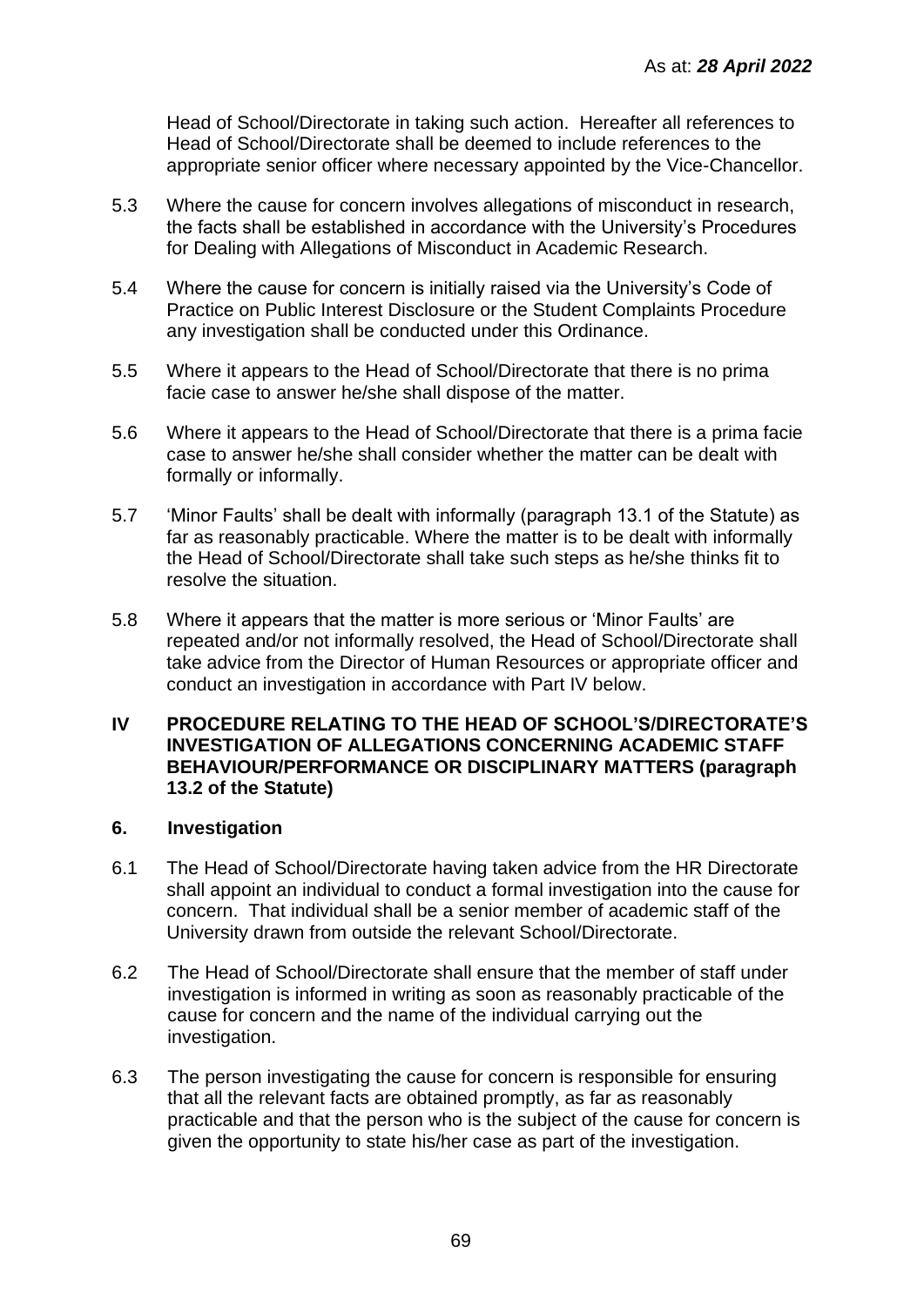Head of School/Directorate in taking such action. Hereafter all references to Head of School/Directorate shall be deemed to include references to the appropriate senior officer where necessary appointed by the Vice-Chancellor.

5.3 Where the cause for concern involves allegations of misconduct in research, the facts shall be established in accordance with the University's Procedures for Dealing with Allegations of Misconduct in Academic Research.

5.4 Where the cause for concern is initially raised via the University's Code of Practice on Public Interest Disclosure or the Student Complaints Procedure any investigation shall be conducted under this Ordinance.

5.5 Where it appears to the Head of School/Directorate that there is no prima facie case to answer he/she shall dispose of the matter.

5.6 Where it appears to the Head of School/Directorate that there is a prima facie case to answer he/she shall consider whether the matter can be dealt with formally or informally.

5.7 'Minor Faults' shall be dealt with informally (paragraph 13.1 of the Statute) as far as reasonably practicable. Where the matter is to be dealt with informally the Head of School/Directorate shall take such steps as he/she thinks fit to resolve the situation.

5.8 Where it appears that the matter is more serious or 'Minor Faults' are repeated and/or not informally resolved, the Head of School/Directorate shall take advice from the Director of Human Resources or appropriate officer and conduct an investigation in accordance with Part IV below.

## IV PROCEDURE RELATING TO THE HEAD OF SCHOOL'S/DIRECTORATE'S INVESTIGATION OF ALLEGATIONS CONCERNING ACADEMIC STAFF BEHAVIOUR/PERFORMANCE OR DISCIPLINARY MATTERS (paragraph 13.2 of the Statute)

### 6. Investigation

6.1 The Head of School/Directorate having taken advice from the HR Directorate shall appoint an individual to conduct a formal investigation into the cause for concern. That individual shall be a senior member of academic staff of the University drawn from outside the relevant School/Directorate.

6.2 The Head of School/Directorate shall ensure that the member of staff under investigation is informed in writing as soon as reasonably practicable of the cause for concern and the name of the individual carrying out the investigation.

6.3 The person investigating the cause for concern is responsible for ensuring that all the relevant facts are obtained promptly, as far as reasonably practicable and that the person who is the subject of the cause for concern is given the opportunity to state his/her case as part of the investigation.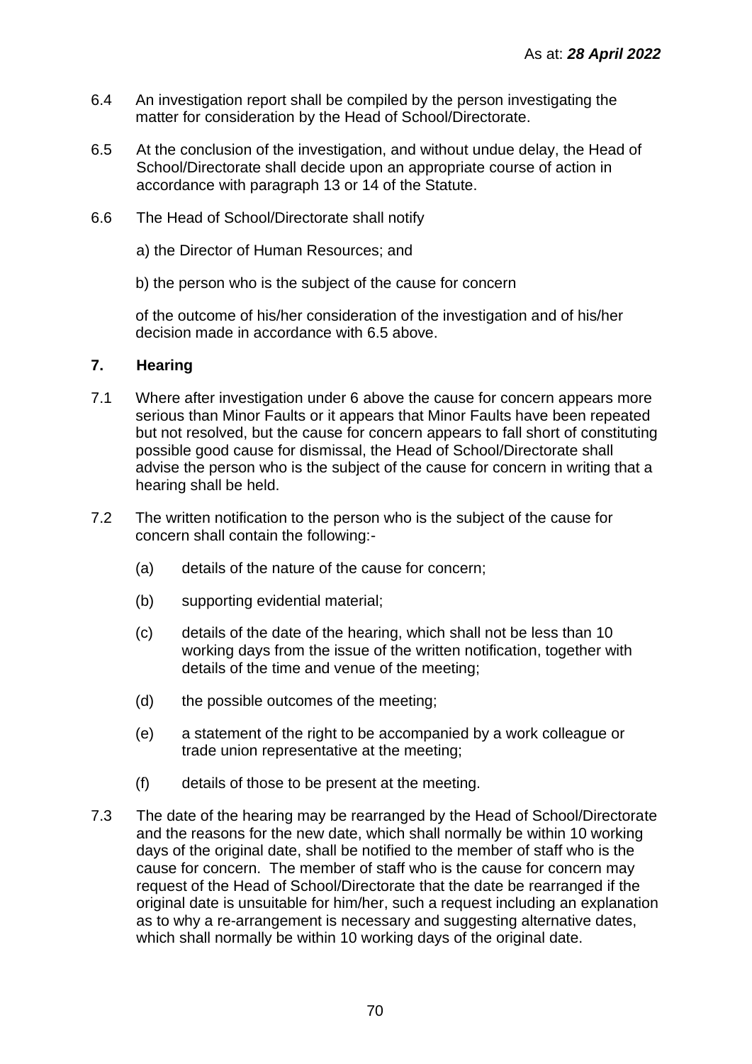As at: ***28 April 2022***

6.4 An investigation report shall be compiled by the person investigating the matter for consideration by the Head of School/Directorate.

6.5 At the conclusion of the investigation, and without undue delay, the Head of School/Directorate shall decide upon an appropriate course of action in accordance with paragraph 13 or 14 of the Statute.

6.6 The Head of School/Directorate shall notify

a) the Director of Human Resources; and

b) the person who is the subject of the cause for concern

of the outcome of his/her consideration of the investigation and of his/her decision made in accordance with 6.5 above.

## 7. Hearing

7.1 Where after investigation under 6 above the cause for concern appears more serious than Minor Faults or it appears that Minor Faults have been repeated but not resolved, but the cause for concern appears to fall short of constituting possible good cause for dismissal, the Head of School/Directorate shall advise the person who is the subject of the cause for concern in writing that a hearing shall be held.

7.2 The written notification to the person who is the subject of the cause for concern shall contain the following:-

(a) details of the nature of the cause for concern;

(b) supporting evidential material;

(c) details of the date of the hearing, which shall not be less than 10 working days from the issue of the written notification, together with details of the time and venue of the meeting;

(d) the possible outcomes of the meeting;

(e) a statement of the right to be accompanied by a work colleague or trade union representative at the meeting;

(f) details of those to be present at the meeting.

7.3 The date of the hearing may be rearranged by the Head of School/Directorate and the reasons for the new date, which shall normally be within 10 working days of the original date, shall be notified to the member of staff who is the cause for concern. The member of staff who is the cause for concern may request of the Head of School/Directorate that the date be rearranged if the original date is unsuitable for him/her, such a request including an explanation as to why a re-arrangement is necessary and suggesting alternative dates, which shall normally be within 10 working days of the original date.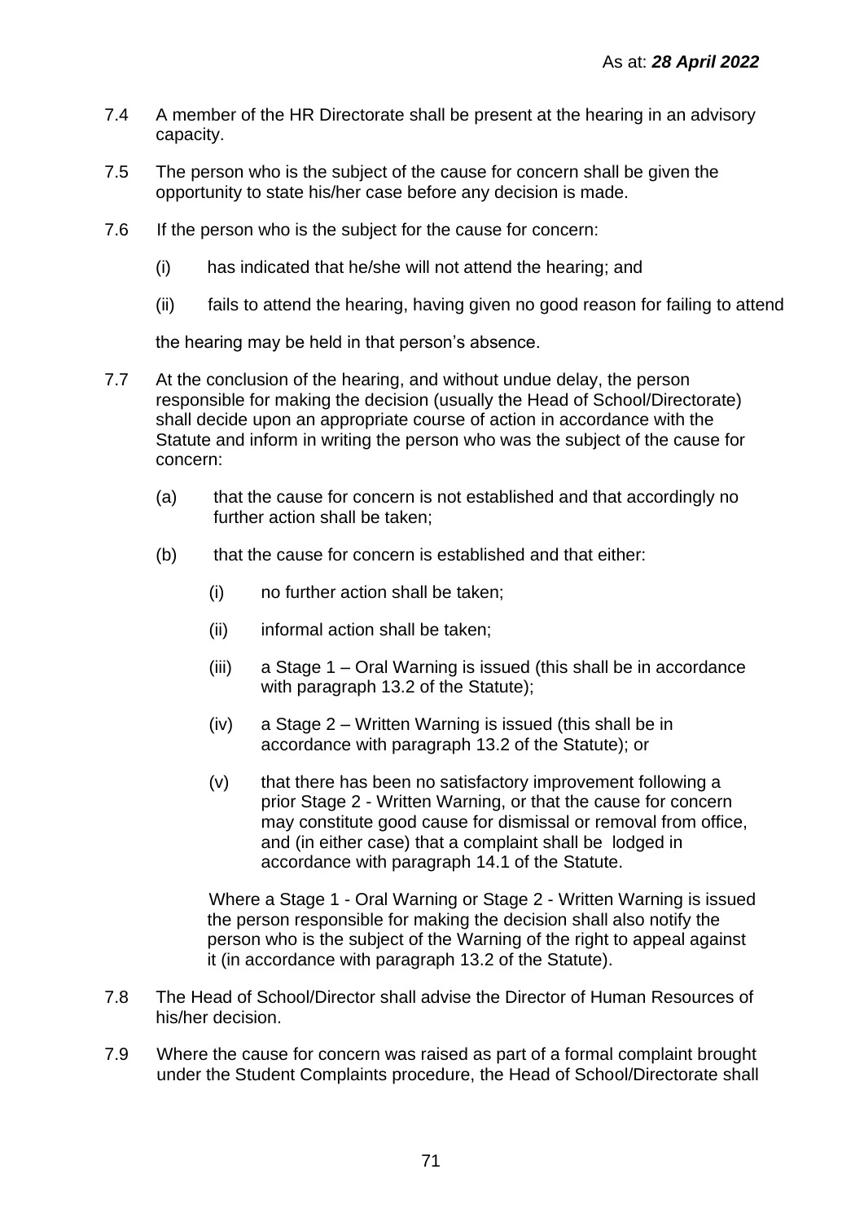7.4 A member of the HR Directorate shall be present at the hearing in an advisory capacity.

7.5 The person who is the subject of the cause for concern shall be given the opportunity to state his/her case before any decision is made.

7.6 If the person who is the subject for the cause for concern:

(i) has indicated that he/she will not attend the hearing; and

(ii) fails to attend the hearing, having given no good reason for failing to attend

the hearing may be held in that person's absence.

7.7 At the conclusion of the hearing, and without undue delay, the person responsible for making the decision (usually the Head of School/Directorate) shall decide upon an appropriate course of action in accordance with the Statute and inform in writing the person who was the subject of the cause for concern:

(a) that the cause for concern is not established and that accordingly no further action shall be taken;

(b) that the cause for concern is established and that either:

(i) no further action shall be taken;

(ii) informal action shall be taken;

(iii) a Stage 1 – Oral Warning is issued (this shall be in accordance with paragraph 13.2 of the Statute);

(iv) a Stage 2 – Written Warning is issued (this shall be in accordance with paragraph 13.2 of the Statute); or

(v) that there has been no satisfactory improvement following a prior Stage 2 - Written Warning, or that the cause for concern may constitute good cause for dismissal or removal from office, and (in either case) that a complaint shall be lodged in accordance with paragraph 14.1 of the Statute.

Where a Stage 1 - Oral Warning or Stage 2 - Written Warning is issued the person responsible for making the decision shall also notify the person who is the subject of the Warning of the right to appeal against it (in accordance with paragraph 13.2 of the Statute).

7.8 The Head of School/Director shall advise the Director of Human Resources of his/her decision.

7.9 Where the cause for concern was raised as part of a formal complaint brought under the Student Complaints procedure, the Head of School/Directorate shall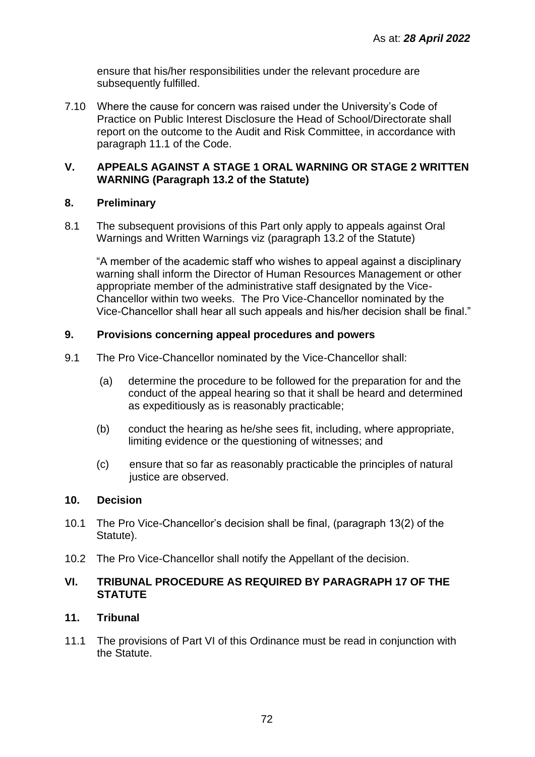ensure that his/her responsibilities under the relevant procedure are subsequently fulfilled.

7.10 Where the cause for concern was raised under the University's Code of Practice on Public Interest Disclosure the Head of School/Directorate shall report on the outcome to the Audit and Risk Committee, in accordance with paragraph 11.1 of the Code.

## V. APPEALS AGAINST A STAGE 1 ORAL WARNING OR STAGE 2 WRITTEN WARNING (Paragraph 13.2 of the Statute)

### 8. Preliminary

8.1 The subsequent provisions of this Part only apply to appeals against Oral Warnings and Written Warnings viz (paragraph 13.2 of the Statute)

"A member of the academic staff who wishes to appeal against a disciplinary warning shall inform the Director of Human Resources Management or other appropriate member of the administrative staff designated by the Vice-Chancellor within two weeks. The Pro Vice-Chancellor nominated by the Vice-Chancellor shall hear all such appeals and his/her decision shall be final."

### 9. Provisions concerning appeal procedures and powers

9.1 The Pro Vice-Chancellor nominated by the Vice-Chancellor shall:

(a) determine the procedure to be followed for the preparation for and the conduct of the appeal hearing so that it shall be heard and determined as expeditiously as is reasonably practicable;

(b) conduct the hearing as he/she sees fit, including, where appropriate, limiting evidence or the questioning of witnesses; and

(c) ensure that so far as reasonably practicable the principles of natural justice are observed.

### 10. Decision

10.1 The Pro Vice-Chancellor's decision shall be final, (paragraph 13(2) of the Statute).

10.2 The Pro Vice-Chancellor shall notify the Appellant of the decision.

## VI. TRIBUNAL PROCEDURE AS REQUIRED BY PARAGRAPH 17 OF THE STATUTE

### 11. Tribunal

11.1 The provisions of Part VI of this Ordinance must be read in conjunction with the Statute.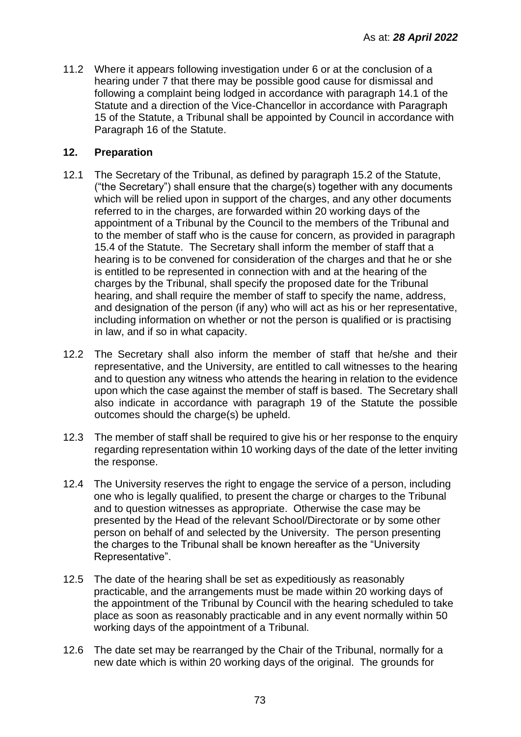11.2 Where it appears following investigation under 6 or at the conclusion of a hearing under 7 that there may be possible good cause for dismissal and following a complaint being lodged in accordance with paragraph 14.1 of the Statute and a direction of the Vice-Chancellor in accordance with Paragraph 15 of the Statute, a Tribunal shall be appointed by Council in accordance with Paragraph 16 of the Statute.

## 12. Preparation

12.1 The Secretary of the Tribunal, as defined by paragraph 15.2 of the Statute, ("the Secretary") shall ensure that the charge(s) together with any documents which will be relied upon in support of the charges, and any other documents referred to in the charges, are forwarded within 20 working days of the appointment of a Tribunal by the Council to the members of the Tribunal and to the member of staff who is the cause for concern, as provided in paragraph 15.4 of the Statute. The Secretary shall inform the member of staff that a hearing is to be convened for consideration of the charges and that he or she is entitled to be represented in connection with and at the hearing of the charges by the Tribunal, shall specify the proposed date for the Tribunal hearing, and shall require the member of staff to specify the name, address, and designation of the person (if any) who will act as his or her representative, including information on whether or not the person is qualified or is practising in law, and if so in what capacity.

12.2 The Secretary shall also inform the member of staff that he/she and their representative, and the University, are entitled to call witnesses to the hearing and to question any witness who attends the hearing in relation to the evidence upon which the case against the member of staff is based. The Secretary shall also indicate in accordance with paragraph 19 of the Statute the possible outcomes should the charge(s) be upheld.

12.3 The member of staff shall be required to give his or her response to the enquiry regarding representation within 10 working days of the date of the letter inviting the response.

12.4 The University reserves the right to engage the service of a person, including one who is legally qualified, to present the charge or charges to the Tribunal and to question witnesses as appropriate. Otherwise the case may be presented by the Head of the relevant School/Directorate or by some other person on behalf of and selected by the University. The person presenting the charges to the Tribunal shall be known hereafter as the "University Representative".

12.5 The date of the hearing shall be set as expeditiously as reasonably practicable, and the arrangements must be made within 20 working days of the appointment of the Tribunal by Council with the hearing scheduled to take place as soon as reasonably practicable and in any event normally within 50 working days of the appointment of a Tribunal.

12.6 The date set may be rearranged by the Chair of the Tribunal, normally for a new date which is within 20 working days of the original. The grounds for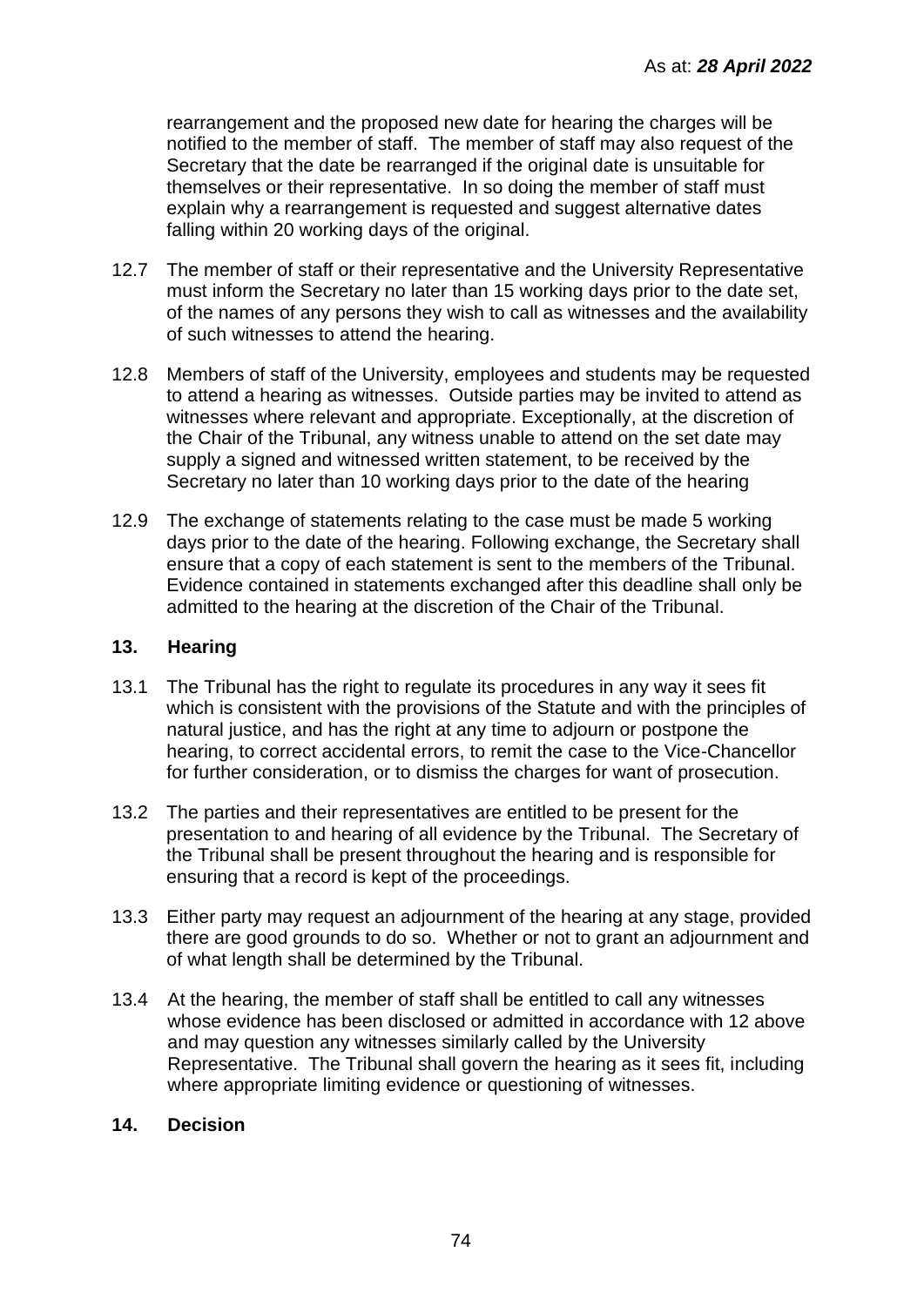rearrangement and the proposed new date for hearing the charges will be notified to the member of staff. The member of staff may also request of the Secretary that the date be rearranged if the original date is unsuitable for themselves or their representative. In so doing the member of staff must explain why a rearrangement is requested and suggest alternative dates falling within 20 working days of the original.

12.7 The member of staff or their representative and the University Representative must inform the Secretary no later than 15 working days prior to the date set, of the names of any persons they wish to call as witnesses and the availability of such witnesses to attend the hearing.

12.8 Members of staff of the University, employees and students may be requested to attend a hearing as witnesses. Outside parties may be invited to attend as witnesses where relevant and appropriate. Exceptionally, at the discretion of the Chair of the Tribunal, any witness unable to attend on the set date may supply a signed and witnessed written statement, to be received by the Secretary no later than 10 working days prior to the date of the hearing

12.9 The exchange of statements relating to the case must be made 5 working days prior to the date of the hearing. Following exchange, the Secretary shall ensure that a copy of each statement is sent to the members of the Tribunal. Evidence contained in statements exchanged after this deadline shall only be admitted to the hearing at the discretion of the Chair of the Tribunal.

## 13. Hearing

13.1 The Tribunal has the right to regulate its procedures in any way it sees fit which is consistent with the provisions of the Statute and with the principles of natural justice, and has the right at any time to adjourn or postpone the hearing, to correct accidental errors, to remit the case to the Vice-Chancellor for further consideration, or to dismiss the charges for want of prosecution.

13.2 The parties and their representatives are entitled to be present for the presentation to and hearing of all evidence by the Tribunal. The Secretary of the Tribunal shall be present throughout the hearing and is responsible for ensuring that a record is kept of the proceedings.

13.3 Either party may request an adjournment of the hearing at any stage, provided there are good grounds to do so. Whether or not to grant an adjournment and of what length shall be determined by the Tribunal.

13.4 At the hearing, the member of staff shall be entitled to call any witnesses whose evidence has been disclosed or admitted in accordance with 12 above and may question any witnesses similarly called by the University Representative. The Tribunal shall govern the hearing as it sees fit, including where appropriate limiting evidence or questioning of witnesses.

## 14. Decision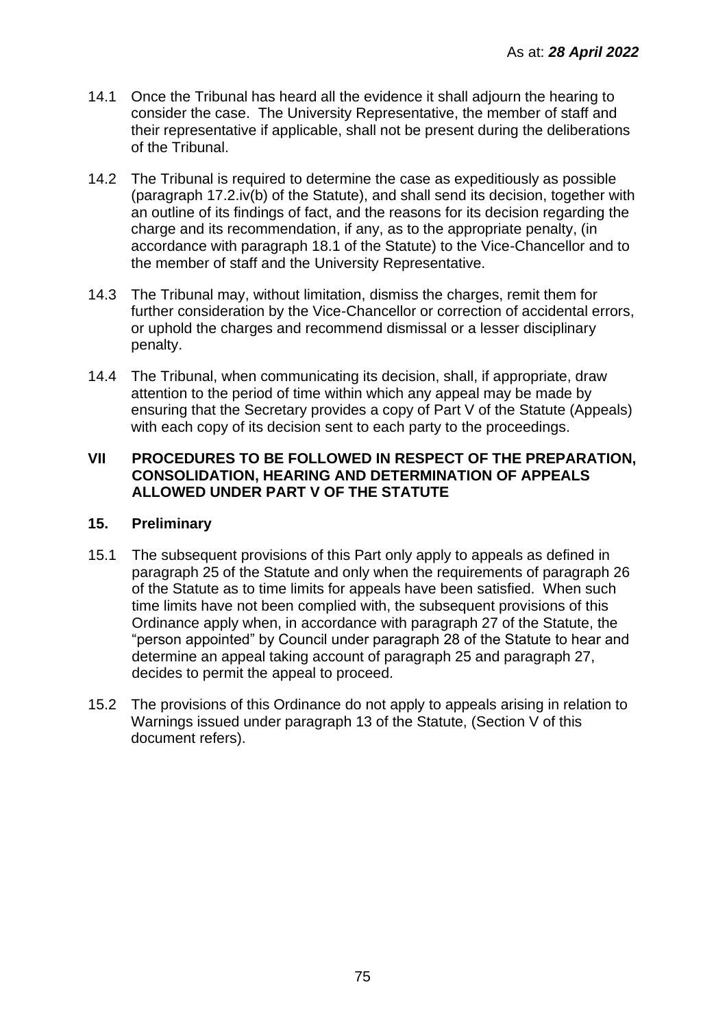14.1 Once the Tribunal has heard all the evidence it shall adjourn the hearing to consider the case. The University Representative, the member of staff and their representative if applicable, shall not be present during the deliberations of the Tribunal.

14.2 The Tribunal is required to determine the case as expeditiously as possible (paragraph 17.2.iv(b) of the Statute), and shall send its decision, together with an outline of its findings of fact, and the reasons for its decision regarding the charge and its recommendation, if any, as to the appropriate penalty, (in accordance with paragraph 18.1 of the Statute) to the Vice-Chancellor and to the member of staff and the University Representative.

14.3 The Tribunal may, without limitation, dismiss the charges, remit them for further consideration by the Vice-Chancellor or correction of accidental errors, or uphold the charges and recommend dismissal or a lesser disciplinary penalty.

14.4 The Tribunal, when communicating its decision, shall, if appropriate, draw attention to the period of time within which any appeal may be made by ensuring that the Secretary provides a copy of Part V of the Statute (Appeals) with each copy of its decision sent to each party to the proceedings.

## VII PROCEDURES TO BE FOLLOWED IN RESPECT OF THE PREPARATION, CONSOLIDATION, HEARING AND DETERMINATION OF APPEALS ALLOWED UNDER PART V OF THE STATUTE

### 15. Preliminary

15.1 The subsequent provisions of this Part only apply to appeals as defined in paragraph 25 of the Statute and only when the requirements of paragraph 26 of the Statute as to time limits for appeals have been satisfied. When such time limits have not been complied with, the subsequent provisions of this Ordinance apply when, in accordance with paragraph 27 of the Statute, the "person appointed" by Council under paragraph 28 of the Statute to hear and determine an appeal taking account of paragraph 25 and paragraph 27, decides to permit the appeal to proceed.

15.2 The provisions of this Ordinance do not apply to appeals arising in relation to Warnings issued under paragraph 13 of the Statute, (Section V of this document refers).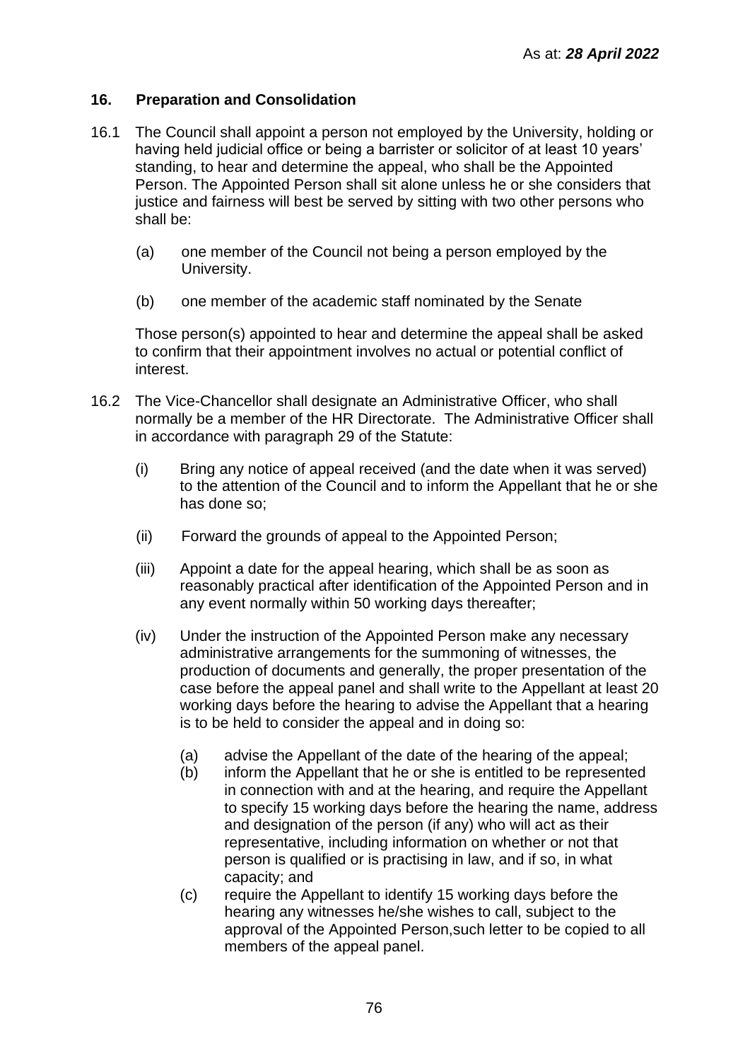As at: ***28 April 2022***

## 16. Preparation and Consolidation

16.1 The Council shall appoint a person not employed by the University, holding or having held judicial office or being a barrister or solicitor of at least 10 years' standing, to hear and determine the appeal, who shall be the Appointed Person. The Appointed Person shall sit alone unless he or she considers that justice and fairness will best be served by sitting with two other persons who shall be:

(a) one member of the Council not being a person employed by the University.

(b) one member of the academic staff nominated by the Senate

Those person(s) appointed to hear and determine the appeal shall be asked to confirm that their appointment involves no actual or potential conflict of interest.

16.2 The Vice-Chancellor shall designate an Administrative Officer, who shall normally be a member of the HR Directorate. The Administrative Officer shall in accordance with paragraph 29 of the Statute:

(i) Bring any notice of appeal received (and the date when it was served) to the attention of the Council and to inform the Appellant that he or she has done so;

(ii) Forward the grounds of appeal to the Appointed Person;

(iii) Appoint a date for the appeal hearing, which shall be as soon as reasonably practical after identification of the Appointed Person and in any event normally within 50 working days thereafter;

(iv) Under the instruction of the Appointed Person make any necessary administrative arrangements for the summoning of witnesses, the production of documents and generally, the proper presentation of the case before the appeal panel and shall write to the Appellant at least 20 working days before the hearing to advise the Appellant that a hearing is to be held to consider the appeal and in doing so:

(a) advise the Appellant of the date of the hearing of the appeal;
(b) inform the Appellant that he or she is entitled to be represented in connection with and at the hearing, and require the Appellant to specify 15 working days before the hearing the name, address and designation of the person (if any) who will act as their representative, including information on whether or not that person is qualified or is practising in law, and if so, in what capacity; and
(c) require the Appellant to identify 15 working days before the hearing any witnesses he/she wishes to call, subject to the approval of the Appointed Person,such letter to be copied to all members of the appeal panel.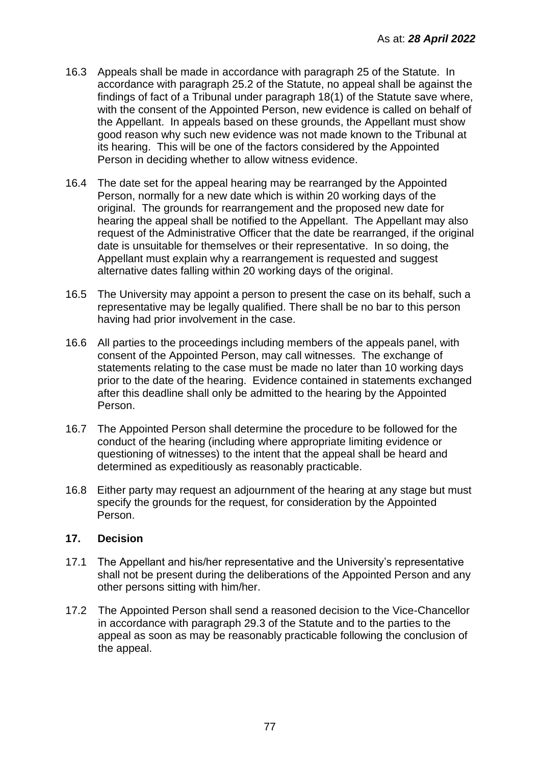As at: ***28 April 2022***

16.3 Appeals shall be made in accordance with paragraph 25 of the Statute. In accordance with paragraph 25.2 of the Statute, no appeal shall be against the findings of fact of a Tribunal under paragraph 18(1) of the Statute save where, with the consent of the Appointed Person, new evidence is called on behalf of the Appellant. In appeals based on these grounds, the Appellant must show good reason why such new evidence was not made known to the Tribunal at its hearing. This will be one of the factors considered by the Appointed Person in deciding whether to allow witness evidence.

16.4 The date set for the appeal hearing may be rearranged by the Appointed Person, normally for a new date which is within 20 working days of the original. The grounds for rearrangement and the proposed new date for hearing the appeal shall be notified to the Appellant. The Appellant may also request of the Administrative Officer that the date be rearranged, if the original date is unsuitable for themselves or their representative. In so doing, the Appellant must explain why a rearrangement is requested and suggest alternative dates falling within 20 working days of the original.

16.5 The University may appoint a person to present the case on its behalf, such a representative may be legally qualified. There shall be no bar to this person having had prior involvement in the case.

16.6 All parties to the proceedings including members of the appeals panel, with consent of the Appointed Person, may call witnesses. The exchange of statements relating to the case must be made no later than 10 working days prior to the date of the hearing. Evidence contained in statements exchanged after this deadline shall only be admitted to the hearing by the Appointed Person.

16.7 The Appointed Person shall determine the procedure to be followed for the conduct of the hearing (including where appropriate limiting evidence or questioning of witnesses) to the intent that the appeal shall be heard and determined as expeditiously as reasonably practicable.

16.8 Either party may request an adjournment of the hearing at any stage but must specify the grounds for the request, for consideration by the Appointed Person.

## 17. Decision

17.1 The Appellant and his/her representative and the University's representative shall not be present during the deliberations of the Appointed Person and any other persons sitting with him/her.

17.2 The Appointed Person shall send a reasoned decision to the Vice-Chancellor in accordance with paragraph 29.3 of the Statute and to the parties to the appeal as soon as may be reasonably practicable following the conclusion of the appeal.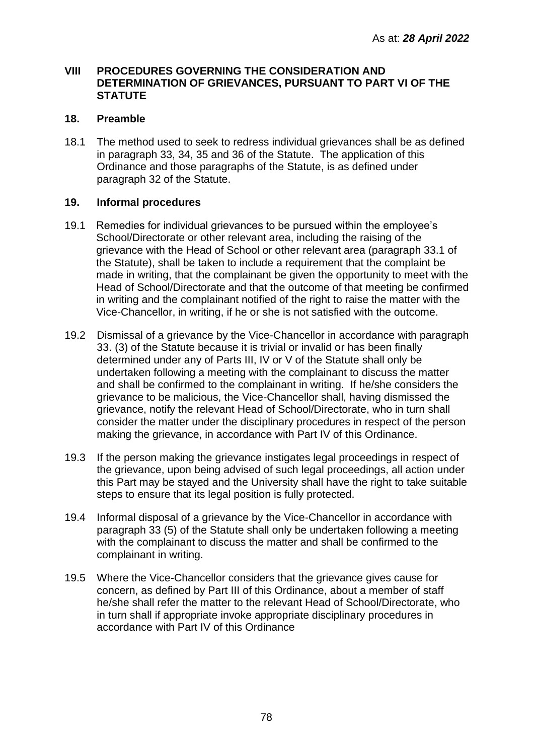As at: ***28 April 2022***

## VIII PROCEDURES GOVERNING THE CONSIDERATION AND DETERMINATION OF GRIEVANCES, PURSUANT TO PART VI OF THE STATUTE

### 18. Preamble

18.1 The method used to seek to redress individual grievances shall be as defined in paragraph 33, 34, 35 and 36 of the Statute. The application of this Ordinance and those paragraphs of the Statute, is as defined under paragraph 32 of the Statute.

### 19. Informal procedures

19.1 Remedies for individual grievances to be pursued within the employee's School/Directorate or other relevant area, including the raising of the grievance with the Head of School or other relevant area (paragraph 33.1 of the Statute), shall be taken to include a requirement that the complaint be made in writing, that the complainant be given the opportunity to meet with the Head of School/Directorate and that the outcome of that meeting be confirmed in writing and the complainant notified of the right to raise the matter with the Vice-Chancellor, in writing, if he or she is not satisfied with the outcome.

19.2 Dismissal of a grievance by the Vice-Chancellor in accordance with paragraph 33. (3) of the Statute because it is trivial or invalid or has been finally determined under any of Parts III, IV or V of the Statute shall only be undertaken following a meeting with the complainant to discuss the matter and shall be confirmed to the complainant in writing. If he/she considers the grievance to be malicious, the Vice-Chancellor shall, having dismissed the grievance, notify the relevant Head of School/Directorate, who in turn shall consider the matter under the disciplinary procedures in respect of the person making the grievance, in accordance with Part IV of this Ordinance.

19.3 If the person making the grievance instigates legal proceedings in respect of the grievance, upon being advised of such legal proceedings, all action under this Part may be stayed and the University shall have the right to take suitable steps to ensure that its legal position is fully protected.

19.4 Informal disposal of a grievance by the Vice-Chancellor in accordance with paragraph 33 (5) of the Statute shall only be undertaken following a meeting with the complainant to discuss the matter and shall be confirmed to the complainant in writing.

19.5 Where the Vice-Chancellor considers that the grievance gives cause for concern, as defined by Part III of this Ordinance, about a member of staff he/she shall refer the matter to the relevant Head of School/Directorate, who in turn shall if appropriate invoke appropriate disciplinary procedures in accordance with Part IV of this Ordinance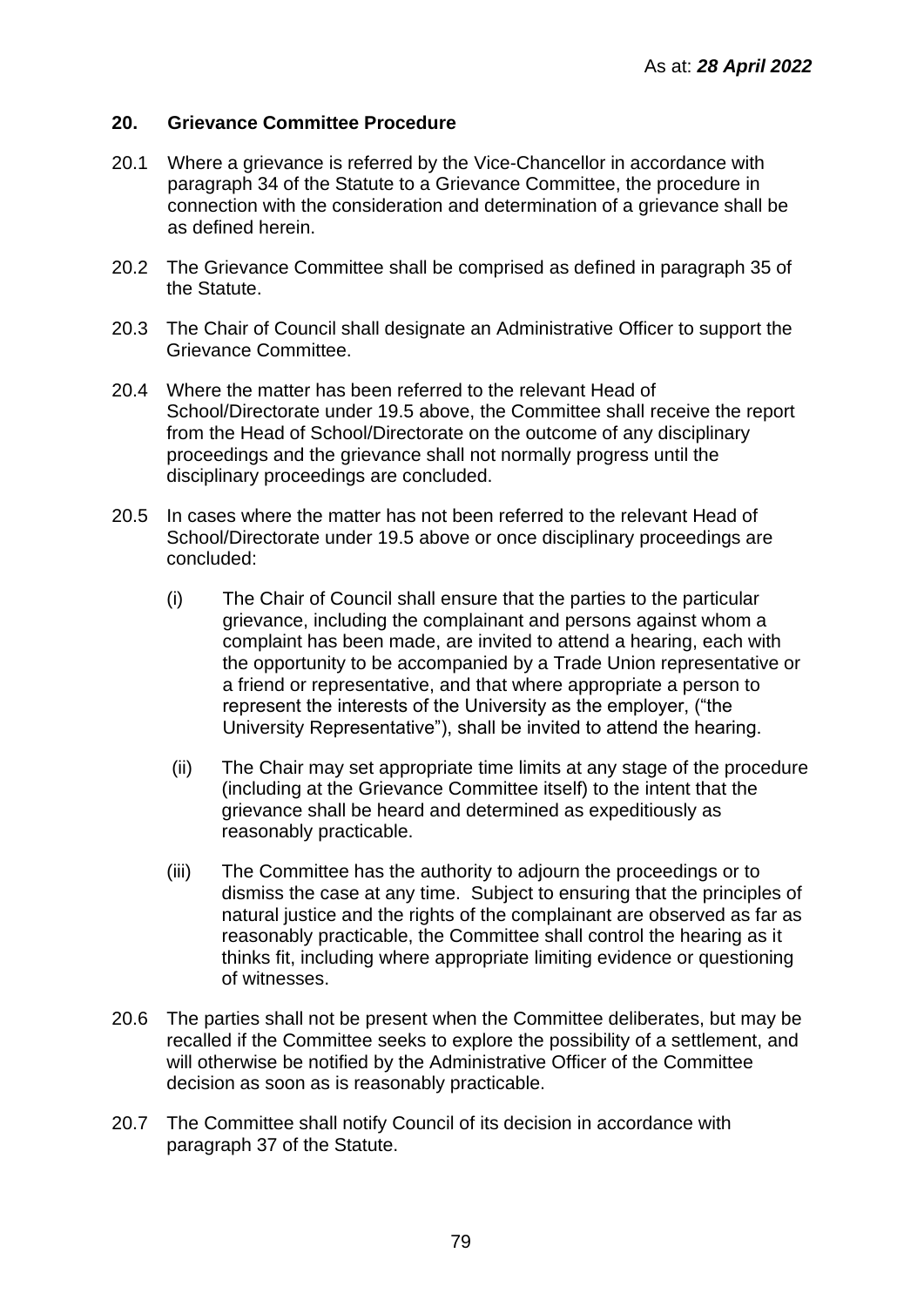## 20. Grievance Committee Procedure

20.1 Where a grievance is referred by the Vice-Chancellor in accordance with paragraph 34 of the Statute to a Grievance Committee, the procedure in connection with the consideration and determination of a grievance shall be as defined herein.

20.2 The Grievance Committee shall be comprised as defined in paragraph 35 of the Statute.

20.3 The Chair of Council shall designate an Administrative Officer to support the Grievance Committee.

20.4 Where the matter has been referred to the relevant Head of School/Directorate under 19.5 above, the Committee shall receive the report from the Head of School/Directorate on the outcome of any disciplinary proceedings and the grievance shall not normally progress until the disciplinary proceedings are concluded.

20.5 In cases where the matter has not been referred to the relevant Head of School/Directorate under 19.5 above or once disciplinary proceedings are concluded:

(i) The Chair of Council shall ensure that the parties to the particular grievance, including the complainant and persons against whom a complaint has been made, are invited to attend a hearing, each with the opportunity to be accompanied by a Trade Union representative or a friend or representative, and that where appropriate a person to represent the interests of the University as the employer, ("the University Representative"), shall be invited to attend the hearing.

(ii) The Chair may set appropriate time limits at any stage of the procedure (including at the Grievance Committee itself) to the intent that the grievance shall be heard and determined as expeditiously as reasonably practicable.

(iii) The Committee has the authority to adjourn the proceedings or to dismiss the case at any time. Subject to ensuring that the principles of natural justice and the rights of the complainant are observed as far as reasonably practicable, the Committee shall control the hearing as it thinks fit, including where appropriate limiting evidence or questioning of witnesses.

20.6 The parties shall not be present when the Committee deliberates, but may be recalled if the Committee seeks to explore the possibility of a settlement, and will otherwise be notified by the Administrative Officer of the Committee decision as soon as is reasonably practicable.

20.7 The Committee shall notify Council of its decision in accordance with paragraph 37 of the Statute.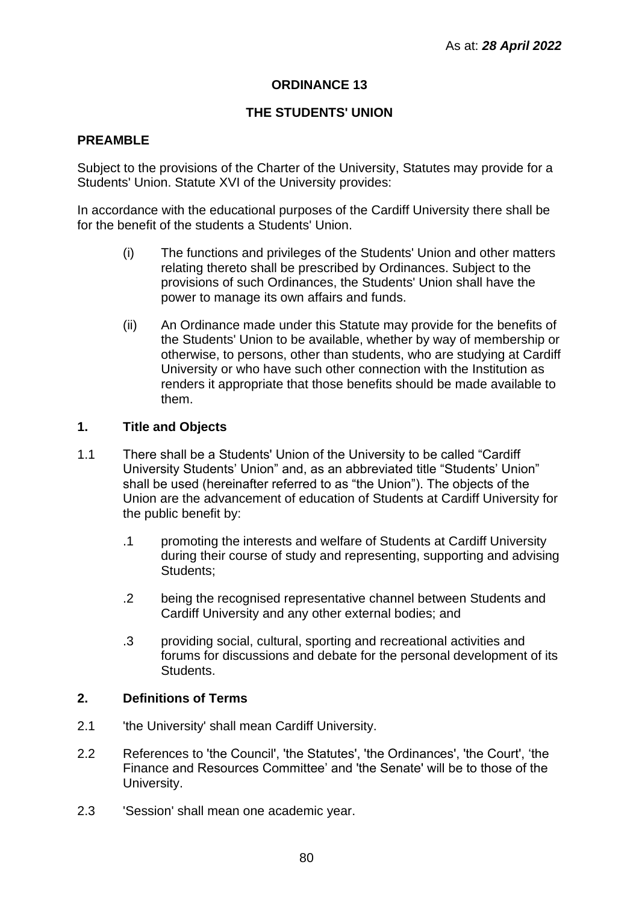As at: ***28 April 2022***

## ORDINANCE 13

## THE STUDENTS' UNION

### PREAMBLE

Subject to the provisions of the Charter of the University, Statutes may provide for a Students' Union. Statute XVI of the University provides:

In accordance with the educational purposes of the Cardiff University there shall be for the benefit of the students a Students' Union.

(i) The functions and privileges of the Students' Union and other matters relating thereto shall be prescribed by Ordinances. Subject to the provisions of such Ordinances, the Students' Union shall have the power to manage its own affairs and funds.

(ii) An Ordinance made under this Statute may provide for the benefits of the Students' Union to be available, whether by way of membership or otherwise, to persons, other than students, who are studying at Cardiff University or who have such other connection with the Institution as renders it appropriate that those benefits should be made available to them.

### 1. Title and Objects

1.1 There shall be a Students' Union of the University to be called "Cardiff University Students' Union" and, as an abbreviated title "Students' Union" shall be used (hereinafter referred to as "the Union"). The objects of the Union are the advancement of education of Students at Cardiff University for the public benefit by:

.1 promoting the interests and welfare of Students at Cardiff University during their course of study and representing, supporting and advising Students;

.2 being the recognised representative channel between Students and Cardiff University and any other external bodies; and

.3 providing social, cultural, sporting and recreational activities and forums for discussions and debate for the personal development of its Students.

### 2. Definitions of Terms

2.1 'the University' shall mean Cardiff University.

2.2 References to 'the Council', 'the Statutes', 'the Ordinances', 'the Court', 'the Finance and Resources Committee' and 'the Senate' will be to those of the University.

2.3 'Session' shall mean one academic year.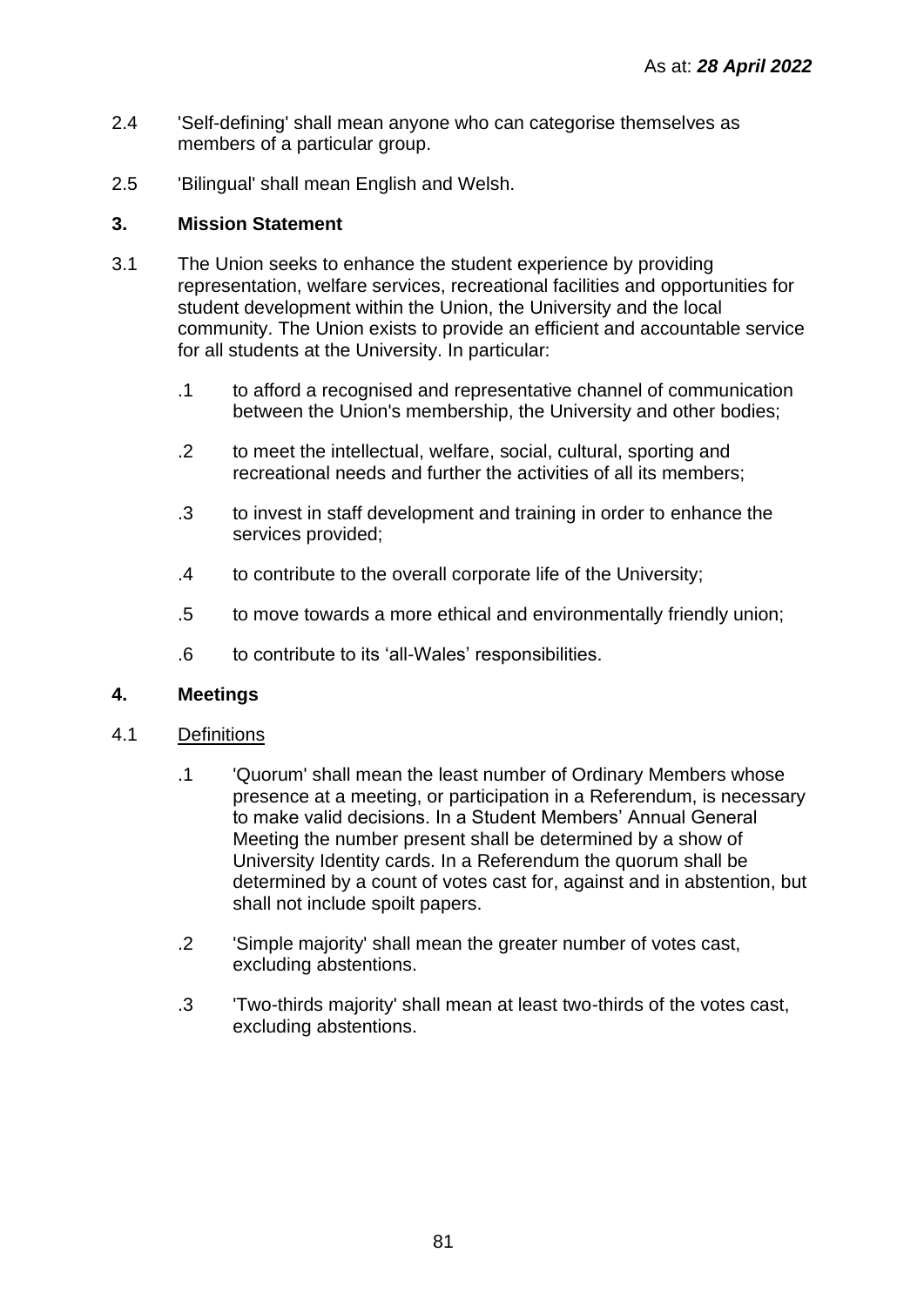As at: ***28 April 2022***

2.4 'Self-defining' shall mean anyone who can categorise themselves as members of a particular group.

2.5 'Bilingual' shall mean English and Welsh.

## 3. Mission Statement

3.1 The Union seeks to enhance the student experience by providing representation, welfare services, recreational facilities and opportunities for student development within the Union, the University and the local community. The Union exists to provide an efficient and accountable service for all students at the University. In particular:

- .1 to afford a recognised and representative channel of communication between the Union's membership, the University and other bodies;
- .2 to meet the intellectual, welfare, social, cultural, sporting and recreational needs and further the activities of all its members;
- .3 to invest in staff development and training in order to enhance the services provided;
- .4 to contribute to the overall corporate life of the University;
- .5 to move towards a more ethical and environmentally friendly union;
- .6 to contribute to its 'all-Wales' responsibilities.

## 4. Meetings

4.1 Definitions

- .1 'Quorum' shall mean the least number of Ordinary Members whose presence at a meeting, or participation in a Referendum, is necessary to make valid decisions. In a Student Members' Annual General Meeting the number present shall be determined by a show of University Identity cards. In a Referendum the quorum shall be determined by a count of votes cast for, against and in abstention, but shall not include spoilt papers.
- .2 'Simple majority' shall mean the greater number of votes cast, excluding abstentions.
- .3 'Two-thirds majority' shall mean at least two-thirds of the votes cast, excluding abstentions.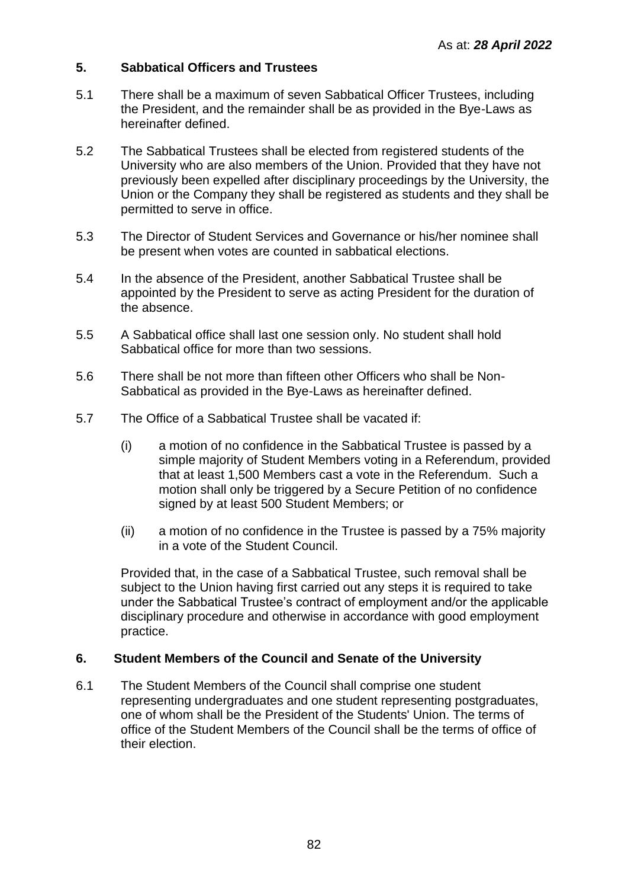As at: ***28 April 2022***

## 5. Sabbatical Officers and Trustees

5.1 There shall be a maximum of seven Sabbatical Officer Trustees, including the President, and the remainder shall be as provided in the Bye-Laws as hereinafter defined.

5.2 The Sabbatical Trustees shall be elected from registered students of the University who are also members of the Union. Provided that they have not previously been expelled after disciplinary proceedings by the University, the Union or the Company they shall be registered as students and they shall be permitted to serve in office.

5.3 The Director of Student Services and Governance or his/her nominee shall be present when votes are counted in sabbatical elections.

5.4 In the absence of the President, another Sabbatical Trustee shall be appointed by the President to serve as acting President for the duration of the absence.

5.5 A Sabbatical office shall last one session only. No student shall hold Sabbatical office for more than two sessions.

5.6 There shall be not more than fifteen other Officers who shall be Non-Sabbatical as provided in the Bye-Laws as hereinafter defined.

5.7 The Office of a Sabbatical Trustee shall be vacated if:

(i) a motion of no confidence in the Sabbatical Trustee is passed by a simple majority of Student Members voting in a Referendum, provided that at least 1,500 Members cast a vote in the Referendum. Such a motion shall only be triggered by a Secure Petition of no confidence signed by at least 500 Student Members; or

(ii) a motion of no confidence in the Trustee is passed by a 75% majority in a vote of the Student Council.

Provided that, in the case of a Sabbatical Trustee, such removal shall be subject to the Union having first carried out any steps it is required to take under the Sabbatical Trustee's contract of employment and/or the applicable disciplinary procedure and otherwise in accordance with good employment practice.

## 6. Student Members of the Council and Senate of the University

6.1 The Student Members of the Council shall comprise one student representing undergraduates and one student representing postgraduates, one of whom shall be the President of the Students' Union. The terms of office of the Student Members of the Council shall be the terms of office of their election.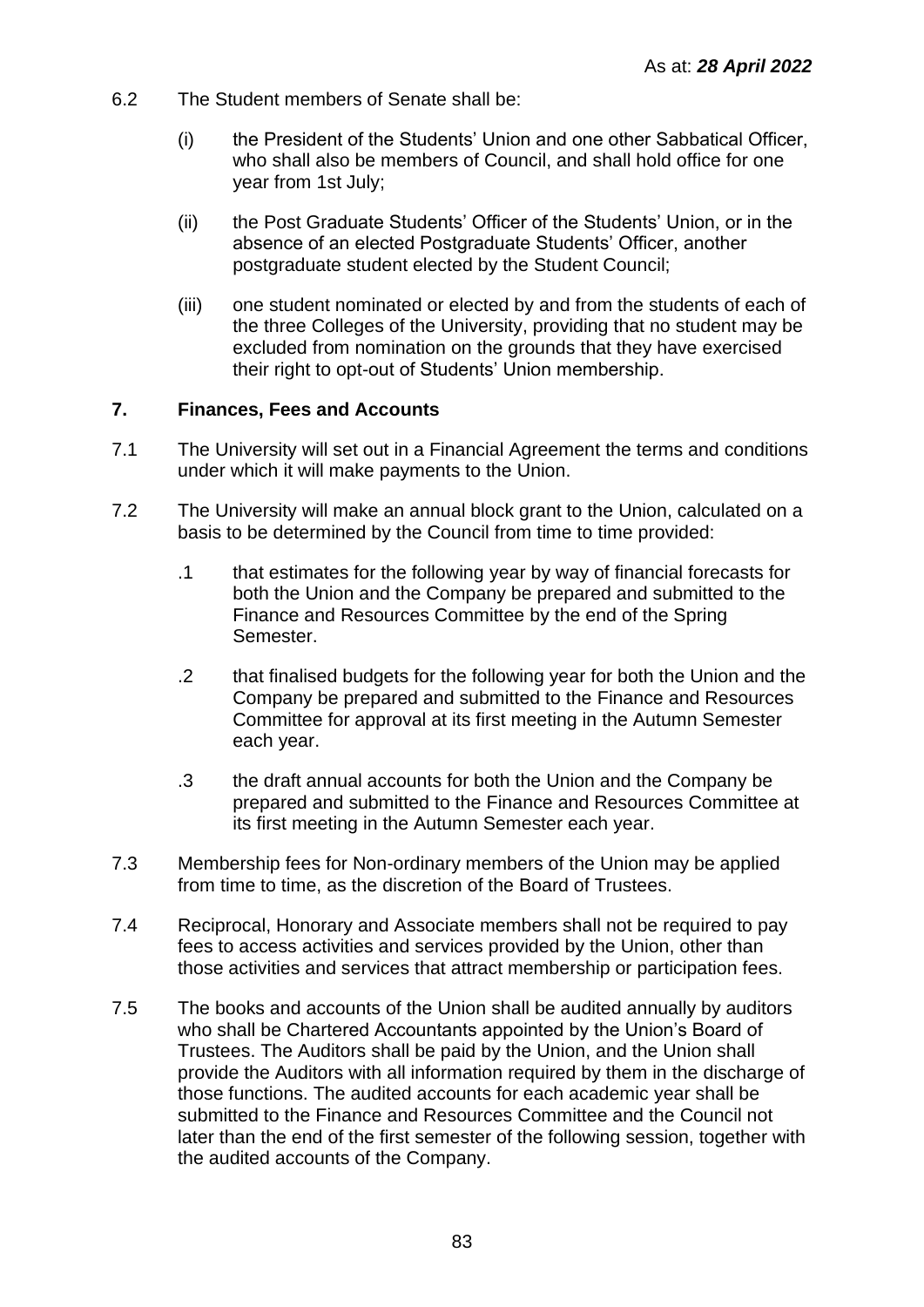6.2 The Student members of Senate shall be:

(i) the President of the Students' Union and one other Sabbatical Officer, who shall also be members of Council, and shall hold office for one year from 1st July;

(ii) the Post Graduate Students' Officer of the Students' Union, or in the absence of an elected Postgraduate Students' Officer, another postgraduate student elected by the Student Council;

(iii) one student nominated or elected by and from the students of each of the three Colleges of the University, providing that no student may be excluded from nomination on the grounds that they have exercised their right to opt-out of Students' Union membership.

## 7. Finances, Fees and Accounts

7.1 The University will set out in a Financial Agreement the terms and conditions under which it will make payments to the Union.

7.2 The University will make an annual block grant to the Union, calculated on a basis to be determined by the Council from time to time provided:

.1 that estimates for the following year by way of financial forecasts for both the Union and the Company be prepared and submitted to the Finance and Resources Committee by the end of the Spring Semester.

.2 that finalised budgets for the following year for both the Union and the Company be prepared and submitted to the Finance and Resources Committee for approval at its first meeting in the Autumn Semester each year.

.3 the draft annual accounts for both the Union and the Company be prepared and submitted to the Finance and Resources Committee at its first meeting in the Autumn Semester each year.

7.3 Membership fees for Non-ordinary members of the Union may be applied from time to time, as the discretion of the Board of Trustees.

7.4 Reciprocal, Honorary and Associate members shall not be required to pay fees to access activities and services provided by the Union, other than those activities and services that attract membership or participation fees.

7.5 The books and accounts of the Union shall be audited annually by auditors who shall be Chartered Accountants appointed by the Union's Board of Trustees. The Auditors shall be paid by the Union, and the Union shall provide the Auditors with all information required by them in the discharge of those functions. The audited accounts for each academic year shall be submitted to the Finance and Resources Committee and the Council not later than the end of the first semester of the following session, together with the audited accounts of the Company.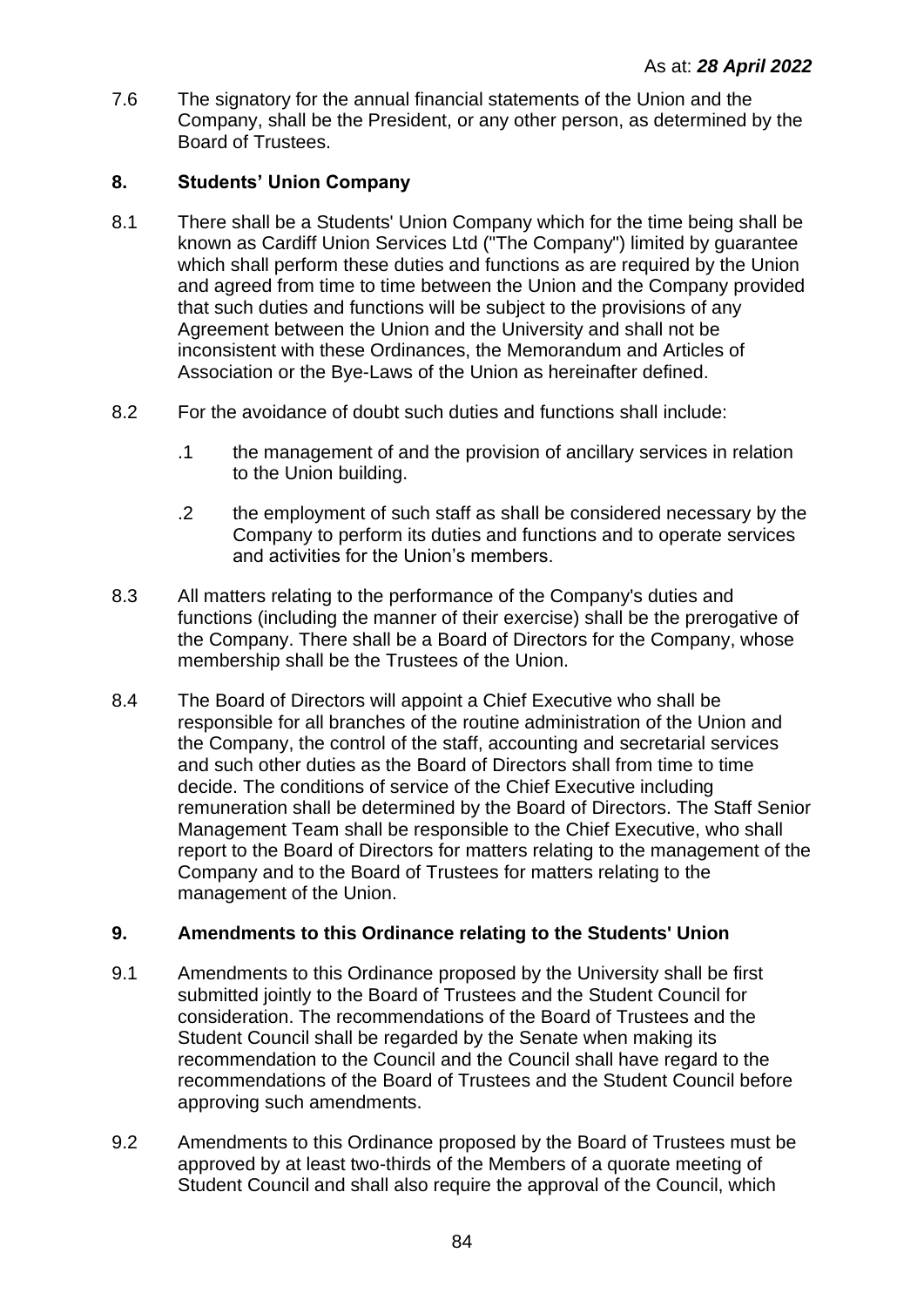7.6 The signatory for the annual financial statements of the Union and the Company, shall be the President, or any other person, as determined by the Board of Trustees.

## 8. Students' Union Company

8.1 There shall be a Students' Union Company which for the time being shall be known as Cardiff Union Services Ltd ("The Company") limited by guarantee which shall perform these duties and functions as are required by the Union and agreed from time to time between the Union and the Company provided that such duties and functions will be subject to the provisions of any Agreement between the Union and the University and shall not be inconsistent with these Ordinances, the Memorandum and Articles of Association or the Bye-Laws of the Union as hereinafter defined.

8.2 For the avoidance of doubt such duties and functions shall include:

.1 the management of and the provision of ancillary services in relation to the Union building.

.2 the employment of such staff as shall be considered necessary by the Company to perform its duties and functions and to operate services and activities for the Union's members.

8.3 All matters relating to the performance of the Company's duties and functions (including the manner of their exercise) shall be the prerogative of the Company. There shall be a Board of Directors for the Company, whose membership shall be the Trustees of the Union.

8.4 The Board of Directors will appoint a Chief Executive who shall be responsible for all branches of the routine administration of the Union and the Company, the control of the staff, accounting and secretarial services and such other duties as the Board of Directors shall from time to time decide. The conditions of service of the Chief Executive including remuneration shall be determined by the Board of Directors. The Staff Senior Management Team shall be responsible to the Chief Executive, who shall report to the Board of Directors for matters relating to the management of the Company and to the Board of Trustees for matters relating to the management of the Union.

## 9. Amendments to this Ordinance relating to the Students' Union

9.1 Amendments to this Ordinance proposed by the University shall be first submitted jointly to the Board of Trustees and the Student Council for consideration. The recommendations of the Board of Trustees and the Student Council shall be regarded by the Senate when making its recommendation to the Council and the Council shall have regard to the recommendations of the Board of Trustees and the Student Council before approving such amendments.

9.2 Amendments to this Ordinance proposed by the Board of Trustees must be approved by at least two-thirds of the Members of a quorate meeting of Student Council and shall also require the approval of the Council, which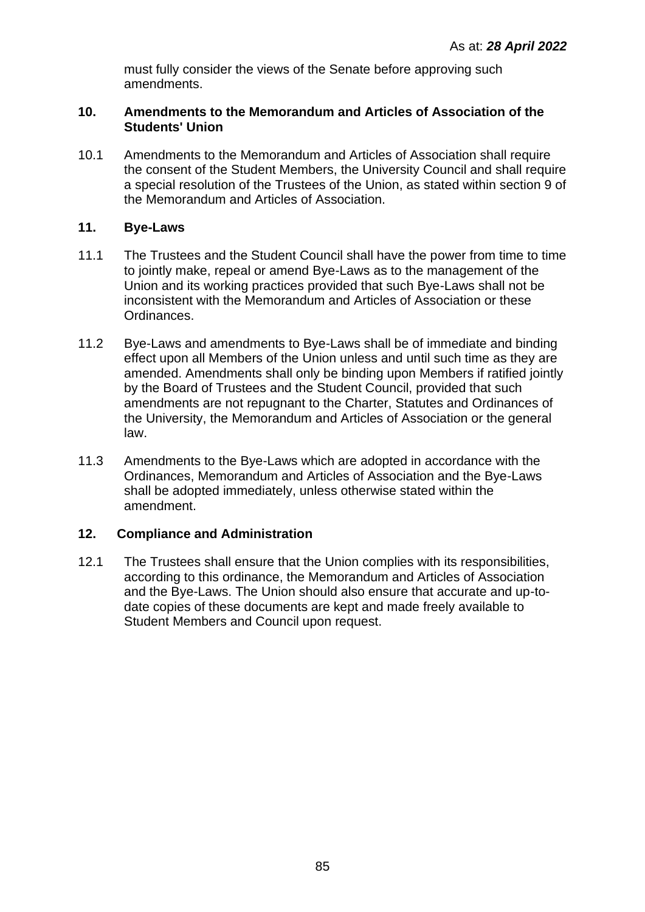must fully consider the views of the Senate before approving such amendments.

## 10. Amendments to the Memorandum and Articles of Association of the Students' Union

10.1 Amendments to the Memorandum and Articles of Association shall require the consent of the Student Members, the University Council and shall require a special resolution of the Trustees of the Union, as stated within section 9 of the Memorandum and Articles of Association.

## 11. Bye-Laws

11.1 The Trustees and the Student Council shall have the power from time to time to jointly make, repeal or amend Bye-Laws as to the management of the Union and its working practices provided that such Bye-Laws shall not be inconsistent with the Memorandum and Articles of Association or these Ordinances.

11.2 Bye-Laws and amendments to Bye-Laws shall be of immediate and binding effect upon all Members of the Union unless and until such time as they are amended. Amendments shall only be binding upon Members if ratified jointly by the Board of Trustees and the Student Council, provided that such amendments are not repugnant to the Charter, Statutes and Ordinances of the University, the Memorandum and Articles of Association or the general law.

11.3 Amendments to the Bye-Laws which are adopted in accordance with the Ordinances, Memorandum and Articles of Association and the Bye-Laws shall be adopted immediately, unless otherwise stated within the amendment.

## 12. Compliance and Administration

12.1 The Trustees shall ensure that the Union complies with its responsibilities, according to this ordinance, the Memorandum and Articles of Association and the Bye-Laws. The Union should also ensure that accurate and up-to-date copies of these documents are kept and made freely available to Student Members and Council upon request.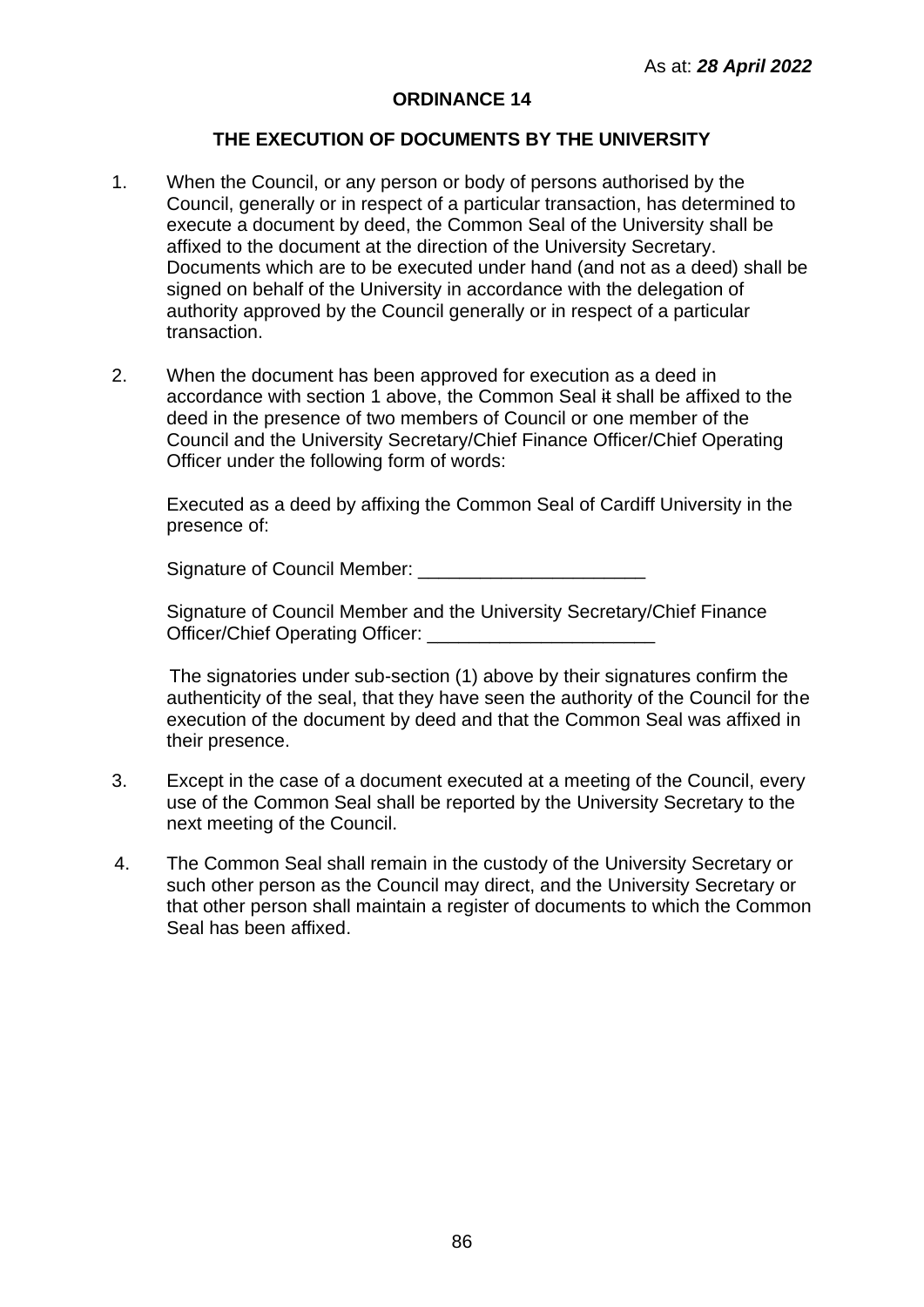As at: ***28 April 2022***

# ORDINANCE 14

## THE EXECUTION OF DOCUMENTS BY THE UNIVERSITY

1. When the Council, or any person or body of persons authorised by the Council, generally or in respect of a particular transaction, has determined to execute a document by deed, the Common Seal of the University shall be affixed to the document at the direction of the University Secretary. Documents which are to be executed under hand (and not as a deed) shall be signed on behalf of the University in accordance with the delegation of authority approved by the Council generally or in respect of a particular transaction.

2. When the document has been approved for execution as a deed in accordance with section 1 above, the Common Seal ~~it~~ shall be affixed to the deed in the presence of two members of Council or one member of the Council and the University Secretary/Chief Finance Officer/Chief Operating Officer under the following form of words:

   Executed as a deed by affixing the Common Seal of Cardiff University in the presence of:

   Signature of Council Member: ______________________

   Signature of Council Member and the University Secretary/Chief Finance Officer/Chief Operating Officer: ______________________

   The signatories under sub-section (1) above by their signatures confirm the authenticity of the seal, that they have seen the authority of the Council for the execution of the document by deed and that the Common Seal was affixed in their presence.

3. Except in the case of a document executed at a meeting of the Council, every use of the Common Seal shall be reported by the University Secretary to the next meeting of the Council.

4. The Common Seal shall remain in the custody of the University Secretary or such other person as the Council may direct, and the University Secretary or that other person shall maintain a register of documents to which the Common Seal has been affixed.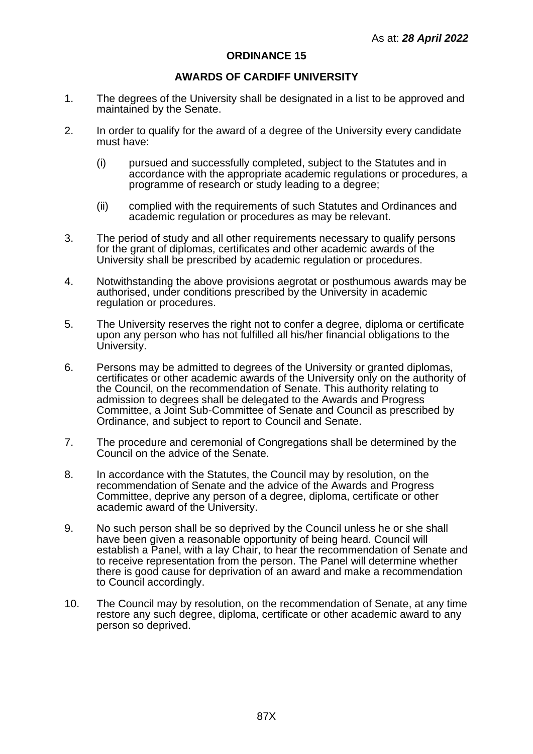As at: ***28 April 2022***

# ORDINANCE 15

## AWARDS OF CARDIFF UNIVERSITY

1. The degrees of the University shall be designated in a list to be approved and maintained by the Senate.

2. In order to qualify for the award of a degree of the University every candidate must have:

   (i) pursued and successfully completed, subject to the Statutes and in accordance with the appropriate academic regulations or procedures, a programme of research or study leading to a degree;

   (ii) complied with the requirements of such Statutes and Ordinances and academic regulation or procedures as may be relevant.

3. The period of study and all other requirements necessary to qualify persons for the grant of diplomas, certificates and other academic awards of the University shall be prescribed by academic regulation or procedures.

4. Notwithstanding the above provisions aegrotat or posthumous awards may be authorised, under conditions prescribed by the University in academic regulation or procedures.

5. The University reserves the right not to confer a degree, diploma or certificate upon any person who has not fulfilled all his/her financial obligations to the University.

6. Persons may be admitted to degrees of the University or granted diplomas, certificates or other academic awards of the University only on the authority of the Council, on the recommendation of Senate. This authority relating to admission to degrees shall be delegated to the Awards and Progress Committee, a Joint Sub-Committee of Senate and Council as prescribed by Ordinance, and subject to report to Council and Senate.

7. The procedure and ceremonial of Congregations shall be determined by the Council on the advice of the Senate.

8. In accordance with the Statutes, the Council may by resolution, on the recommendation of Senate and the advice of the Awards and Progress Committee, deprive any person of a degree, diploma, certificate or other academic award of the University.

9. No such person shall be so deprived by the Council unless he or she shall have been given a reasonable opportunity of being heard. Council will establish a Panel, with a lay Chair, to hear the recommendation of Senate and to receive representation from the person. The Panel will determine whether there is good cause for deprivation of an award and make a recommendation to Council accordingly.

10. The Council may by resolution, on the recommendation of Senate, at any time restore any such degree, diploma, certificate or other academic award to any person so deprived.